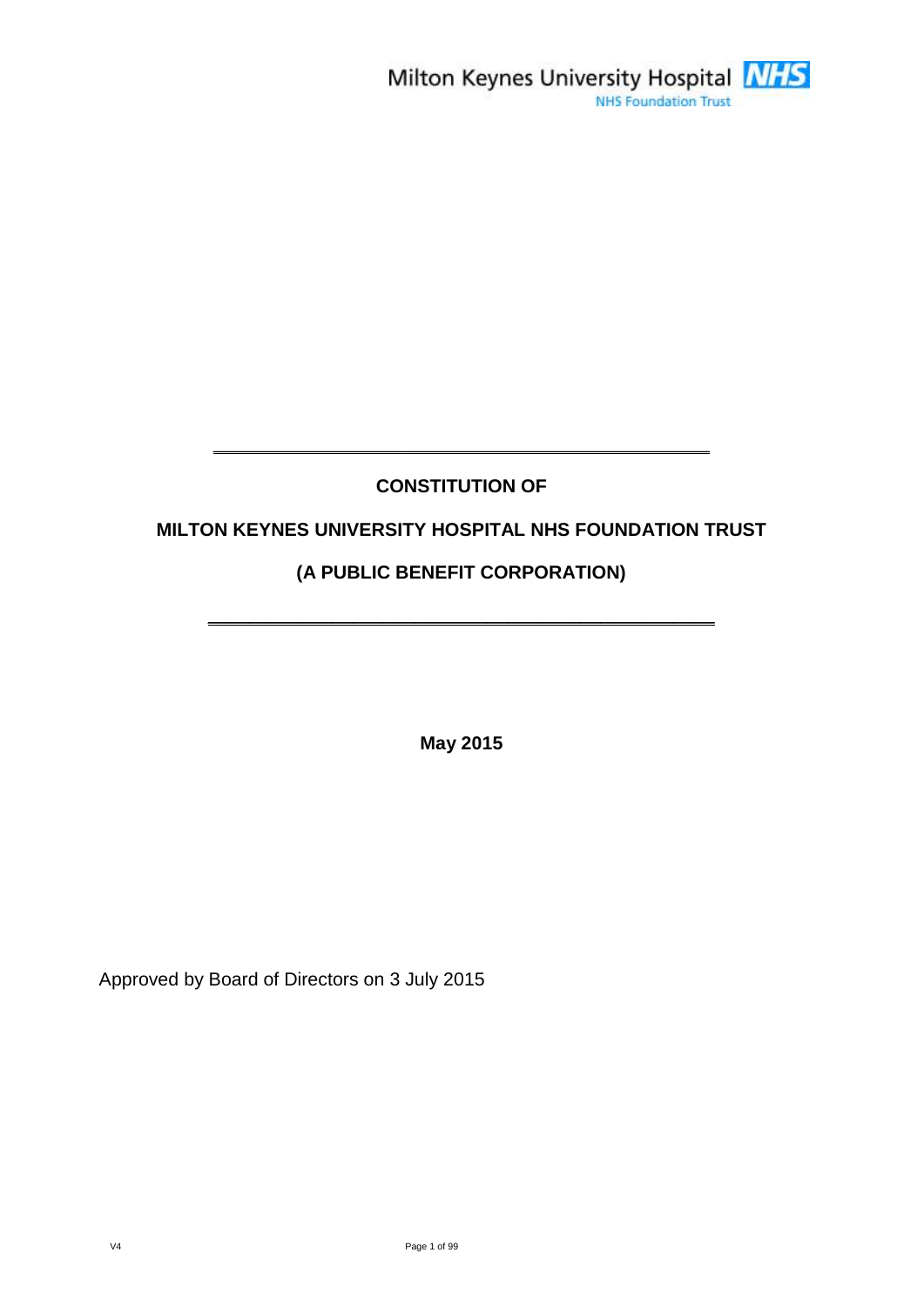Milton Keynes University Hospital NHS

NHS Foundation Trust

---

# CONSTITUTION OF

# MILTON KEYNES UNIVERSITY HOSPITAL NHS FOUNDATION TRUST

# (A PUBLIC BENEFIT CORPORATION)

---

**May 2015**

Approved by Board of Directors on 3 July 2015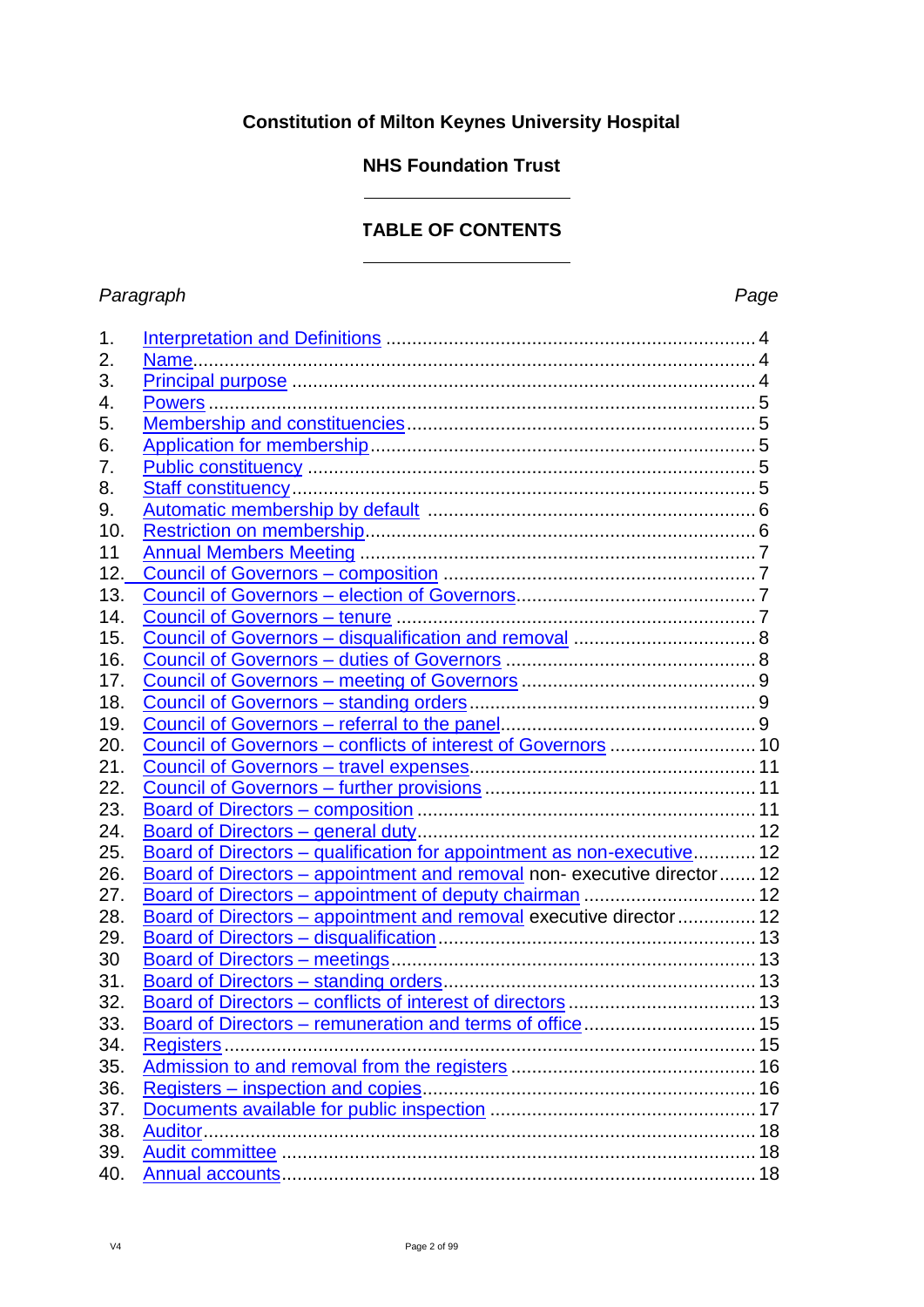**Constitution of Milton Keynes University Hospital**

**NHS Foundation Trust**

---

**TABLE OF CONTENTS**

---

| *Paragraph* | | *Page* |
|---|---|---|
| 1. | Interpretation and Definitions | 4 |
| 2. | Name | 4 |
| 3. | Principal purpose | 4 |
| 4. | Powers | 5 |
| 5. | Membership and constituencies | 5 |
| 6. | Application for membership | 5 |
| 7. | Public constituency | 5 |
| 8. | Staff constituency | 5 |
| 9. | Automatic membership by default | 6 |
| 10. | Restriction on membership | 6 |
| 11 | Annual Members Meeting | 7 |
| 12. | Council of Governors – composition | 7 |
| 13. | Council of Governors – election of Governors | 7 |
| 14. | Council of Governors – tenure | 7 |
| 15. | Council of Governors – disqualification and removal | 8 |
| 16. | Council of Governors – duties of Governors | 8 |
| 17. | Council of Governors – meeting of Governors | 9 |
| 18. | Council of Governors – standing orders | 9 |
| 19. | Council of Governors – referral to the panel | 9 |
| 20. | Council of Governors – conflicts of interest of Governors | 10 |
| 21. | Council of Governors – travel expenses | 11 |
| 22. | Council of Governors – further provisions | 11 |
| 23. | Board of Directors – composition | 11 |
| 24. | Board of Directors – general duty | 12 |
| 25. | Board of Directors – qualification for appointment as non-executive | 12 |
| 26. | Board of Directors – appointment and removal non- executive director | 12 |
| 27. | Board of Directors – appointment of deputy chairman | 12 |
| 28. | Board of Directors – appointment and removal executive director | 12 |
| 29. | Board of Directors – disqualification | 13 |
| 30 | Board of Directors – meetings | 13 |
| 31. | Board of Directors – standing orders | 13 |
| 32. | Board of Directors – conflicts of interest of directors | 13 |
| 33. | Board of Directors – remuneration and terms of office | 15 |
| 34. | Registers | 15 |
| 35. | Admission to and removal from the registers | 16 |
| 36. | Registers – inspection and copies | 16 |
| 37. | Documents available for public inspection | 17 |
| 38. | Auditor | 18 |
| 39. | Audit committee | 18 |
| 40. | Annual accounts | 18 |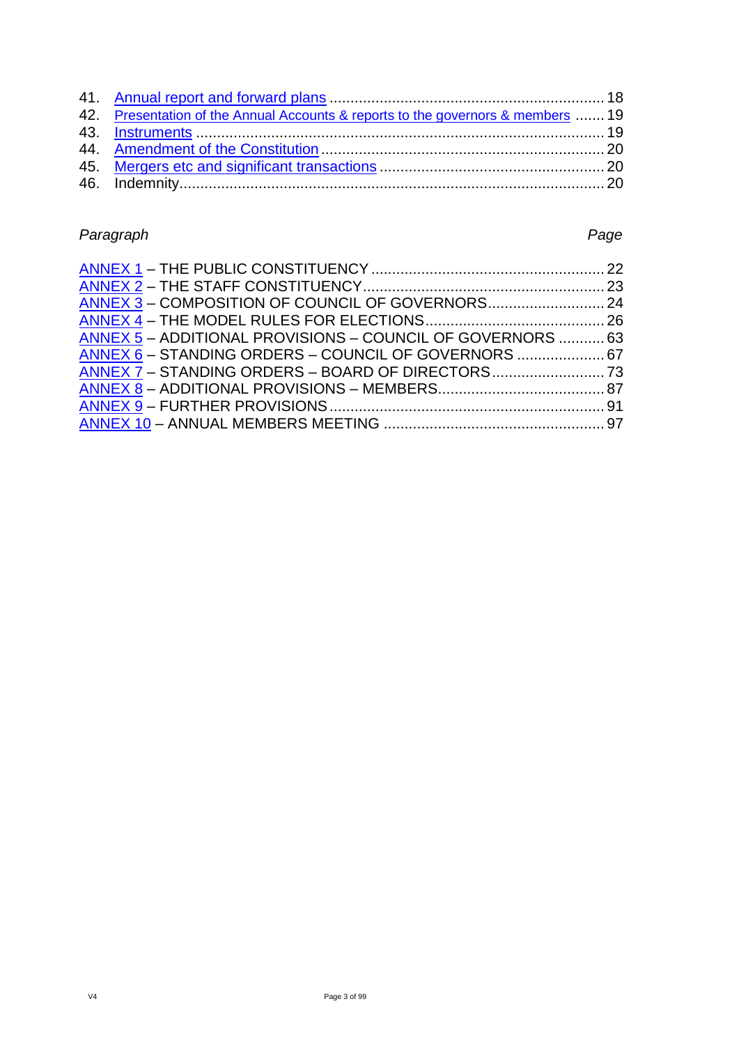41. Annual report and forward plans ................................................................. 18
42. Presentation of the Annual Accounts & reports to the governors & members ....... 19
43. Instruments ................................................................................................. 19
44. Amendment of the Constitution .................................................................... 20
45. Mergers etc and significant transactions ..................................................... 20
46. Indemnity..................................................................................................... 20

*Paragraph* *Page*

ANNEX 1 – THE PUBLIC CONSTITUENCY ........................................................ 22
ANNEX 2 – THE STAFF CONSTITUENCY.......................................................... 23
ANNEX 3 – COMPOSITION OF COUNCIL OF GOVERNORS............................ 24
ANNEX 4 – THE MODEL RULES FOR ELECTIONS........................................... 26
ANNEX 5 – ADDITIONAL PROVISIONS – COUNCIL OF GOVERNORS ........... 63
ANNEX 6 – STANDING ORDERS – COUNCIL OF GOVERNORS ..................... 67
ANNEX 7 – STANDING ORDERS – BOARD OF DIRECTORS........................... 73
ANNEX 8 – ADDITIONAL PROVISIONS – MEMBERS........................................ 87
ANNEX 9 – FURTHER PROVISIONS.................................................................. 91
ANNEX 10 – ANNUAL MEMBERS MEETING ..................................................... 97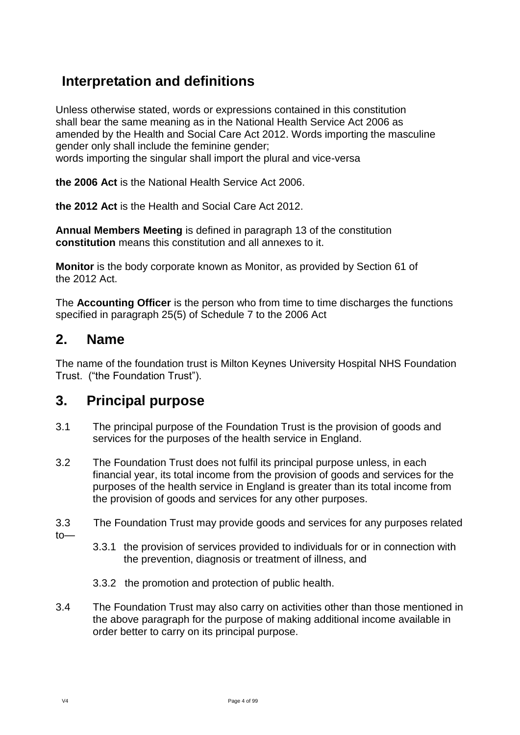## Interpretation and definitions

Unless otherwise stated, words or expressions contained in this constitution shall bear the same meaning as in the National Health Service Act 2006 as amended by the Health and Social Care Act 2012. Words importing the masculine gender only shall include the feminine gender;
words importing the singular shall import the plural and vice-versa

**the 2006 Act** is the National Health Service Act 2006.

**the 2012 Act** is the Health and Social Care Act 2012.

**Annual Members Meeting** is defined in paragraph 13 of the constitution
**constitution** means this constitution and all annexes to it.

**Monitor** is the body corporate known as Monitor, as provided by Section 61 of the 2012 Act.

The **Accounting Officer** is the person who from time to time discharges the functions specified in paragraph 25(5) of Schedule 7 to the 2006 Act

## 2. Name

The name of the foundation trust is Milton Keynes University Hospital NHS Foundation Trust. ("the Foundation Trust").

## 3. Principal purpose

3.1 The principal purpose of the Foundation Trust is the provision of goods and services for the purposes of the health service in England.

3.2 The Foundation Trust does not fulfil its principal purpose unless, in each financial year, its total income from the provision of goods and services for the purposes of the health service in England is greater than its total income from the provision of goods and services for any other purposes.

3.3 The Foundation Trust may provide goods and services for any purposes related to—

3.3.1 the provision of services provided to individuals for or in connection with the prevention, diagnosis or treatment of illness, and

3.3.2 the promotion and protection of public health.

3.4 The Foundation Trust may also carry on activities other than those mentioned in the above paragraph for the purpose of making additional income available in order better to carry on its principal purpose.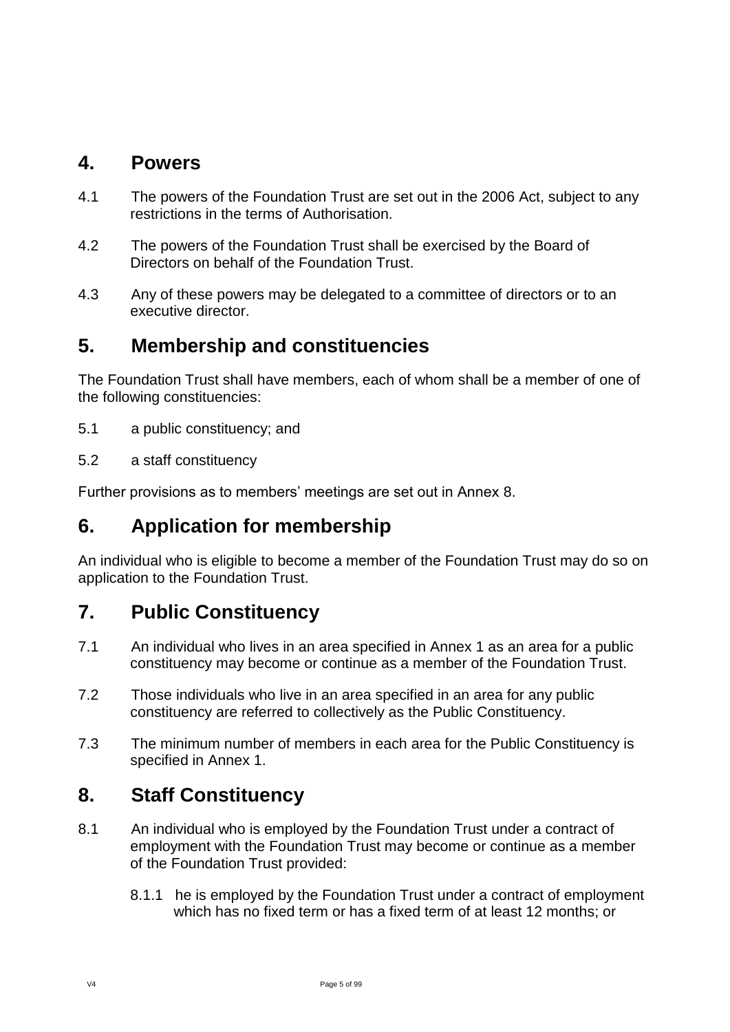## 4. Powers

4.1 The powers of the Foundation Trust are set out in the 2006 Act, subject to any restrictions in the terms of Authorisation.

4.2 The powers of the Foundation Trust shall be exercised by the Board of Directors on behalf of the Foundation Trust.

4.3 Any of these powers may be delegated to a committee of directors or to an executive director.

## 5. Membership and constituencies

The Foundation Trust shall have members, each of whom shall be a member of one of the following constituencies:

5.1 a public constituency; and

5.2 a staff constituency

Further provisions as to members' meetings are set out in Annex 8.

## 6. Application for membership

An individual who is eligible to become a member of the Foundation Trust may do so on application to the Foundation Trust.

## 7. Public Constituency

7.1 An individual who lives in an area specified in Annex 1 as an area for a public constituency may become or continue as a member of the Foundation Trust.

7.2 Those individuals who live in an area specified in an area for any public constituency are referred to collectively as the Public Constituency.

7.3 The minimum number of members in each area for the Public Constituency is specified in Annex 1.

## 8. Staff Constituency

8.1 An individual who is employed by the Foundation Trust under a contract of employment with the Foundation Trust may become or continue as a member of the Foundation Trust provided:

8.1.1 he is employed by the Foundation Trust under a contract of employment which has no fixed term or has a fixed term of at least 12 months; or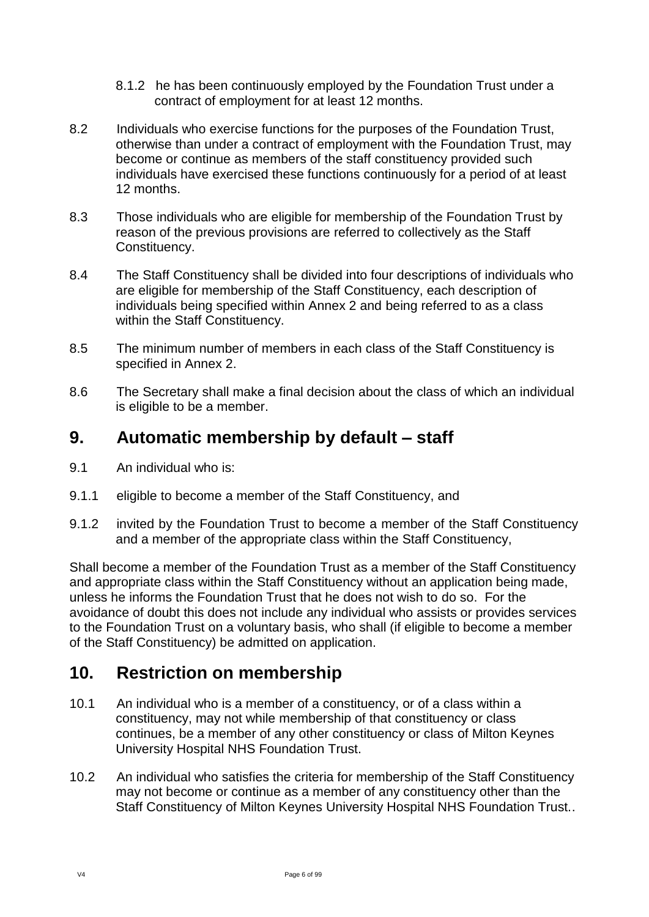8.1.2 he has been continuously employed by the Foundation Trust under a contract of employment for at least 12 months.

8.2 Individuals who exercise functions for the purposes of the Foundation Trust, otherwise than under a contract of employment with the Foundation Trust, may become or continue as members of the staff constituency provided such individuals have exercised these functions continuously for a period of at least 12 months.

8.3 Those individuals who are eligible for membership of the Foundation Trust by reason of the previous provisions are referred to collectively as the Staff Constituency.

8.4 The Staff Constituency shall be divided into four descriptions of individuals who are eligible for membership of the Staff Constituency, each description of individuals being specified within Annex 2 and being referred to as a class within the Staff Constituency.

8.5 The minimum number of members in each class of the Staff Constituency is specified in Annex 2.

8.6 The Secretary shall make a final decision about the class of which an individual is eligible to be a member.

## 9. Automatic membership by default – staff

9.1 An individual who is:

9.1.1 eligible to become a member of the Staff Constituency, and

9.1.2 invited by the Foundation Trust to become a member of the Staff Constituency and a member of the appropriate class within the Staff Constituency,

Shall become a member of the Foundation Trust as a member of the Staff Constituency and appropriate class within the Staff Constituency without an application being made, unless he informs the Foundation Trust that he does not wish to do so. For the avoidance of doubt this does not include any individual who assists or provides services to the Foundation Trust on a voluntary basis, who shall (if eligible to become a member of the Staff Constituency) be admitted on application.

## 10. Restriction on membership

10.1 An individual who is a member of a constituency, or of a class within a constituency, may not while membership of that constituency or class continues, be a member of any other constituency or class of Milton Keynes University Hospital NHS Foundation Trust.

10.2 An individual who satisfies the criteria for membership of the Staff Constituency may not become or continue as a member of any constituency other than the Staff Constituency of Milton Keynes University Hospital NHS Foundation Trust..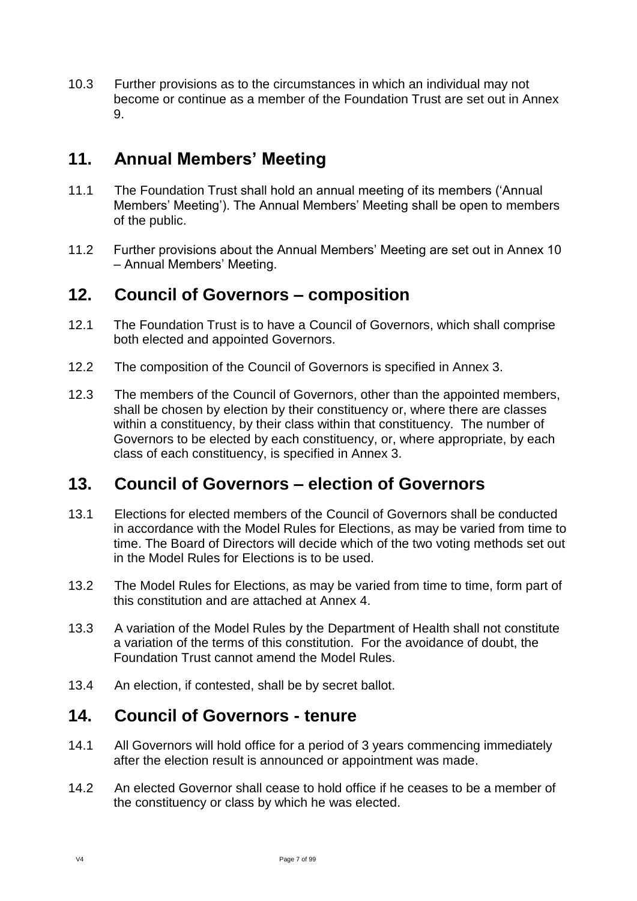10.3 Further provisions as to the circumstances in which an individual may not become or continue as a member of the Foundation Trust are set out in Annex 9.

## 11. Annual Members' Meeting

11.1 The Foundation Trust shall hold an annual meeting of its members ('Annual Members' Meeting'). The Annual Members' Meeting shall be open to members of the public.

11.2 Further provisions about the Annual Members' Meeting are set out in Annex 10 – Annual Members' Meeting.

## 12. Council of Governors – composition

12.1 The Foundation Trust is to have a Council of Governors, which shall comprise both elected and appointed Governors.

12.2 The composition of the Council of Governors is specified in Annex 3.

12.3 The members of the Council of Governors, other than the appointed members, shall be chosen by election by their constituency or, where there are classes within a constituency, by their class within that constituency. The number of Governors to be elected by each constituency, or, where appropriate, by each class of each constituency, is specified in Annex 3.

## 13. Council of Governors – election of Governors

13.1 Elections for elected members of the Council of Governors shall be conducted in accordance with the Model Rules for Elections, as may be varied from time to time. The Board of Directors will decide which of the two voting methods set out in the Model Rules for Elections is to be used.

13.2 The Model Rules for Elections, as may be varied from time to time, form part of this constitution and are attached at Annex 4.

13.3 A variation of the Model Rules by the Department of Health shall not constitute a variation of the terms of this constitution. For the avoidance of doubt, the Foundation Trust cannot amend the Model Rules.

13.4 An election, if contested, shall be by secret ballot.

## 14. Council of Governors - tenure

14.1 All Governors will hold office for a period of 3 years commencing immediately after the election result is announced or appointment was made.

14.2 An elected Governor shall cease to hold office if he ceases to be a member of the constituency or class by which he was elected.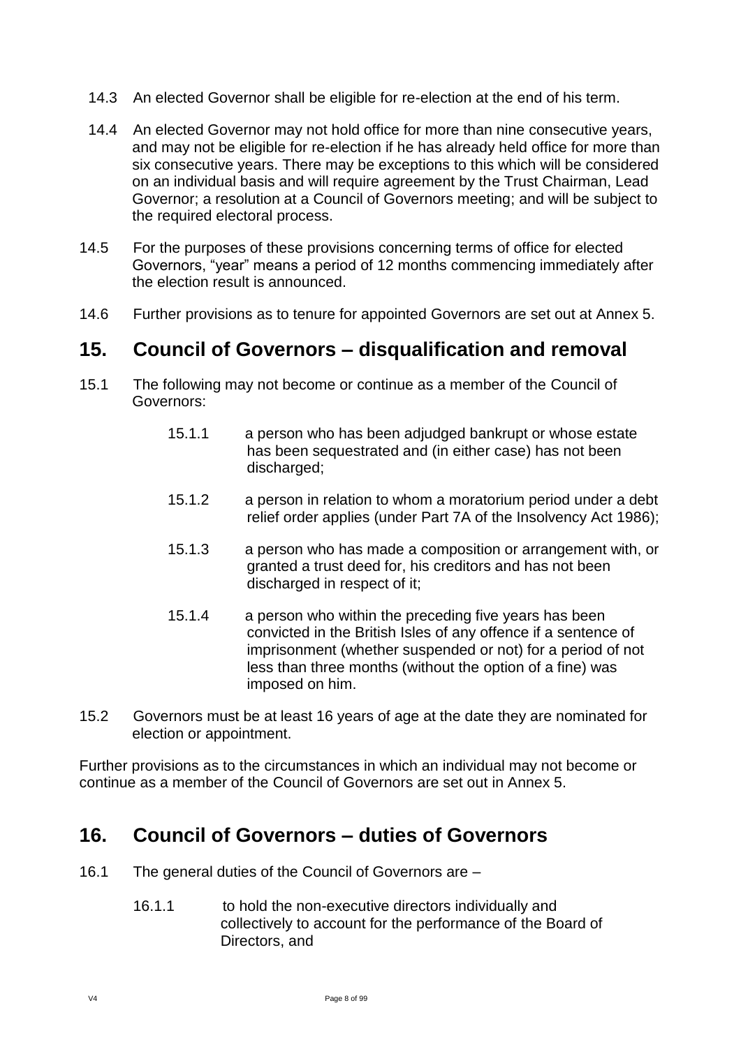14.3 An elected Governor shall be eligible for re-election at the end of his term.

14.4 An elected Governor may not hold office for more than nine consecutive years, and may not be eligible for re-election if he has already held office for more than six consecutive years. There may be exceptions to this which will be considered on an individual basis and will require agreement by the Trust Chairman, Lead Governor; a resolution at a Council of Governors meeting; and will be subject to the required electoral process.

14.5 For the purposes of these provisions concerning terms of office for elected Governors, "year" means a period of 12 months commencing immediately after the election result is announced.

14.6 Further provisions as to tenure for appointed Governors are set out at Annex 5.

## 15. Council of Governors – disqualification and removal

15.1 The following may not become or continue as a member of the Council of Governors:

15.1.1 a person who has been adjudged bankrupt or whose estate has been sequestrated and (in either case) has not been discharged;

15.1.2 a person in relation to whom a moratorium period under a debt relief order applies (under Part 7A of the Insolvency Act 1986);

15.1.3 a person who has made a composition or arrangement with, or granted a trust deed for, his creditors and has not been discharged in respect of it;

15.1.4 a person who within the preceding five years has been convicted in the British Isles of any offence if a sentence of imprisonment (whether suspended or not) for a period of not less than three months (without the option of a fine) was imposed on him.

15.2 Governors must be at least 16 years of age at the date they are nominated for election or appointment.

Further provisions as to the circumstances in which an individual may not become or continue as a member of the Council of Governors are set out in Annex 5.

## 16. Council of Governors – duties of Governors

16.1 The general duties of the Council of Governors are –

16.1.1 to hold the non-executive directors individually and collectively to account for the performance of the Board of Directors, and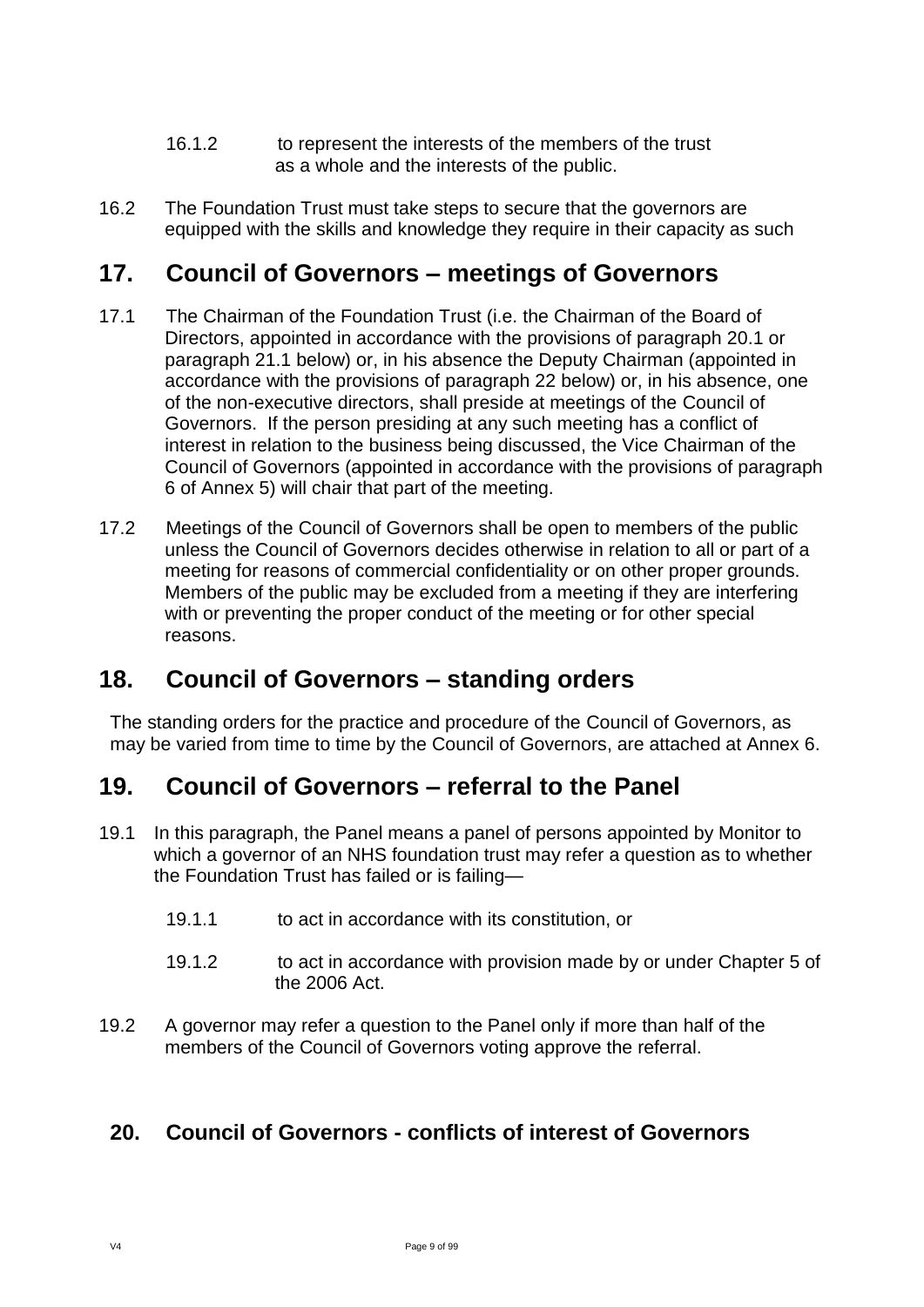16.1.2 to represent the interests of the members of the trust as a whole and the interests of the public.

16.2 The Foundation Trust must take steps to secure that the governors are equipped with the skills and knowledge they require in their capacity as such

## 17. Council of Governors – meetings of Governors

17.1 The Chairman of the Foundation Trust (i.e. the Chairman of the Board of Directors, appointed in accordance with the provisions of paragraph 20.1 or paragraph 21.1 below) or, in his absence the Deputy Chairman (appointed in accordance with the provisions of paragraph 22 below) or, in his absence, one of the non-executive directors, shall preside at meetings of the Council of Governors. If the person presiding at any such meeting has a conflict of interest in relation to the business being discussed, the Vice Chairman of the Council of Governors (appointed in accordance with the provisions of paragraph 6 of Annex 5) will chair that part of the meeting.

17.2 Meetings of the Council of Governors shall be open to members of the public unless the Council of Governors decides otherwise in relation to all or part of a meeting for reasons of commercial confidentiality or on other proper grounds. Members of the public may be excluded from a meeting if they are interfering with or preventing the proper conduct of the meeting or for other special reasons.

## 18. Council of Governors – standing orders

The standing orders for the practice and procedure of the Council of Governors, as may be varied from time to time by the Council of Governors, are attached at Annex 6.

## 19. Council of Governors – referral to the Panel

19.1 In this paragraph, the Panel means a panel of persons appointed by Monitor to which a governor of an NHS foundation trust may refer a question as to whether the Foundation Trust has failed or is failing—

19.1.1 to act in accordance with its constitution, or

19.1.2 to act in accordance with provision made by or under Chapter 5 of the 2006 Act.

19.2 A governor may refer a question to the Panel only if more than half of the members of the Council of Governors voting approve the referral.

## 20. Council of Governors - conflicts of interest of Governors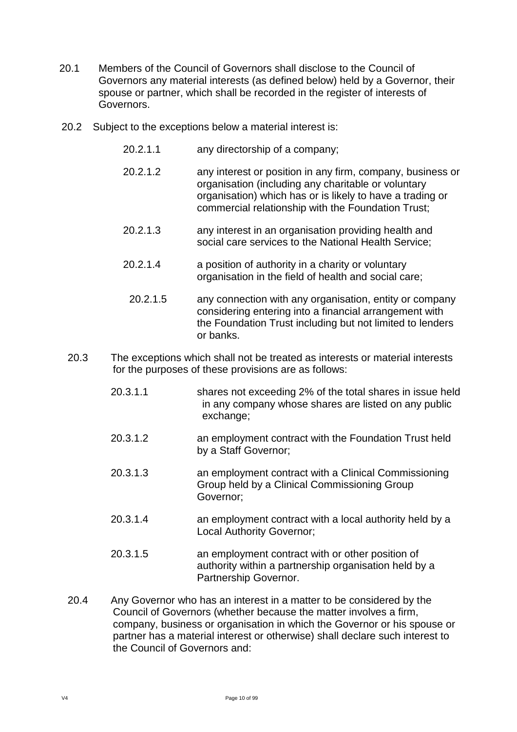20.1 Members of the Council of Governors shall disclose to the Council of Governors any material interests (as defined below) held by a Governor, their spouse or partner, which shall be recorded in the register of interests of Governors.

20.2 Subject to the exceptions below a material interest is:

20.2.1.1 any directorship of a company;

20.2.1.2 any interest or position in any firm, company, business or organisation (including any charitable or voluntary organisation) which has or is likely to have a trading or commercial relationship with the Foundation Trust;

20.2.1.3 any interest in an organisation providing health and social care services to the National Health Service;

20.2.1.4 a position of authority in a charity or voluntary organisation in the field of health and social care;

20.2.1.5 any connection with any organisation, entity or company considering entering into a financial arrangement with the Foundation Trust including but not limited to lenders or banks.

20.3 The exceptions which shall not be treated as interests or material interests for the purposes of these provisions are as follows:

20.3.1.1 shares not exceeding 2% of the total shares in issue held in any company whose shares are listed on any public exchange;

20.3.1.2 an employment contract with the Foundation Trust held by a Staff Governor;

20.3.1.3 an employment contract with a Clinical Commissioning Group held by a Clinical Commissioning Group Governor;

20.3.1.4 an employment contract with a local authority held by a Local Authority Governor;

20.3.1.5 an employment contract with or other position of authority within a partnership organisation held by a Partnership Governor.

20.4 Any Governor who has an interest in a matter to be considered by the Council of Governors (whether because the matter involves a firm, company, business or organisation in which the Governor or his spouse or partner has a material interest or otherwise) shall declare such interest to the Council of Governors and: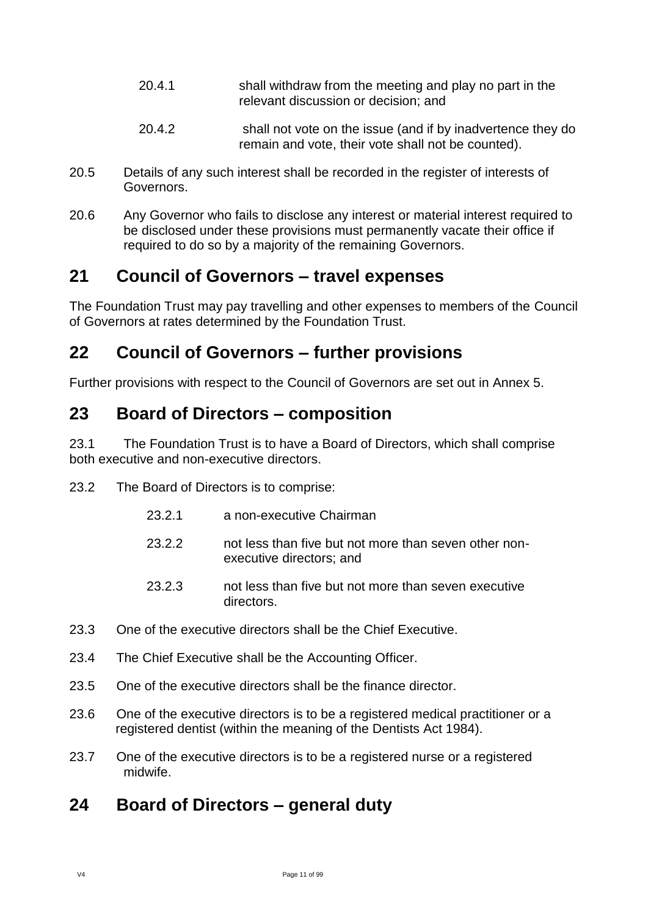20.4.1 shall withdraw from the meeting and play no part in the relevant discussion or decision; and

20.4.2 shall not vote on the issue (and if by inadvertence they do remain and vote, their vote shall not be counted).

20.5 Details of any such interest shall be recorded in the register of interests of Governors.

20.6 Any Governor who fails to disclose any interest or material interest required to be disclosed under these provisions must permanently vacate their office if required to do so by a majority of the remaining Governors.

## 21 Council of Governors – travel expenses

The Foundation Trust may pay travelling and other expenses to members of the Council of Governors at rates determined by the Foundation Trust.

## 22 Council of Governors – further provisions

Further provisions with respect to the Council of Governors are set out in Annex 5.

## 23 Board of Directors – composition

23.1 The Foundation Trust is to have a Board of Directors, which shall comprise both executive and non-executive directors.

23.2 The Board of Directors is to comprise:

23.2.1 a non-executive Chairman

23.2.2 not less than five but not more than seven other non-executive directors; and

23.2.3 not less than five but not more than seven executive directors.

23.3 One of the executive directors shall be the Chief Executive.

23.4 The Chief Executive shall be the Accounting Officer.

23.5 One of the executive directors shall be the finance director.

23.6 One of the executive directors is to be a registered medical practitioner or a registered dentist (within the meaning of the Dentists Act 1984).

23.7 One of the executive directors is to be a registered nurse or a registered midwife.

## 24 Board of Directors – general duty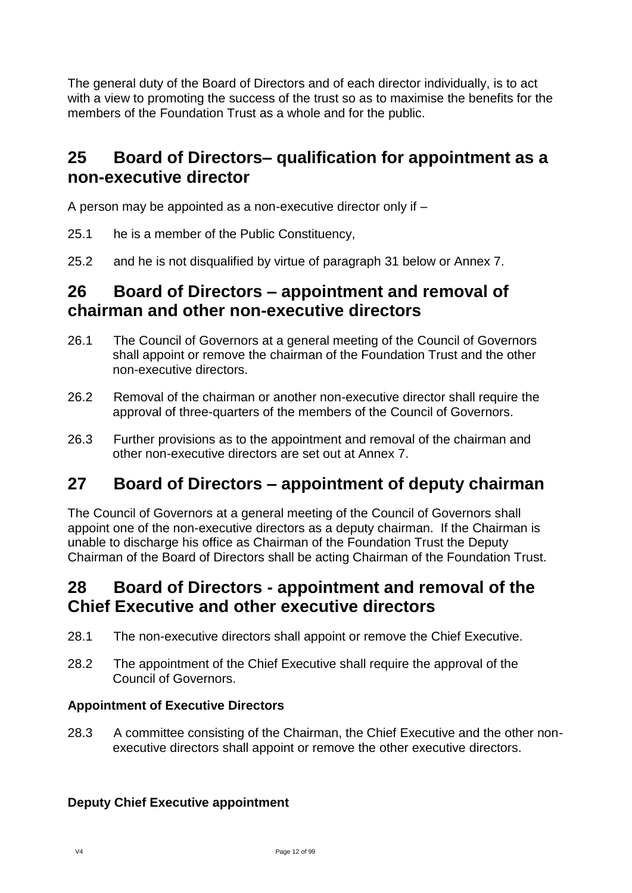The general duty of the Board of Directors and of each director individually, is to act with a view to promoting the success of the trust so as to maximise the benefits for the members of the Foundation Trust as a whole and for the public.

## 25 Board of Directors– qualification for appointment as a non-executive director

A person may be appointed as a non-executive director only if –

25.1 he is a member of the Public Constituency,

25.2 and he is not disqualified by virtue of paragraph 31 below or Annex 7.

## 26 Board of Directors – appointment and removal of chairman and other non-executive directors

26.1 The Council of Governors at a general meeting of the Council of Governors shall appoint or remove the chairman of the Foundation Trust and the other non-executive directors.

26.2 Removal of the chairman or another non-executive director shall require the approval of three-quarters of the members of the Council of Governors.

26.3 Further provisions as to the appointment and removal of the chairman and other non-executive directors are set out at Annex 7.

## 27 Board of Directors – appointment of deputy chairman

The Council of Governors at a general meeting of the Council of Governors shall appoint one of the non-executive directors as a deputy chairman. If the Chairman is unable to discharge his office as Chairman of the Foundation Trust the Deputy Chairman of the Board of Directors shall be acting Chairman of the Foundation Trust.

## 28 Board of Directors - appointment and removal of the Chief Executive and other executive directors

28.1 The non-executive directors shall appoint or remove the Chief Executive.

28.2 The appointment of the Chief Executive shall require the approval of the Council of Governors.

**Appointment of Executive Directors**

28.3 A committee consisting of the Chairman, the Chief Executive and the other non-executive directors shall appoint or remove the other executive directors.

**Deputy Chief Executive appointment**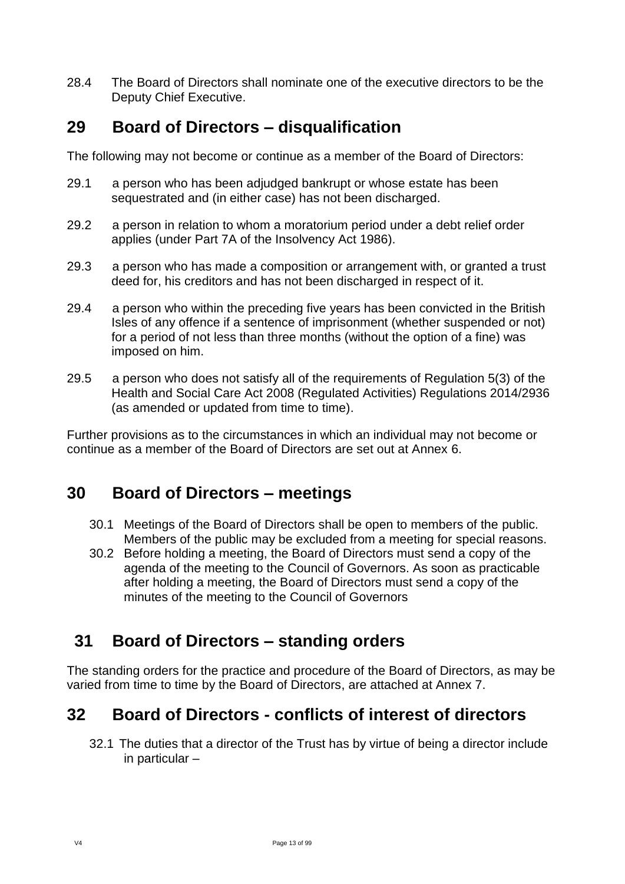28.4 The Board of Directors shall nominate one of the executive directors to be the Deputy Chief Executive.

## 29 Board of Directors – disqualification

The following may not become or continue as a member of the Board of Directors:

29.1 a person who has been adjudged bankrupt or whose estate has been sequestrated and (in either case) has not been discharged.

29.2 a person in relation to whom a moratorium period under a debt relief order applies (under Part 7A of the Insolvency Act 1986).

29.3 a person who has made a composition or arrangement with, or granted a trust deed for, his creditors and has not been discharged in respect of it.

29.4 a person who within the preceding five years has been convicted in the British Isles of any offence if a sentence of imprisonment (whether suspended or not) for a period of not less than three months (without the option of a fine) was imposed on him.

29.5 a person who does not satisfy all of the requirements of Regulation 5(3) of the Health and Social Care Act 2008 (Regulated Activities) Regulations 2014/2936 (as amended or updated from time to time).

Further provisions as to the circumstances in which an individual may not become or continue as a member of the Board of Directors are set out at Annex 6.

## 30 Board of Directors – meetings

30.1 Meetings of the Board of Directors shall be open to members of the public. Members of the public may be excluded from a meeting for special reasons.

30.2 Before holding a meeting, the Board of Directors must send a copy of the agenda of the meeting to the Council of Governors. As soon as practicable after holding a meeting, the Board of Directors must send a copy of the minutes of the meeting to the Council of Governors

## 31 Board of Directors – standing orders

The standing orders for the practice and procedure of the Board of Directors, as may be varied from time to time by the Board of Directors, are attached at Annex 7.

## 32 Board of Directors - conflicts of interest of directors

32.1 The duties that a director of the Trust has by virtue of being a director include in particular –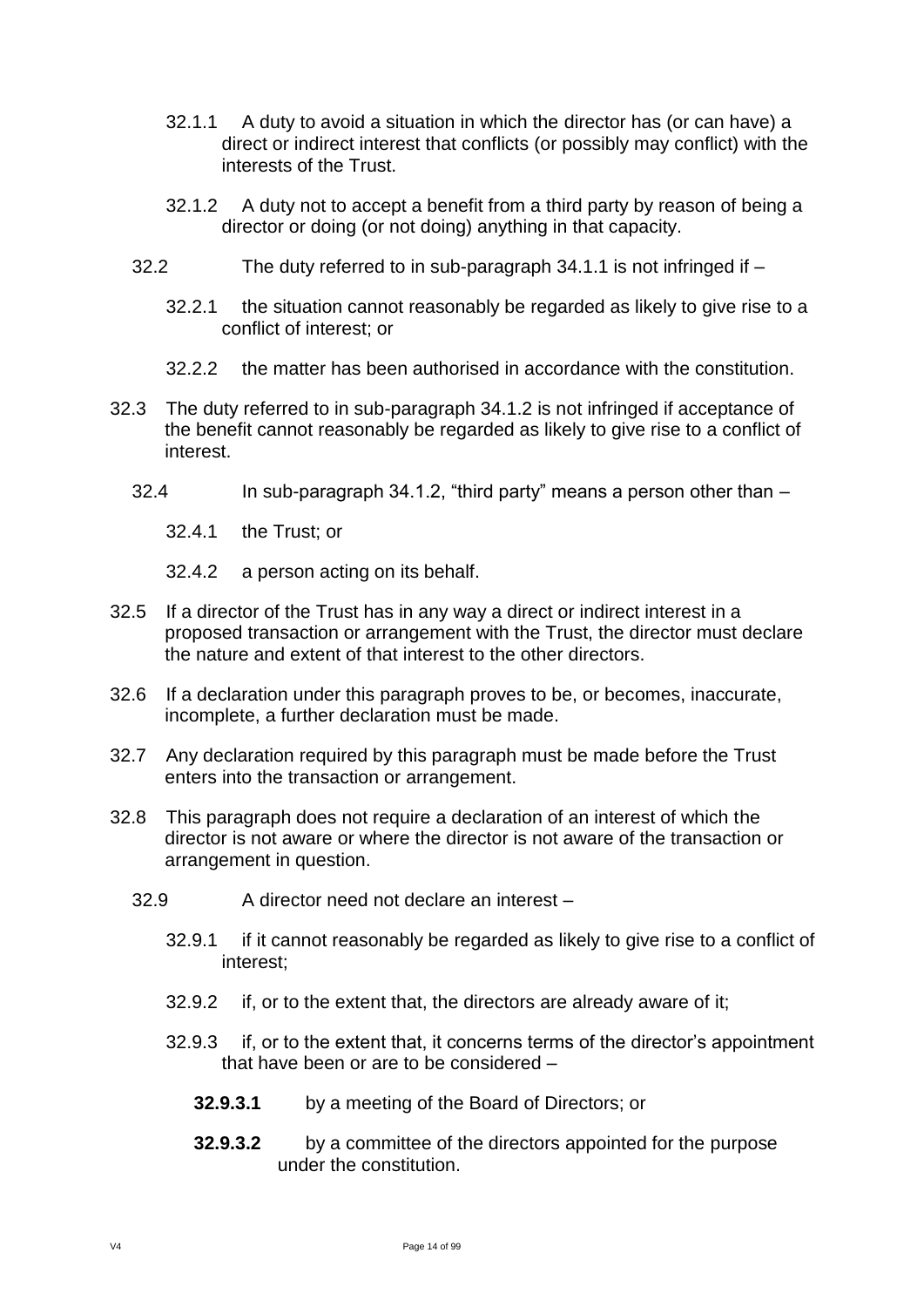32.1.1 A duty to avoid a situation in which the director has (or can have) a direct or indirect interest that conflicts (or possibly may conflict) with the interests of the Trust.

32.1.2 A duty not to accept a benefit from a third party by reason of being a director or doing (or not doing) anything in that capacity.

32.2 The duty referred to in sub-paragraph 34.1.1 is not infringed if –

32.2.1 the situation cannot reasonably be regarded as likely to give rise to a conflict of interest; or

32.2.2 the matter has been authorised in accordance with the constitution.

32.3 The duty referred to in sub-paragraph 34.1.2 is not infringed if acceptance of the benefit cannot reasonably be regarded as likely to give rise to a conflict of interest.

32.4 In sub-paragraph 34.1.2, "third party" means a person other than –

32.4.1 the Trust; or

32.4.2 a person acting on its behalf.

32.5 If a director of the Trust has in any way a direct or indirect interest in a proposed transaction or arrangement with the Trust, the director must declare the nature and extent of that interest to the other directors.

32.6 If a declaration under this paragraph proves to be, or becomes, inaccurate, incomplete, a further declaration must be made.

32.7 Any declaration required by this paragraph must be made before the Trust enters into the transaction or arrangement.

32.8 This paragraph does not require a declaration of an interest of which the director is not aware or where the director is not aware of the transaction or arrangement in question.

32.9 A director need not declare an interest –

32.9.1 if it cannot reasonably be regarded as likely to give rise to a conflict of interest;

32.9.2 if, or to the extent that, the directors are already aware of it;

32.9.3 if, or to the extent that, it concerns terms of the director's appointment that have been or are to be considered –

**32.9.3.1** by a meeting of the Board of Directors; or

**32.9.3.2** by a committee of the directors appointed for the purpose under the constitution.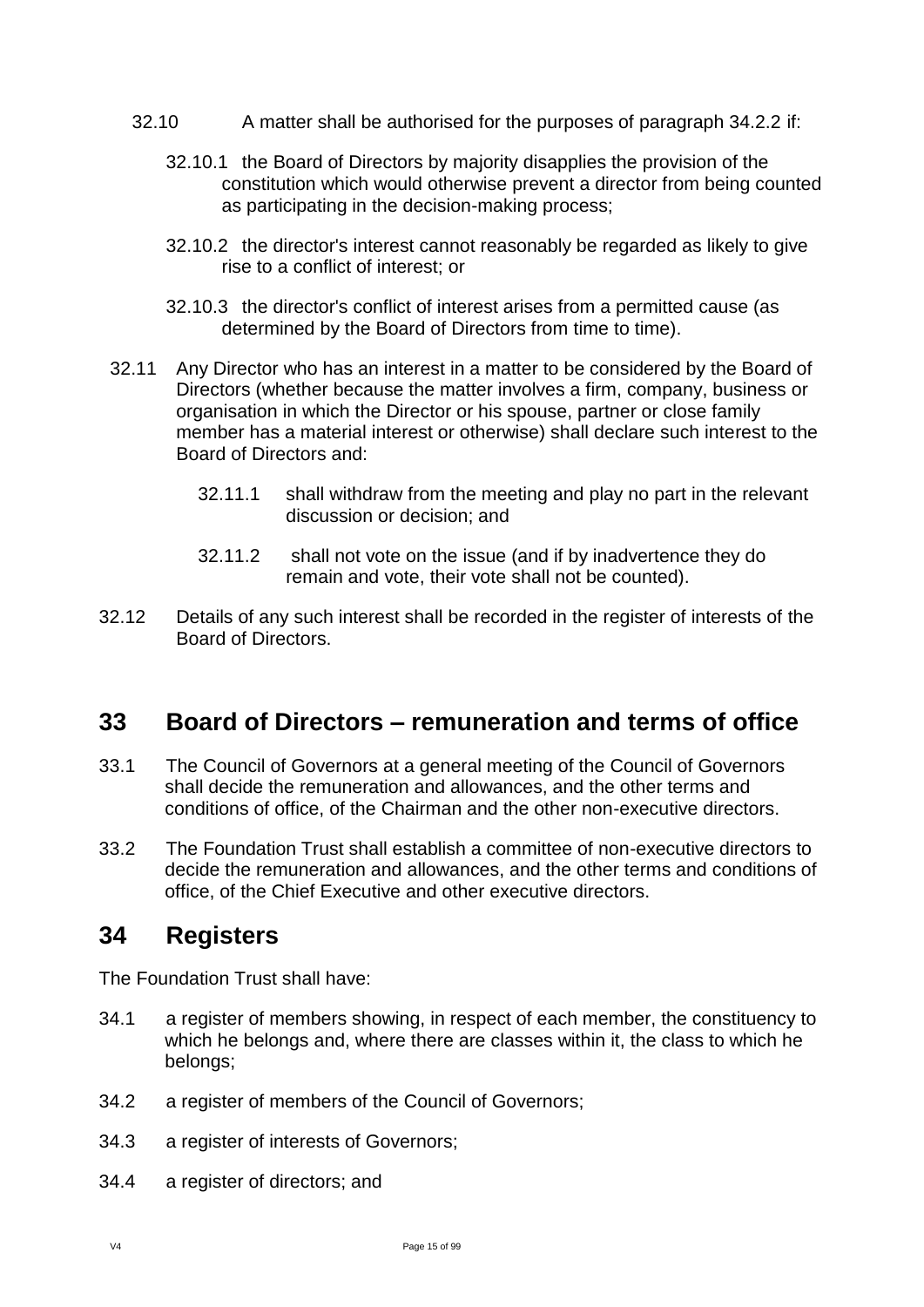32.10 A matter shall be authorised for the purposes of paragraph 34.2.2 if:

32.10.1 the Board of Directors by majority disapplies the provision of the constitution which would otherwise prevent a director from being counted as participating in the decision-making process;

32.10.2 the director's interest cannot reasonably be regarded as likely to give rise to a conflict of interest; or

32.10.3 the director's conflict of interest arises from a permitted cause (as determined by the Board of Directors from time to time).

32.11 Any Director who has an interest in a matter to be considered by the Board of Directors (whether because the matter involves a firm, company, business or organisation in which the Director or his spouse, partner or close family member has a material interest or otherwise) shall declare such interest to the Board of Directors and:

32.11.1 shall withdraw from the meeting and play no part in the relevant discussion or decision; and

32.11.2 shall not vote on the issue (and if by inadvertence they do remain and vote, their vote shall not be counted).

32.12 Details of any such interest shall be recorded in the register of interests of the Board of Directors.

## 33 Board of Directors – remuneration and terms of office

33.1 The Council of Governors at a general meeting of the Council of Governors shall decide the remuneration and allowances, and the other terms and conditions of office, of the Chairman and the other non-executive directors.

33.2 The Foundation Trust shall establish a committee of non-executive directors to decide the remuneration and allowances, and the other terms and conditions of office, of the Chief Executive and other executive directors.

## 34 Registers

The Foundation Trust shall have:

34.1 a register of members showing, in respect of each member, the constituency to which he belongs and, where there are classes within it, the class to which he belongs;

34.2 a register of members of the Council of Governors;

34.3 a register of interests of Governors;

34.4 a register of directors; and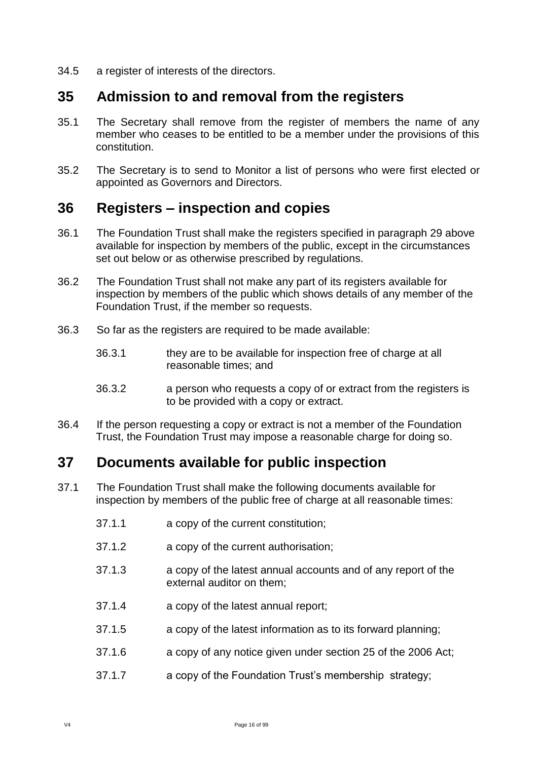34.5 a register of interests of the directors.

## 35 Admission to and removal from the registers

35.1 The Secretary shall remove from the register of members the name of any member who ceases to be entitled to be a member under the provisions of this constitution.

35.2 The Secretary is to send to Monitor a list of persons who were first elected or appointed as Governors and Directors.

## 36 Registers – inspection and copies

36.1 The Foundation Trust shall make the registers specified in paragraph 29 above available for inspection by members of the public, except in the circumstances set out below or as otherwise prescribed by regulations.

36.2 The Foundation Trust shall not make any part of its registers available for inspection by members of the public which shows details of any member of the Foundation Trust, if the member so requests.

36.3 So far as the registers are required to be made available:

36.3.1 they are to be available for inspection free of charge at all reasonable times; and

36.3.2 a person who requests a copy of or extract from the registers is to be provided with a copy or extract.

36.4 If the person requesting a copy or extract is not a member of the Foundation Trust, the Foundation Trust may impose a reasonable charge for doing so.

## 37 Documents available for public inspection

37.1 The Foundation Trust shall make the following documents available for inspection by members of the public free of charge at all reasonable times:

37.1.1 a copy of the current constitution;

37.1.2 a copy of the current authorisation;

37.1.3 a copy of the latest annual accounts and of any report of the external auditor on them;

37.1.4 a copy of the latest annual report;

37.1.5 a copy of the latest information as to its forward planning;

37.1.6 a copy of any notice given under section 25 of the 2006 Act;

37.1.7 a copy of the Foundation Trust's membership strategy;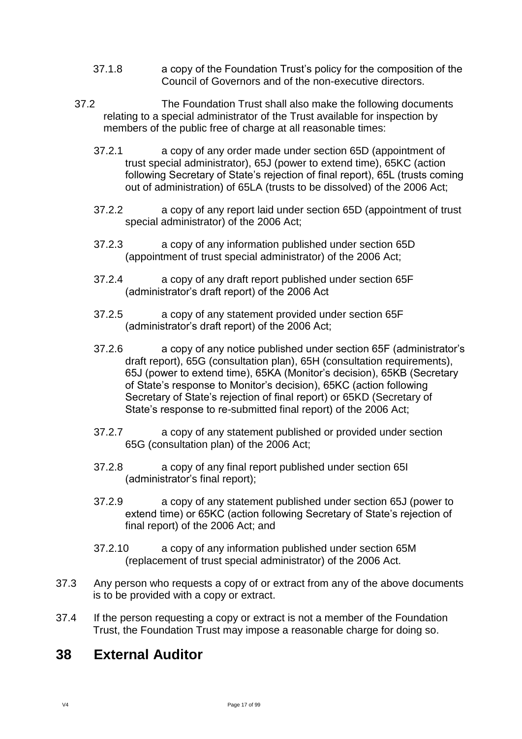37.1.8 a copy of the Foundation Trust's policy for the composition of the Council of Governors and of the non-executive directors.

37.2 The Foundation Trust shall also make the following documents relating to a special administrator of the Trust available for inspection by members of the public free of charge at all reasonable times:

37.2.1 a copy of any order made under section 65D (appointment of trust special administrator), 65J (power to extend time), 65KC (action following Secretary of State's rejection of final report), 65L (trusts coming out of administration) of 65LA (trusts to be dissolved) of the 2006 Act;

37.2.2 a copy of any report laid under section 65D (appointment of trust special administrator) of the 2006 Act;

37.2.3 a copy of any information published under section 65D (appointment of trust special administrator) of the 2006 Act;

37.2.4 a copy of any draft report published under section 65F (administrator's draft report) of the 2006 Act

37.2.5 a copy of any statement provided under section 65F (administrator's draft report) of the 2006 Act;

37.2.6 a copy of any notice published under section 65F (administrator's draft report), 65G (consultation plan), 65H (consultation requirements), 65J (power to extend time), 65KA (Monitor's decision), 65KB (Secretary of State's response to Monitor's decision), 65KC (action following Secretary of State's rejection of final report) or 65KD (Secretary of State's response to re-submitted final report) of the 2006 Act;

37.2.7 a copy of any statement published or provided under section 65G (consultation plan) of the 2006 Act;

37.2.8 a copy of any final report published under section 65I (administrator's final report);

37.2.9 a copy of any statement published under section 65J (power to extend time) or 65KC (action following Secretary of State's rejection of final report) of the 2006 Act; and

37.2.10 a copy of any information published under section 65M (replacement of trust special administrator) of the 2006 Act.

37.3 Any person who requests a copy of or extract from any of the above documents is to be provided with a copy or extract.

37.4 If the person requesting a copy or extract is not a member of the Foundation Trust, the Foundation Trust may impose a reasonable charge for doing so.

## 38 External Auditor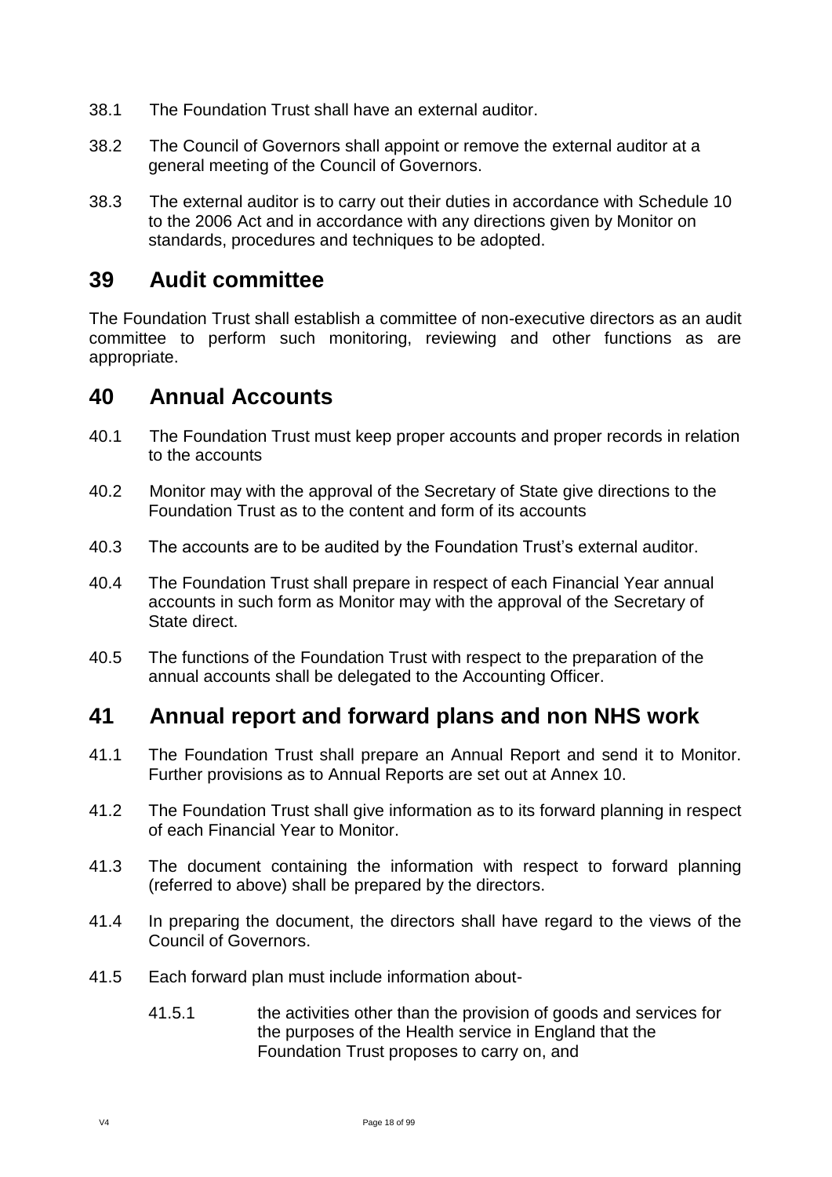38.1 The Foundation Trust shall have an external auditor.

38.2 The Council of Governors shall appoint or remove the external auditor at a general meeting of the Council of Governors.

38.3 The external auditor is to carry out their duties in accordance with Schedule 10 to the 2006 Act and in accordance with any directions given by Monitor on standards, procedures and techniques to be adopted.

## 39 Audit committee

The Foundation Trust shall establish a committee of non-executive directors as an audit committee to perform such monitoring, reviewing and other functions as are appropriate.

## 40 Annual Accounts

40.1 The Foundation Trust must keep proper accounts and proper records in relation to the accounts

40.2 Monitor may with the approval of the Secretary of State give directions to the Foundation Trust as to the content and form of its accounts

40.3 The accounts are to be audited by the Foundation Trust's external auditor.

40.4 The Foundation Trust shall prepare in respect of each Financial Year annual accounts in such form as Monitor may with the approval of the Secretary of State direct.

40.5 The functions of the Foundation Trust with respect to the preparation of the annual accounts shall be delegated to the Accounting Officer.

## 41 Annual report and forward plans and non NHS work

41.1 The Foundation Trust shall prepare an Annual Report and send it to Monitor. Further provisions as to Annual Reports are set out at Annex 10.

41.2 The Foundation Trust shall give information as to its forward planning in respect of each Financial Year to Monitor.

41.3 The document containing the information with respect to forward planning (referred to above) shall be prepared by the directors.

41.4 In preparing the document, the directors shall have regard to the views of the Council of Governors.

41.5 Each forward plan must include information about-

41.5.1 the activities other than the provision of goods and services for the purposes of the Health service in England that the Foundation Trust proposes to carry on, and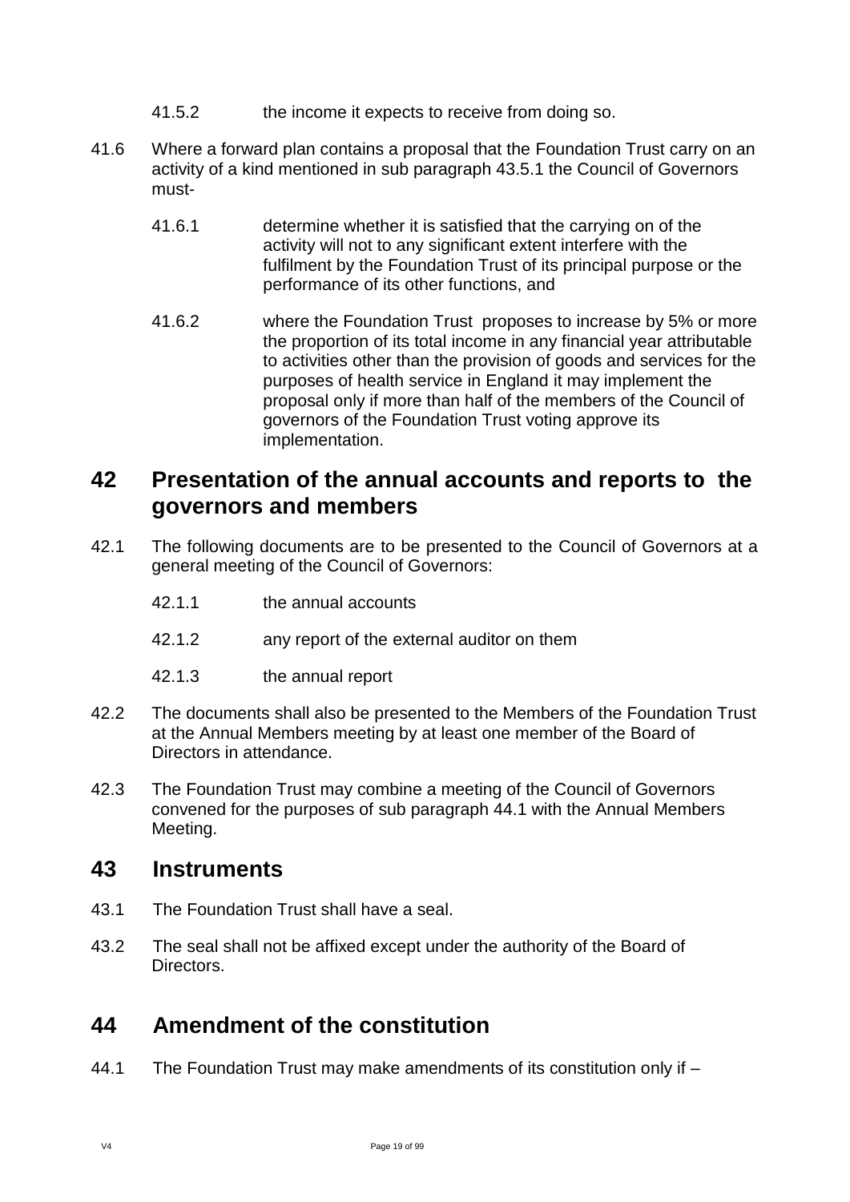41.5.2 the income it expects to receive from doing so.

41.6 Where a forward plan contains a proposal that the Foundation Trust carry on an activity of a kind mentioned in sub paragraph 43.5.1 the Council of Governors must-

41.6.1 determine whether it is satisfied that the carrying on of the activity will not to any significant extent interfere with the fulfilment by the Foundation Trust of its principal purpose or the performance of its other functions, and

41.6.2 where the Foundation Trust proposes to increase by 5% or more the proportion of its total income in any financial year attributable to activities other than the provision of goods and services for the purposes of health service in England it may implement the proposal only if more than half of the members of the Council of governors of the Foundation Trust voting approve its implementation.

## 42 Presentation of the annual accounts and reports to the governors and members

42.1 The following documents are to be presented to the Council of Governors at a general meeting of the Council of Governors:

42.1.1 the annual accounts

42.1.2 any report of the external auditor on them

42.1.3 the annual report

42.2 The documents shall also be presented to the Members of the Foundation Trust at the Annual Members meeting by at least one member of the Board of Directors in attendance.

42.3 The Foundation Trust may combine a meeting of the Council of Governors convened for the purposes of sub paragraph 44.1 with the Annual Members Meeting.

## 43 Instruments

43.1 The Foundation Trust shall have a seal.

43.2 The seal shall not be affixed except under the authority of the Board of Directors.

## 44 Amendment of the constitution

44.1 The Foundation Trust may make amendments of its constitution only if –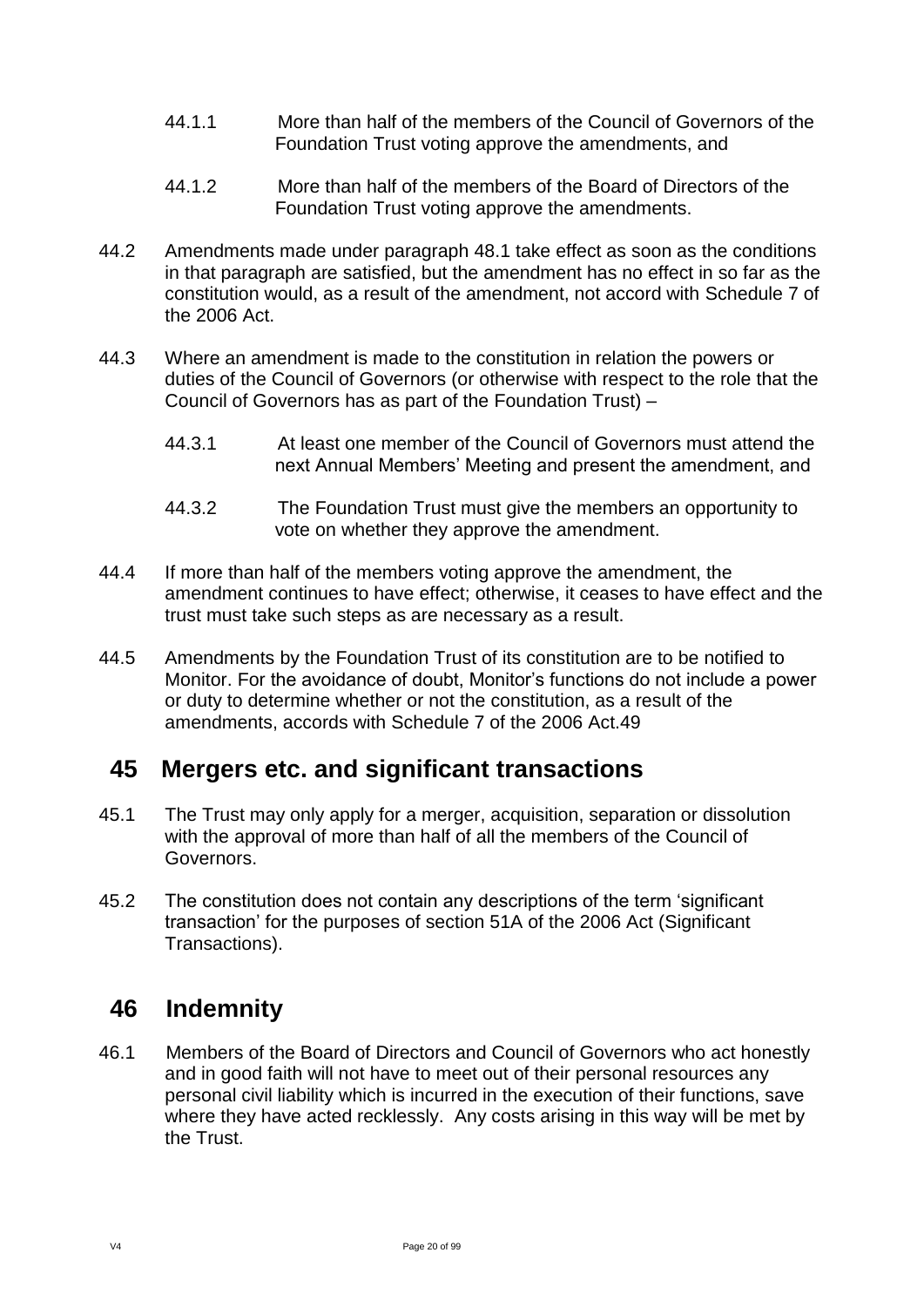44.1.1 More than half of the members of the Council of Governors of the Foundation Trust voting approve the amendments, and

44.1.2 More than half of the members of the Board of Directors of the Foundation Trust voting approve the amendments.

44.2 Amendments made under paragraph 48.1 take effect as soon as the conditions in that paragraph are satisfied, but the amendment has no effect in so far as the constitution would, as a result of the amendment, not accord with Schedule 7 of the 2006 Act.

44.3 Where an amendment is made to the constitution in relation the powers or duties of the Council of Governors (or otherwise with respect to the role that the Council of Governors has as part of the Foundation Trust) –

44.3.1 At least one member of the Council of Governors must attend the next Annual Members' Meeting and present the amendment, and

44.3.2 The Foundation Trust must give the members an opportunity to vote on whether they approve the amendment.

44.4 If more than half of the members voting approve the amendment, the amendment continues to have effect; otherwise, it ceases to have effect and the trust must take such steps as are necessary as a result.

44.5 Amendments by the Foundation Trust of its constitution are to be notified to Monitor. For the avoidance of doubt, Monitor's functions do not include a power or duty to determine whether or not the constitution, as a result of the amendments, accords with Schedule 7 of the 2006 Act.49

## 45 Mergers etc. and significant transactions

45.1 The Trust may only apply for a merger, acquisition, separation or dissolution with the approval of more than half of all the members of the Council of Governors.

45.2 The constitution does not contain any descriptions of the term 'significant transaction' for the purposes of section 51A of the 2006 Act (Significant Transactions).

## 46 Indemnity

46.1 Members of the Board of Directors and Council of Governors who act honestly and in good faith will not have to meet out of their personal resources any personal civil liability which is incurred in the execution of their functions, save where they have acted recklessly. Any costs arising in this way will be met by the Trust.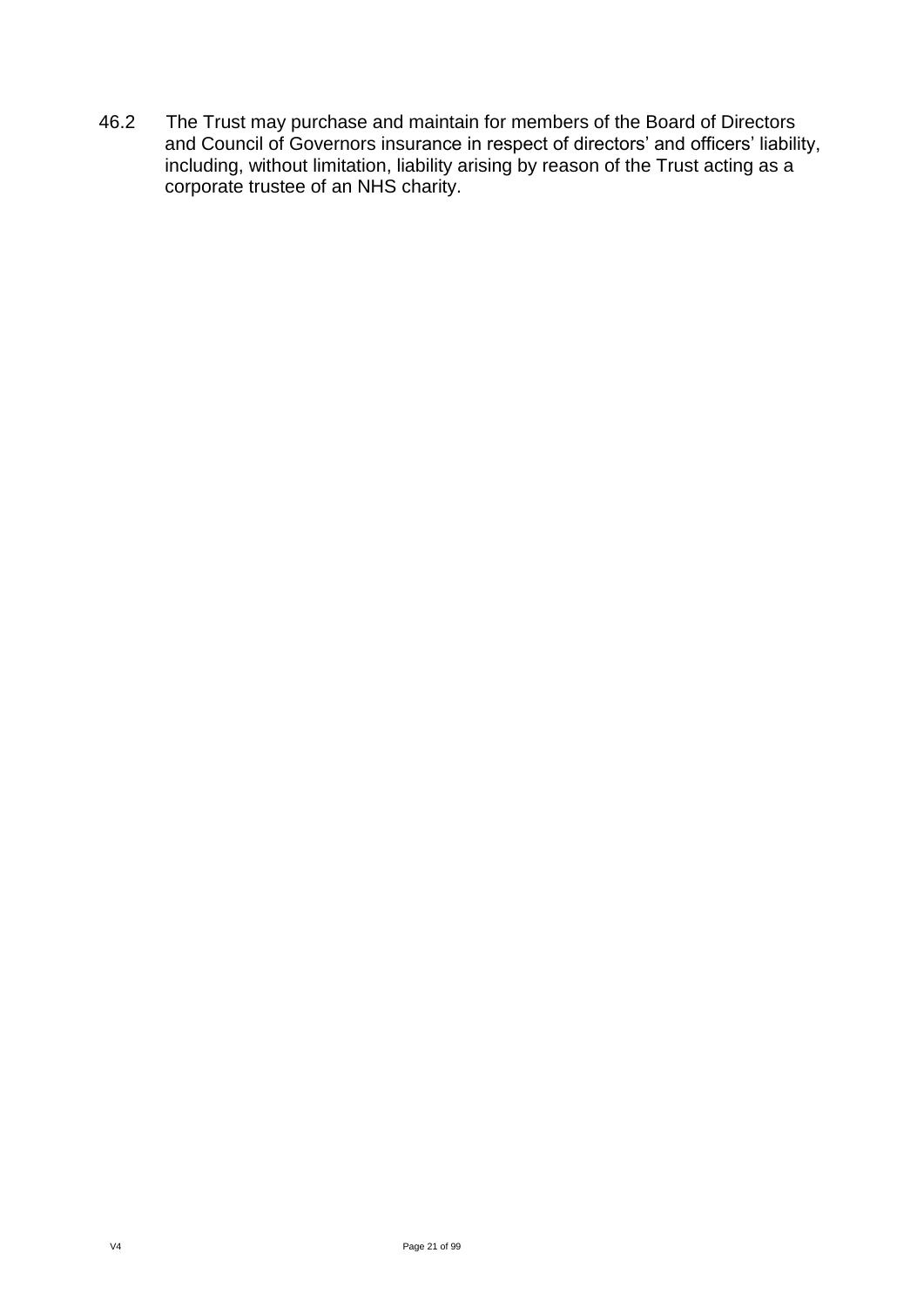46.2 The Trust may purchase and maintain for members of the Board of Directors and Council of Governors insurance in respect of directors' and officers' liability, including, without limitation, liability arising by reason of the Trust acting as a corporate trustee of an NHS charity.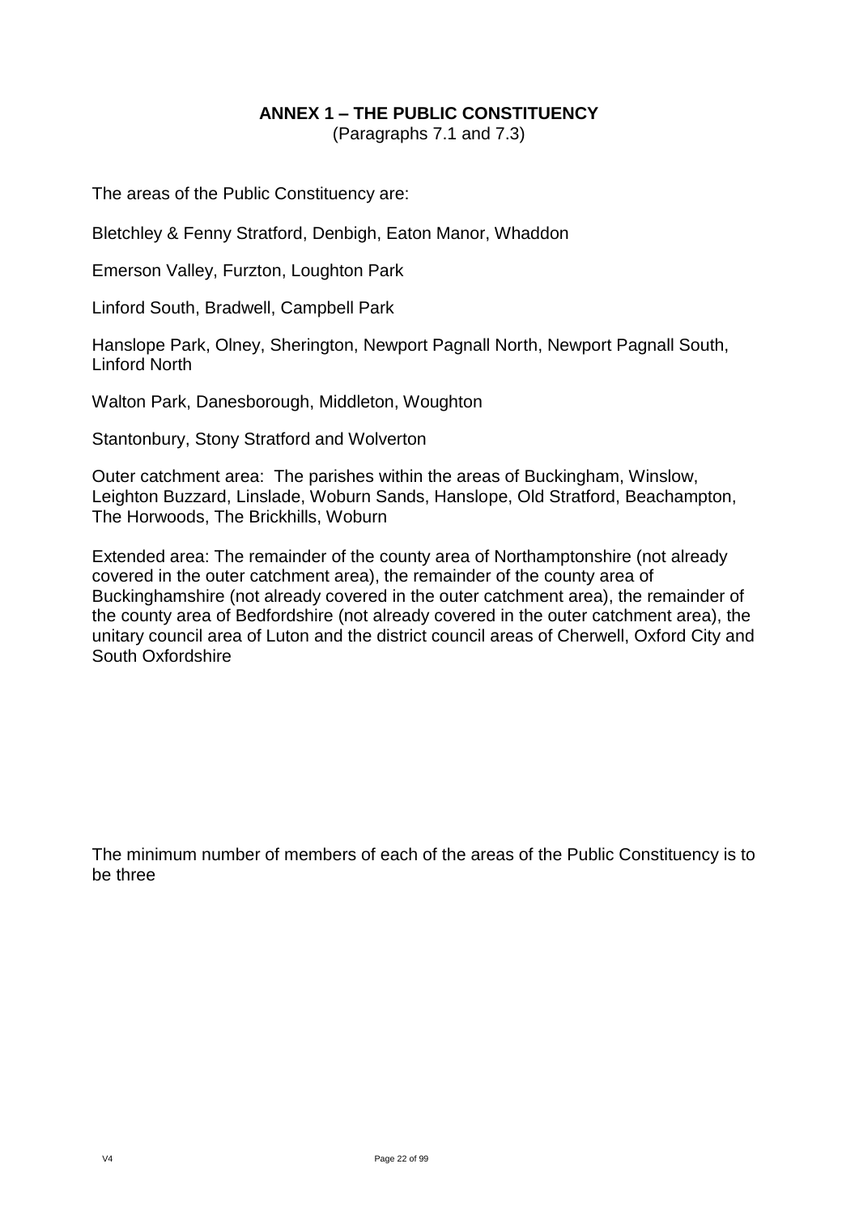# ANNEX 1 – THE PUBLIC CONSTITUENCY

(Paragraphs 7.1 and 7.3)

The areas of the Public Constituency are:

Bletchley & Fenny Stratford, Denbigh, Eaton Manor, Whaddon

Emerson Valley, Furzton, Loughton Park

Linford South, Bradwell, Campbell Park

Hanslope Park, Olney, Sherington, Newport Pagnall North, Newport Pagnall South, Linford North

Walton Park, Danesborough, Middleton, Woughton

Stantonbury, Stony Stratford and Wolverton

Outer catchment area: The parishes within the areas of Buckingham, Winslow, Leighton Buzzard, Linslade, Woburn Sands, Hanslope, Old Stratford, Beachampton, The Horwoods, The Brickhills, Woburn

Extended area: The remainder of the county area of Northamptonshire (not already covered in the outer catchment area), the remainder of the county area of Buckinghamshire (not already covered in the outer catchment area), the remainder of the county area of Bedfordshire (not already covered in the outer catchment area), the unitary council area of Luton and the district council areas of Cherwell, Oxford City and South Oxfordshire

The minimum number of members of each of the areas of the Public Constituency is to be three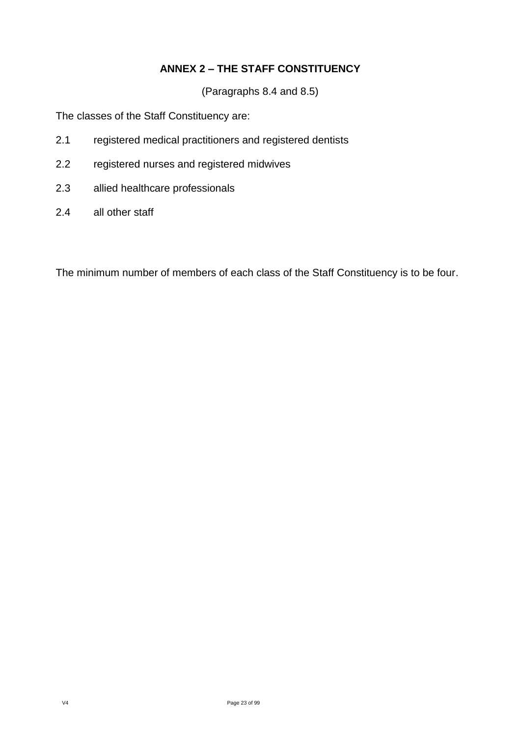## ANNEX 2 – THE STAFF CONSTITUENCY

(Paragraphs 8.4 and 8.5)

The classes of the Staff Constituency are:

2.1 registered medical practitioners and registered dentists

2.2 registered nurses and registered midwives

2.3 allied healthcare professionals

2.4 all other staff

The minimum number of members of each class of the Staff Constituency is to be four.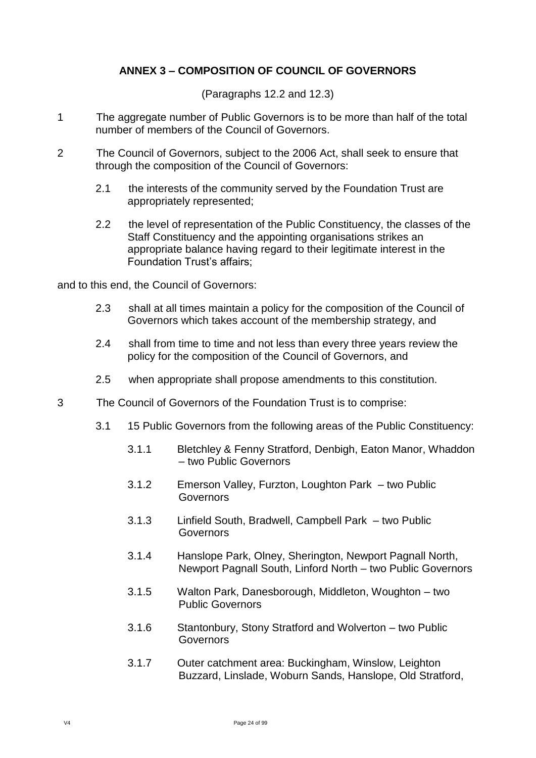## ANNEX 3 – COMPOSITION OF COUNCIL OF GOVERNORS

(Paragraphs 12.2 and 12.3)

1 The aggregate number of Public Governors is to be more than half of the total number of members of the Council of Governors.

2 The Council of Governors, subject to the 2006 Act, shall seek to ensure that through the composition of the Council of Governors:

 2.1 the interests of the community served by the Foundation Trust are appropriately represented;

 2.2 the level of representation of the Public Constituency, the classes of the Staff Constituency and the appointing organisations strikes an appropriate balance having regard to their legitimate interest in the Foundation Trust's affairs;

and to this end, the Council of Governors:

 2.3 shall at all times maintain a policy for the composition of the Council of Governors which takes account of the membership strategy, and

 2.4 shall from time to time and not less than every three years review the policy for the composition of the Council of Governors, and

 2.5 when appropriate shall propose amendments to this constitution.

3 The Council of Governors of the Foundation Trust is to comprise:

 3.1 15 Public Governors from the following areas of the Public Constituency:

  3.1.1 Bletchley & Fenny Stratford, Denbigh, Eaton Manor, Whaddon – two Public Governors

  3.1.2 Emerson Valley, Furzton, Loughton Park – two Public Governors

  3.1.3 Linfield South, Bradwell, Campbell Park – two Public Governors

  3.1.4 Hanslope Park, Olney, Sherington, Newport Pagnall North, Newport Pagnall South, Linford North – two Public Governors

  3.1.5 Walton Park, Danesborough, Middleton, Woughton – two Public Governors

  3.1.6 Stantonbury, Stony Stratford and Wolverton – two Public Governors

  3.1.7 Outer catchment area: Buckingham, Winslow, Leighton Buzzard, Linslade, Woburn Sands, Hanslope, Old Stratford,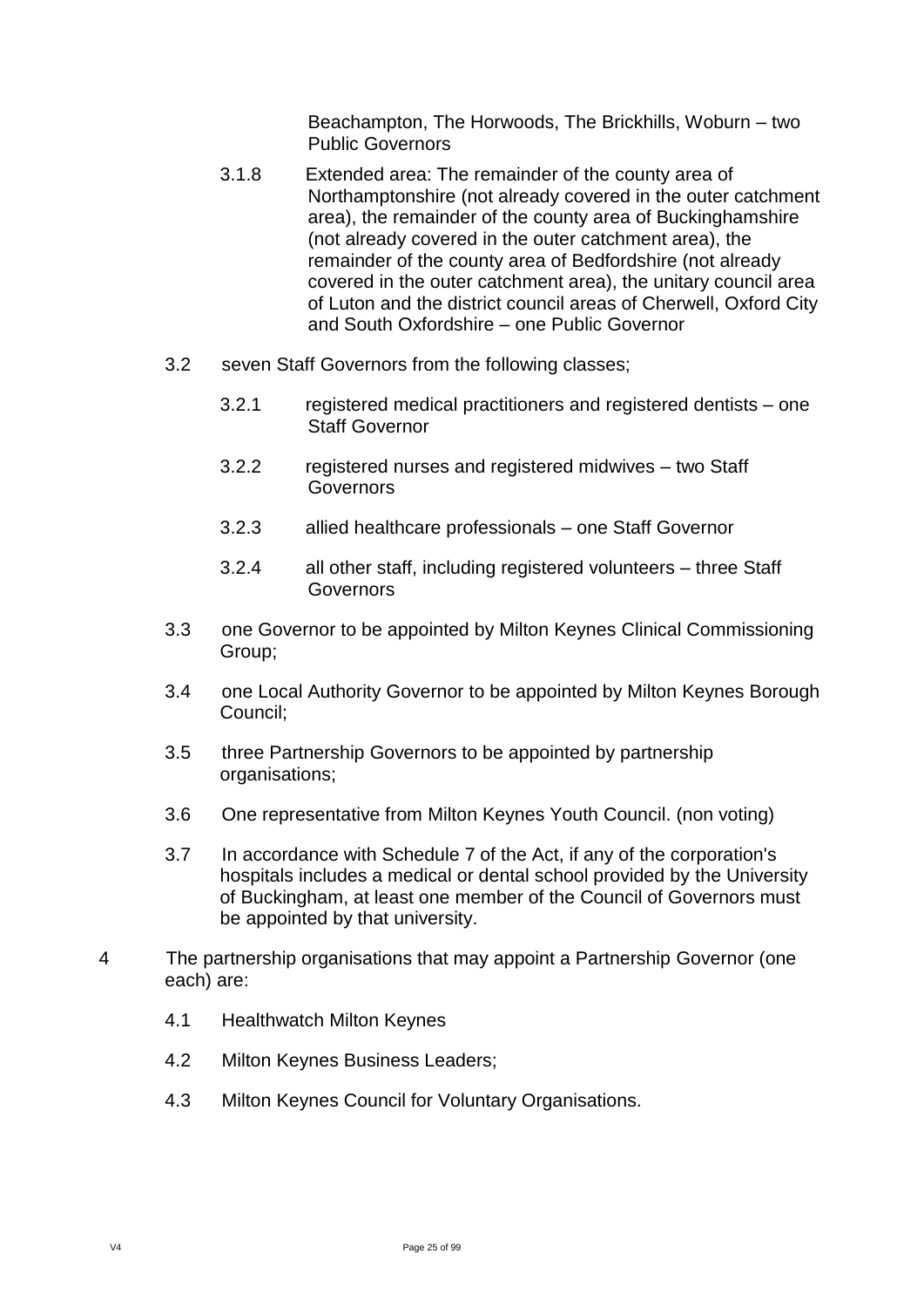Beachampton, The Horwoods, The Brickhills, Woburn – two Public Governors

3.1.8 Extended area: The remainder of the county area of Northamptonshire (not already covered in the outer catchment area), the remainder of the county area of Buckinghamshire (not already covered in the outer catchment area), the remainder of the county area of Bedfordshire (not already covered in the outer catchment area), the unitary council area of Luton and the district council areas of Cherwell, Oxford City and South Oxfordshire – one Public Governor

3.2 seven Staff Governors from the following classes;

3.2.1 registered medical practitioners and registered dentists – one Staff Governor

3.2.2 registered nurses and registered midwives – two Staff Governors

3.2.3 allied healthcare professionals – one Staff Governor

3.2.4 all other staff, including registered volunteers – three Staff Governors

3.3 one Governor to be appointed by Milton Keynes Clinical Commissioning Group;

3.4 one Local Authority Governor to be appointed by Milton Keynes Borough Council;

3.5 three Partnership Governors to be appointed by partnership organisations;

3.6 One representative from Milton Keynes Youth Council. (non voting)

3.7 In accordance with Schedule 7 of the Act, if any of the corporation's hospitals includes a medical or dental school provided by the University of Buckingham, at least one member of the Council of Governors must be appointed by that university.

4 The partnership organisations that may appoint a Partnership Governor (one each) are:

4.1 Healthwatch Milton Keynes

4.2 Milton Keynes Business Leaders;

4.3 Milton Keynes Council for Voluntary Organisations.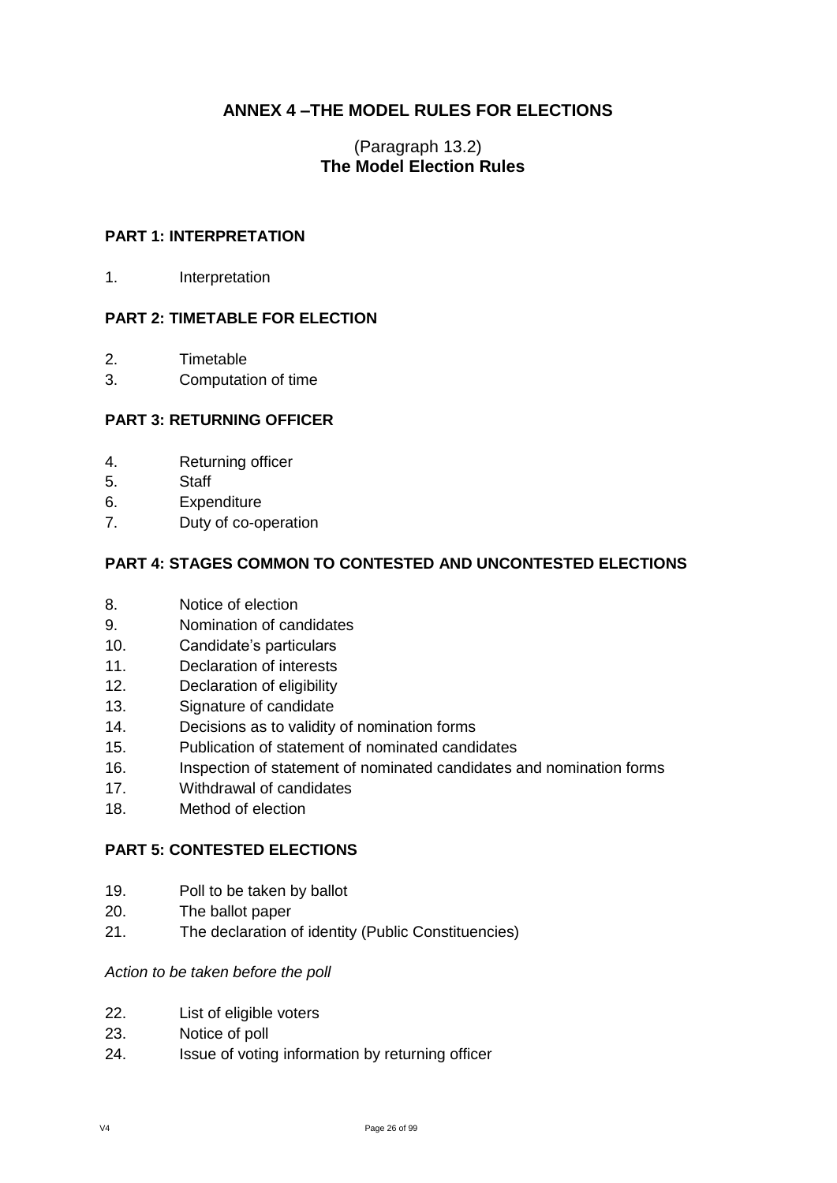## ANNEX 4 –THE MODEL RULES FOR ELECTIONS

(Paragraph 13.2)
**The Model Election Rules**

### PART 1: INTERPRETATION

1. Interpretation

### PART 2: TIMETABLE FOR ELECTION

2. Timetable
3. Computation of time

### PART 3: RETURNING OFFICER

4. Returning officer
5. Staff
6. Expenditure
7. Duty of co-operation

### PART 4: STAGES COMMON TO CONTESTED AND UNCONTESTED ELECTIONS

8. Notice of election
9. Nomination of candidates
10. Candidate's particulars
11. Declaration of interests
12. Declaration of eligibility
13. Signature of candidate
14. Decisions as to validity of nomination forms
15. Publication of statement of nominated candidates
16. Inspection of statement of nominated candidates and nomination forms
17. Withdrawal of candidates
18. Method of election

### PART 5: CONTESTED ELECTIONS

19. Poll to be taken by ballot
20. The ballot paper
21. The declaration of identity (Public Constituencies)

*Action to be taken before the poll*

22. List of eligible voters
23. Notice of poll
24. Issue of voting information by returning officer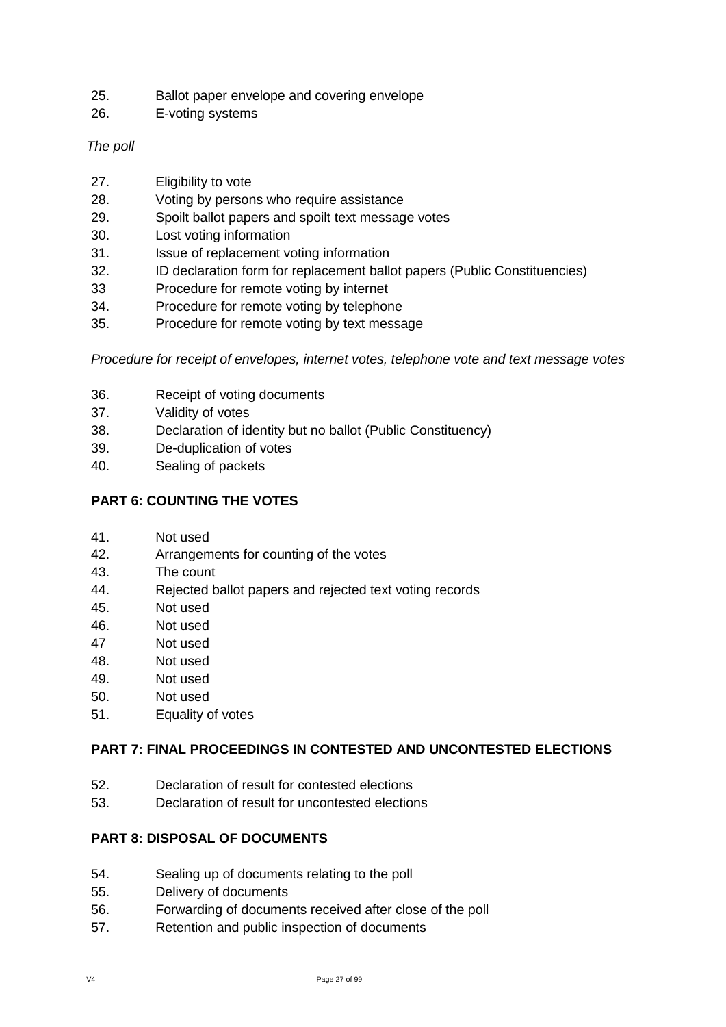25. Ballot paper envelope and covering envelope
26. E-voting systems

*The poll*

27. Eligibility to vote
28. Voting by persons who require assistance
29. Spoilt ballot papers and spoilt text message votes
30. Lost voting information
31. Issue of replacement voting information
32. ID declaration form for replacement ballot papers (Public Constituencies)
33 Procedure for remote voting by internet
34. Procedure for remote voting by telephone
35. Procedure for remote voting by text message

*Procedure for receipt of envelopes, internet votes, telephone vote and text message votes*

36. Receipt of voting documents
37. Validity of votes
38. Declaration of identity but no ballot (Public Constituency)
39. De-duplication of votes
40. Sealing of packets

**PART 6: COUNTING THE VOTES**

41. Not used
42. Arrangements for counting of the votes
43. The count
44. Rejected ballot papers and rejected text voting records
45. Not used
46. Not used
47 Not used
48. Not used
49. Not used
50. Not used
51. Equality of votes

**PART 7: FINAL PROCEEDINGS IN CONTESTED AND UNCONTESTED ELECTIONS**

52. Declaration of result for contested elections
53. Declaration of result for uncontested elections

**PART 8: DISPOSAL OF DOCUMENTS**

54. Sealing up of documents relating to the poll
55. Delivery of documents
56. Forwarding of documents received after close of the poll
57. Retention and public inspection of documents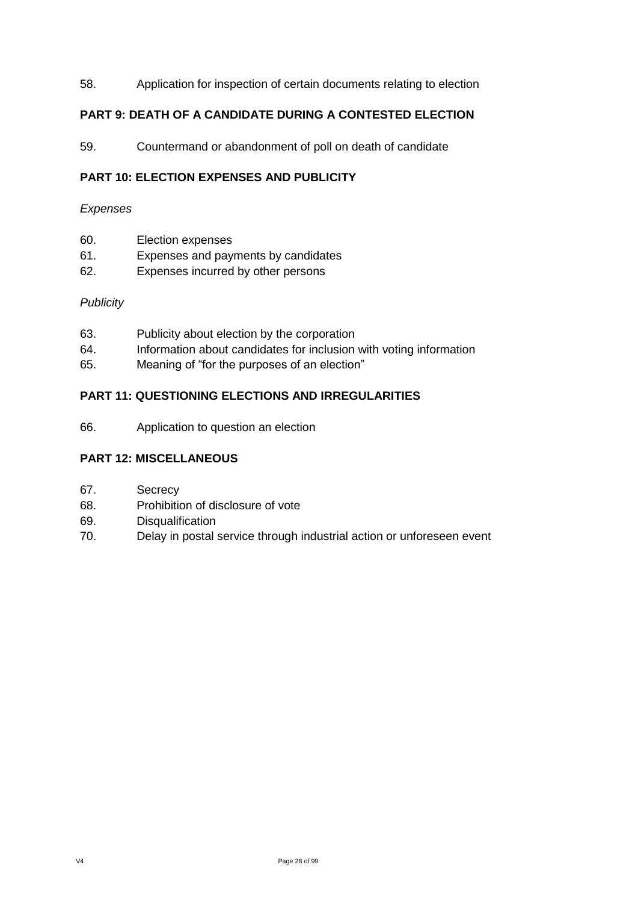58. Application for inspection of certain documents relating to election

**PART 9: DEATH OF A CANDIDATE DURING A CONTESTED ELECTION**

59. Countermand or abandonment of poll on death of candidate

**PART 10: ELECTION EXPENSES AND PUBLICITY**

*Expenses*

60. Election expenses
61. Expenses and payments by candidates
62. Expenses incurred by other persons

*Publicity*

63. Publicity about election by the corporation
64. Information about candidates for inclusion with voting information
65. Meaning of "for the purposes of an election"

**PART 11: QUESTIONING ELECTIONS AND IRREGULARITIES**

66. Application to question an election

**PART 12: MISCELLANEOUS**

67. Secrecy
68. Prohibition of disclosure of vote
69. Disqualification
70. Delay in postal service through industrial action or unforeseen event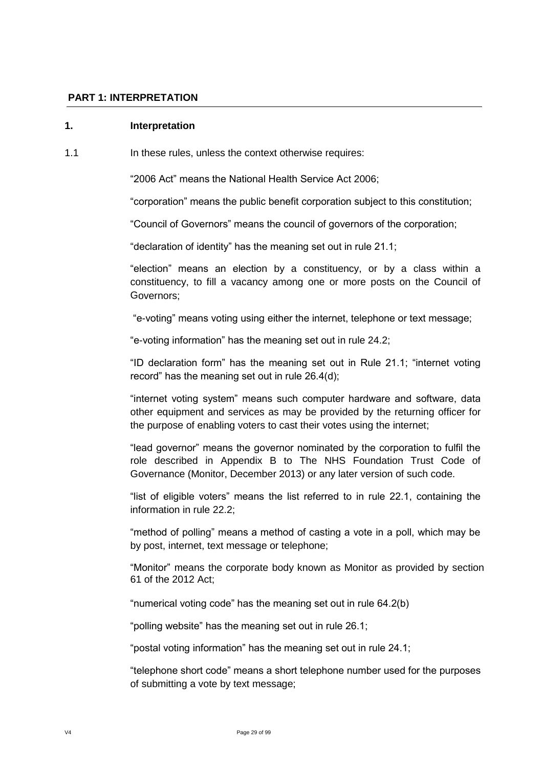## PART 1: INTERPRETATION

### 1. Interpretation

1.1 In these rules, unless the context otherwise requires:

"2006 Act" means the National Health Service Act 2006;

"corporation" means the public benefit corporation subject to this constitution;

"Council of Governors" means the council of governors of the corporation;

"declaration of identity" has the meaning set out in rule 21.1;

"election" means an election by a constituency, or by a class within a constituency, to fill a vacancy among one or more posts on the Council of Governors;

"e-voting" means voting using either the internet, telephone or text message;

"e-voting information" has the meaning set out in rule 24.2;

"ID declaration form" has the meaning set out in Rule 21.1; "internet voting record" has the meaning set out in rule 26.4(d);

"internet voting system" means such computer hardware and software, data other equipment and services as may be provided by the returning officer for the purpose of enabling voters to cast their votes using the internet;

"lead governor" means the governor nominated by the corporation to fulfil the role described in Appendix B to The NHS Foundation Trust Code of Governance (Monitor, December 2013) or any later version of such code.

"list of eligible voters" means the list referred to in rule 22.1, containing the information in rule 22.2;

"method of polling" means a method of casting a vote in a poll, which may be by post, internet, text message or telephone;

"Monitor" means the corporate body known as Monitor as provided by section 61 of the 2012 Act;

"numerical voting code" has the meaning set out in rule 64.2(b)

"polling website" has the meaning set out in rule 26.1;

"postal voting information" has the meaning set out in rule 24.1;

"telephone short code" means a short telephone number used for the purposes of submitting a vote by text message;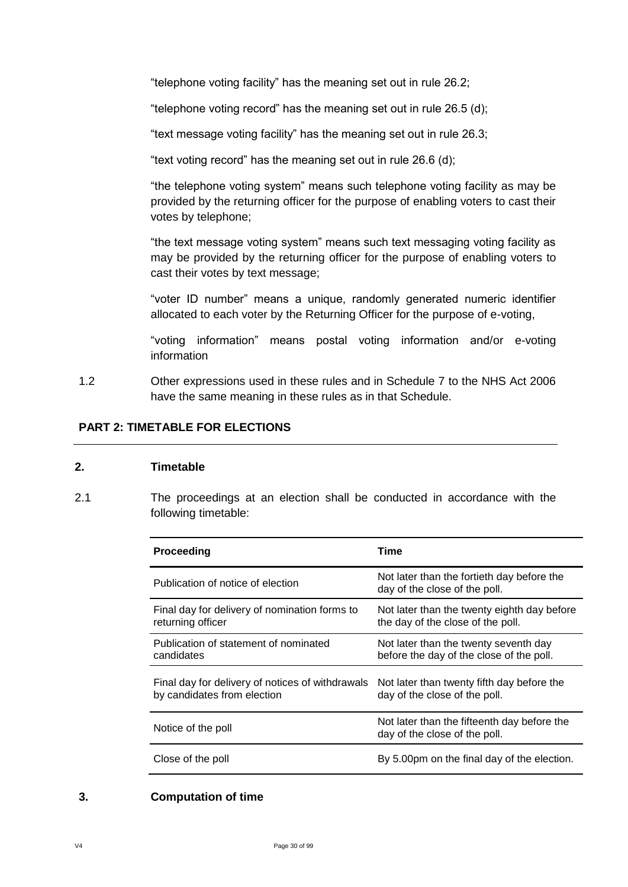"telephone voting facility" has the meaning set out in rule 26.2;

"telephone voting record" has the meaning set out in rule 26.5 (d);

"text message voting facility" has the meaning set out in rule 26.3;

"text voting record" has the meaning set out in rule 26.6 (d);

"the telephone voting system" means such telephone voting facility as may be provided by the returning officer for the purpose of enabling voters to cast their votes by telephone;

"the text message voting system" means such text messaging voting facility as may be provided by the returning officer for the purpose of enabling voters to cast their votes by text message;

"voter ID number" means a unique, randomly generated numeric identifier allocated to each voter by the Returning Officer for the purpose of e-voting,

"voting information" means postal voting information and/or e-voting information

1.2 Other expressions used in these rules and in Schedule 7 to the NHS Act 2006 have the same meaning in these rules as in that Schedule.

## PART 2: TIMETABLE FOR ELECTIONS

### 2. Timetable

2.1 The proceedings at an election shall be conducted in accordance with the following timetable:

| Proceeding | Time |
|---|---|
| Publication of notice of election | Not later than the fortieth day before the day of the close of the poll. |
| Final day for delivery of nomination forms to returning officer | Not later than the twenty eighth day before the day of the close of the poll. |
| Publication of statement of nominated candidates | Not later than the twenty seventh day before the day of the close of the poll. |
| Final day for delivery of notices of withdrawals by candidates from election | Not later than twenty fifth day before the day of the close of the poll. |
| Notice of the poll | Not later than the fifteenth day before the day of the close of the poll. |
| Close of the poll | By 5.00pm on the final day of the election. |

### 3. Computation of time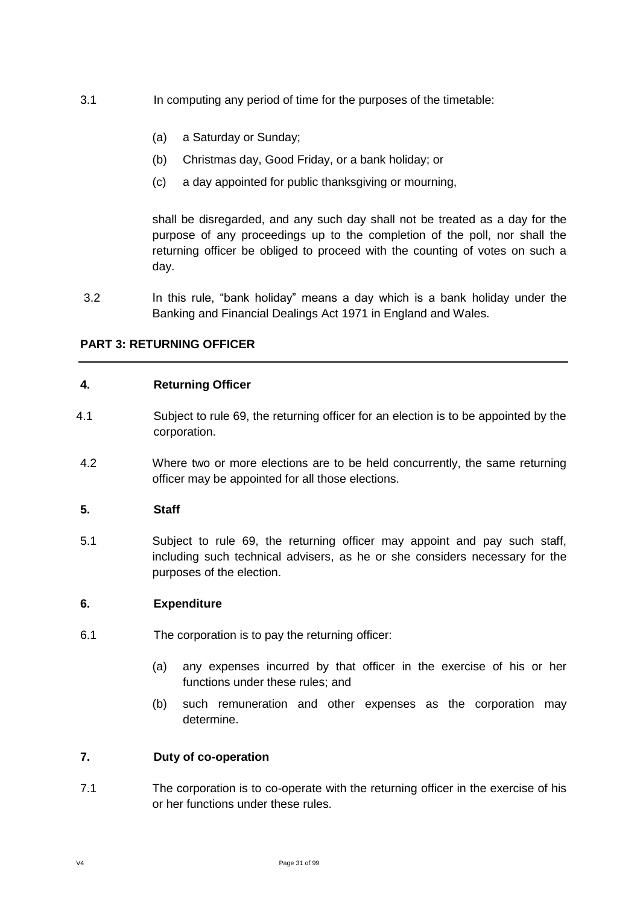3.1 In computing any period of time for the purposes of the timetable:

(a) a Saturday or Sunday;

(b) Christmas day, Good Friday, or a bank holiday; or

(c) a day appointed for public thanksgiving or mourning,

shall be disregarded, and any such day shall not be treated as a day for the purpose of any proceedings up to the completion of the poll, nor shall the returning officer be obliged to proceed with the counting of votes on such a day.

3.2 In this rule, "bank holiday" means a day which is a bank holiday under the Banking and Financial Dealings Act 1971 in England and Wales.

## PART 3: RETURNING OFFICER

### 4. Returning Officer

4.1 Subject to rule 69, the returning officer for an election is to be appointed by the corporation.

4.2 Where two or more elections are to be held concurrently, the same returning officer may be appointed for all those elections.

### 5. Staff

5.1 Subject to rule 69, the returning officer may appoint and pay such staff, including such technical advisers, as he or she considers necessary for the purposes of the election.

### 6. Expenditure

6.1 The corporation is to pay the returning officer:

(a) any expenses incurred by that officer in the exercise of his or her functions under these rules; and

(b) such remuneration and other expenses as the corporation may determine.

### 7. Duty of co-operation

7.1 The corporation is to co-operate with the returning officer in the exercise of his or her functions under these rules.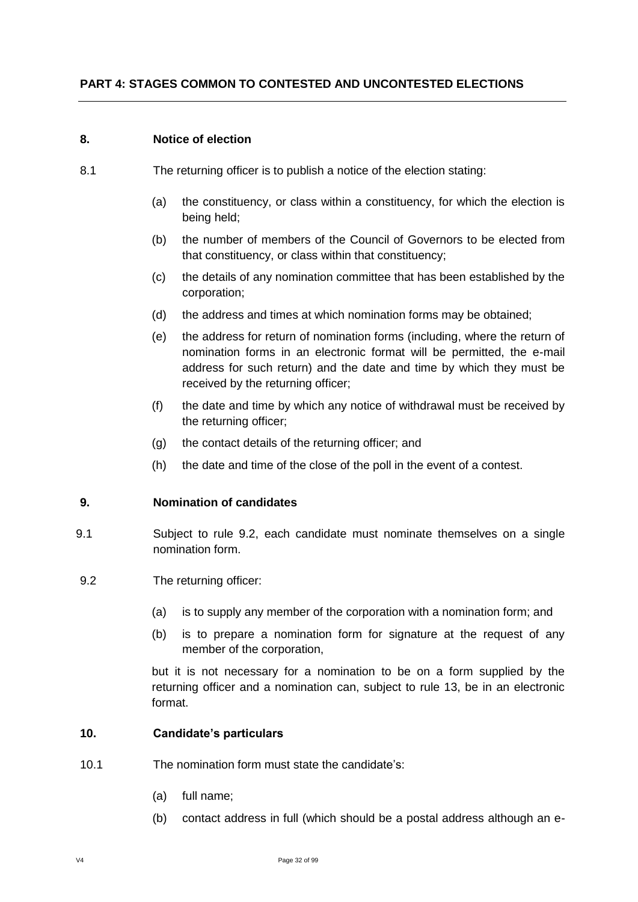## PART 4: STAGES COMMON TO CONTESTED AND UNCONTESTED ELECTIONS

### 8. Notice of election

8.1 The returning officer is to publish a notice of the election stating:

- (a) the constituency, or class within a constituency, for which the election is being held;
- (b) the number of members of the Council of Governors to be elected from that constituency, or class within that constituency;
- (c) the details of any nomination committee that has been established by the corporation;
- (d) the address and times at which nomination forms may be obtained;
- (e) the address for return of nomination forms (including, where the return of nomination forms in an electronic format will be permitted, the e-mail address for such return) and the date and time by which they must be received by the returning officer;
- (f) the date and time by which any notice of withdrawal must be received by the returning officer;
- (g) the contact details of the returning officer; and
- (h) the date and time of the close of the poll in the event of a contest.

### 9. Nomination of candidates

9.1 Subject to rule 9.2, each candidate must nominate themselves on a single nomination form.

9.2 The returning officer:

- (a) is to supply any member of the corporation with a nomination form; and
- (b) is to prepare a nomination form for signature at the request of any member of the corporation,

but it is not necessary for a nomination to be on a form supplied by the returning officer and a nomination can, subject to rule 13, be in an electronic format.

### 10. Candidate's particulars

10.1 The nomination form must state the candidate's:

- (a) full name;
- (b) contact address in full (which should be a postal address although an e-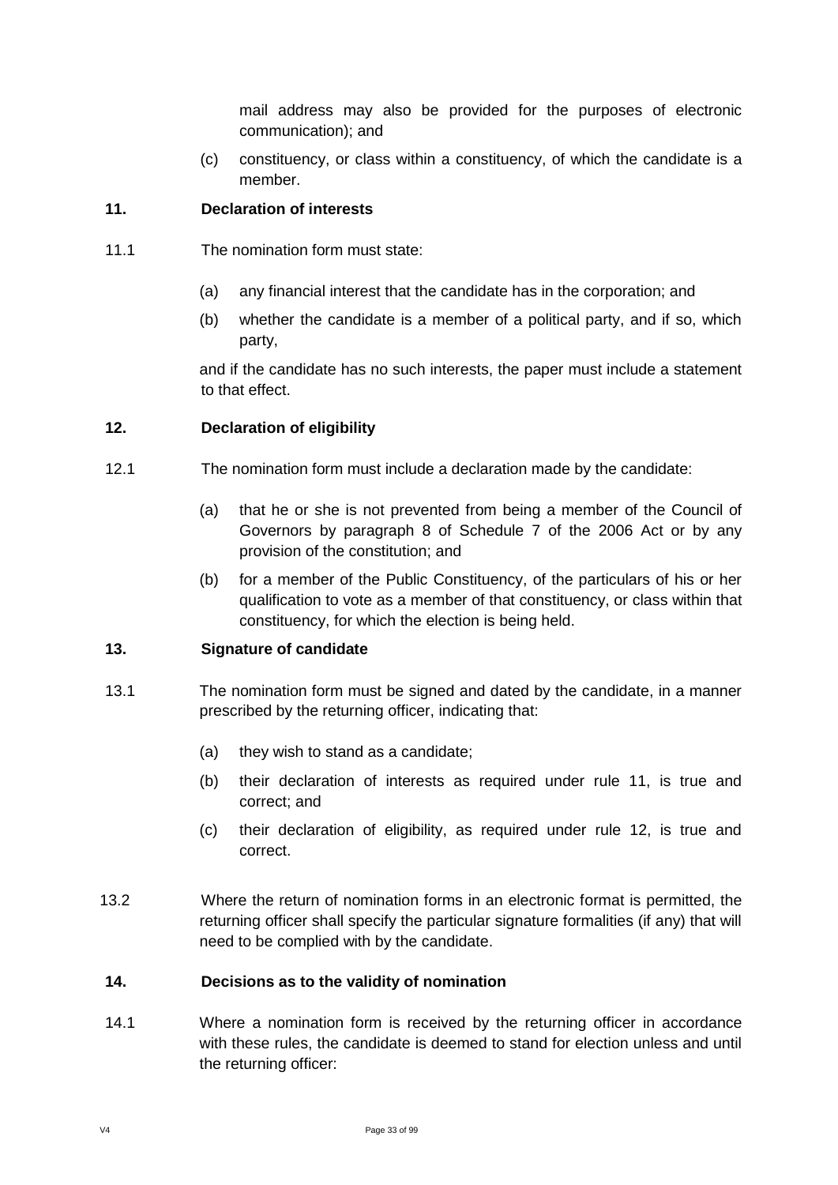mail address may also be provided for the purposes of electronic communication); and

(c) constituency, or class within a constituency, of which the candidate is a member.

**11. Declaration of interests**

11.1 The nomination form must state:

(a) any financial interest that the candidate has in the corporation; and

(b) whether the candidate is a member of a political party, and if so, which party,

and if the candidate has no such interests, the paper must include a statement to that effect.

**12. Declaration of eligibility**

12.1 The nomination form must include a declaration made by the candidate:

(a) that he or she is not prevented from being a member of the Council of Governors by paragraph 8 of Schedule 7 of the 2006 Act or by any provision of the constitution; and

(b) for a member of the Public Constituency, of the particulars of his or her qualification to vote as a member of that constituency, or class within that constituency, for which the election is being held.

**13. Signature of candidate**

13.1 The nomination form must be signed and dated by the candidate, in a manner prescribed by the returning officer, indicating that:

(a) they wish to stand as a candidate;

(b) their declaration of interests as required under rule 11, is true and correct; and

(c) their declaration of eligibility, as required under rule 12, is true and correct.

13.2 Where the return of nomination forms in an electronic format is permitted, the returning officer shall specify the particular signature formalities (if any) that will need to be complied with by the candidate.

**14. Decisions as to the validity of nomination**

14.1 Where a nomination form is received by the returning officer in accordance with these rules, the candidate is deemed to stand for election unless and until the returning officer: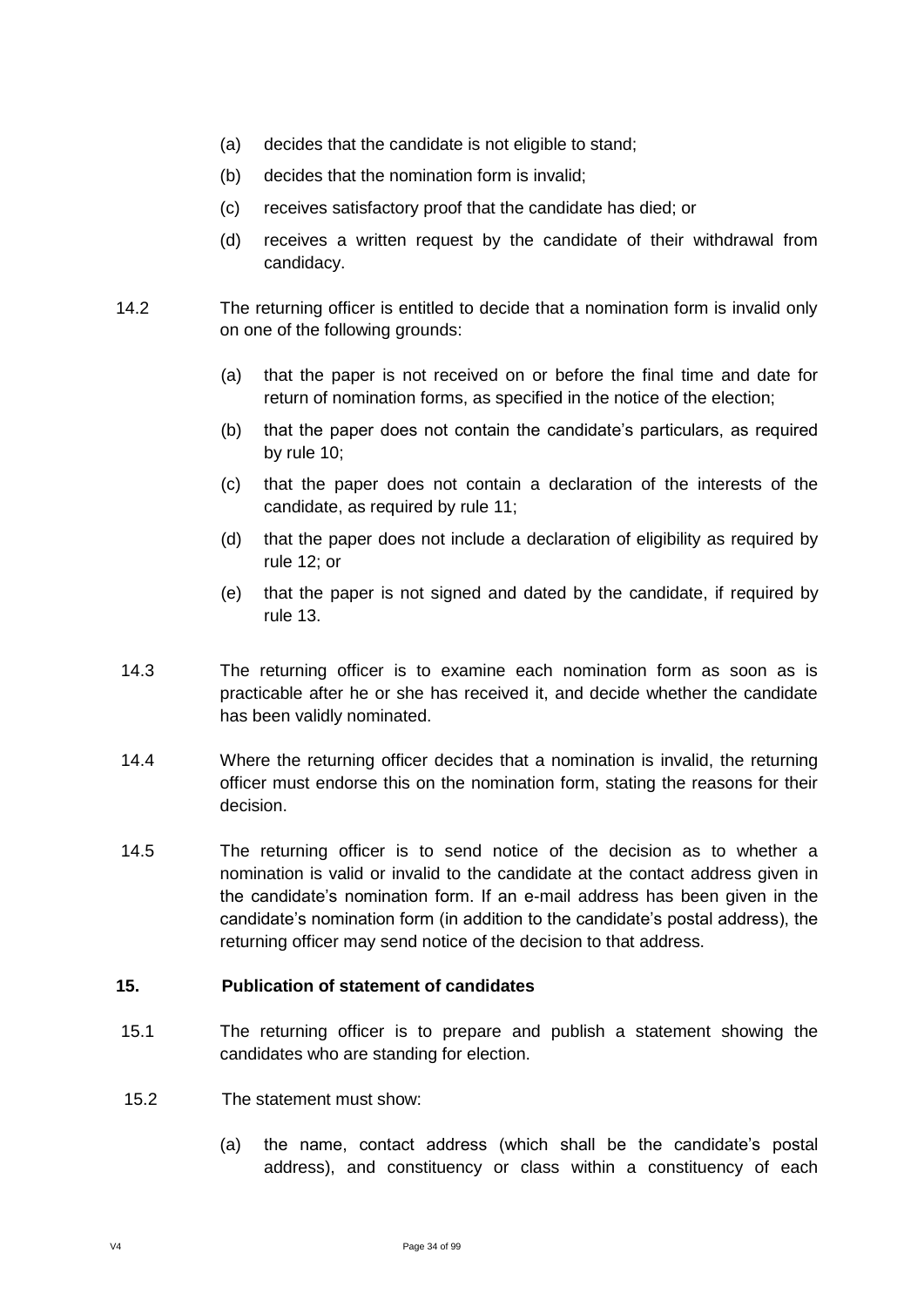(a) decides that the candidate is not eligible to stand;

(b) decides that the nomination form is invalid;

(c) receives satisfactory proof that the candidate has died; or

(d) receives a written request by the candidate of their withdrawal from candidacy.

14.2 The returning officer is entitled to decide that a nomination form is invalid only on one of the following grounds:

(a) that the paper is not received on or before the final time and date for return of nomination forms, as specified in the notice of the election;

(b) that the paper does not contain the candidate's particulars, as required by rule 10;

(c) that the paper does not contain a declaration of the interests of the candidate, as required by rule 11;

(d) that the paper does not include a declaration of eligibility as required by rule 12; or

(e) that the paper is not signed and dated by the candidate, if required by rule 13.

14.3 The returning officer is to examine each nomination form as soon as is practicable after he or she has received it, and decide whether the candidate has been validly nominated.

14.4 Where the returning officer decides that a nomination is invalid, the returning officer must endorse this on the nomination form, stating the reasons for their decision.

14.5 The returning officer is to send notice of the decision as to whether a nomination is valid or invalid to the candidate at the contact address given in the candidate's nomination form. If an e-mail address has been given in the candidate's nomination form (in addition to the candidate's postal address), the returning officer may send notice of the decision to that address.

**15. Publication of statement of candidates**

15.1 The returning officer is to prepare and publish a statement showing the candidates who are standing for election.

15.2 The statement must show:

(a) the name, contact address (which shall be the candidate's postal address), and constituency or class within a constituency of each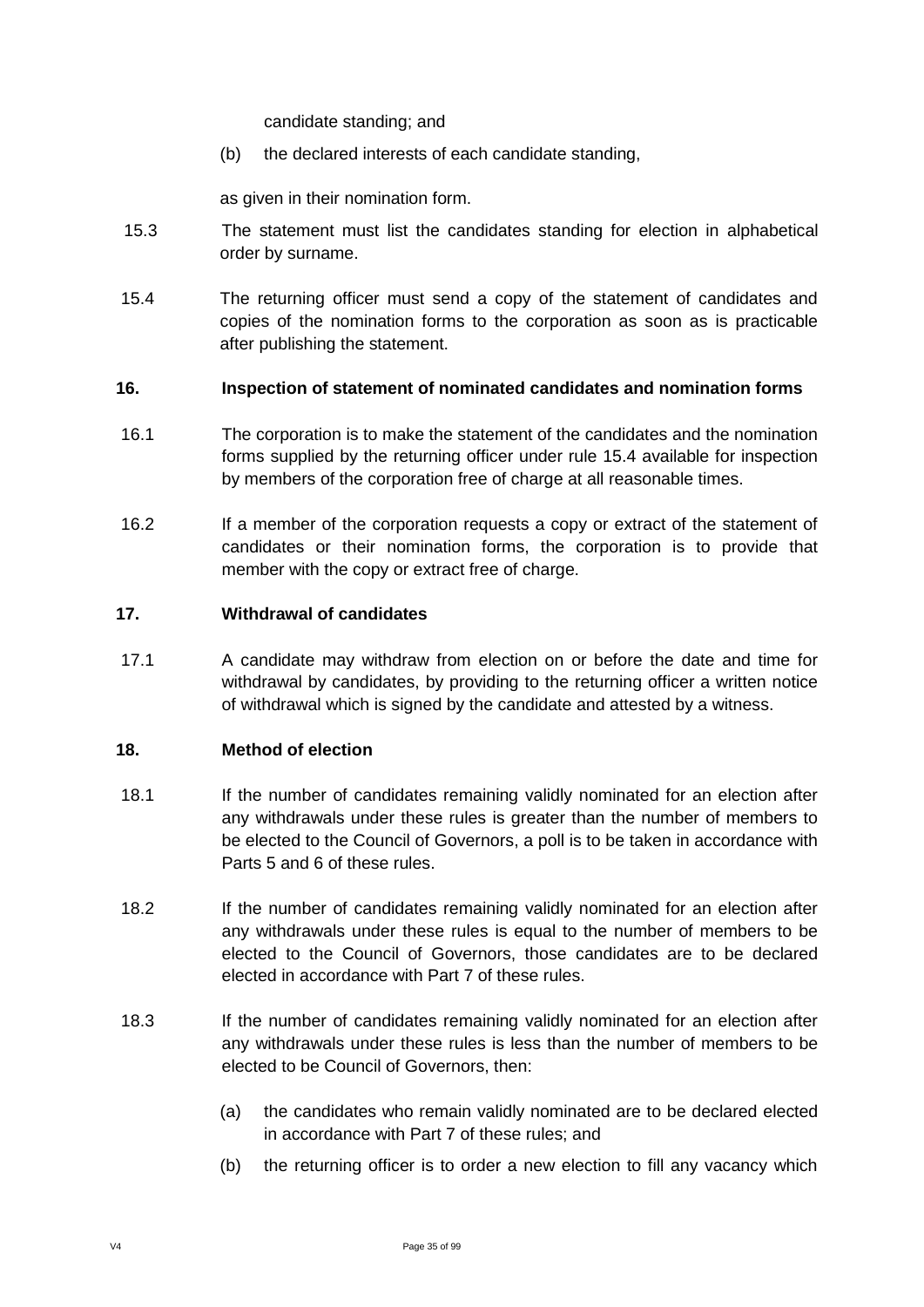candidate standing; and

(b) the declared interests of each candidate standing,

as given in their nomination form.

15.3 The statement must list the candidates standing for election in alphabetical order by surname.

15.4 The returning officer must send a copy of the statement of candidates and copies of the nomination forms to the corporation as soon as is practicable after publishing the statement.

## 16. Inspection of statement of nominated candidates and nomination forms

16.1 The corporation is to make the statement of the candidates and the nomination forms supplied by the returning officer under rule 15.4 available for inspection by members of the corporation free of charge at all reasonable times.

16.2 If a member of the corporation requests a copy or extract of the statement of candidates or their nomination forms, the corporation is to provide that member with the copy or extract free of charge.

## 17. Withdrawal of candidates

17.1 A candidate may withdraw from election on or before the date and time for withdrawal by candidates, by providing to the returning officer a written notice of withdrawal which is signed by the candidate and attested by a witness.

## 18. Method of election

18.1 If the number of candidates remaining validly nominated for an election after any withdrawals under these rules is greater than the number of members to be elected to the Council of Governors, a poll is to be taken in accordance with Parts 5 and 6 of these rules.

18.2 If the number of candidates remaining validly nominated for an election after any withdrawals under these rules is equal to the number of members to be elected to the Council of Governors, those candidates are to be declared elected in accordance with Part 7 of these rules.

18.3 If the number of candidates remaining validly nominated for an election after any withdrawals under these rules is less than the number of members to be elected to be Council of Governors, then:

(a) the candidates who remain validly nominated are to be declared elected in accordance with Part 7 of these rules; and

(b) the returning officer is to order a new election to fill any vacancy which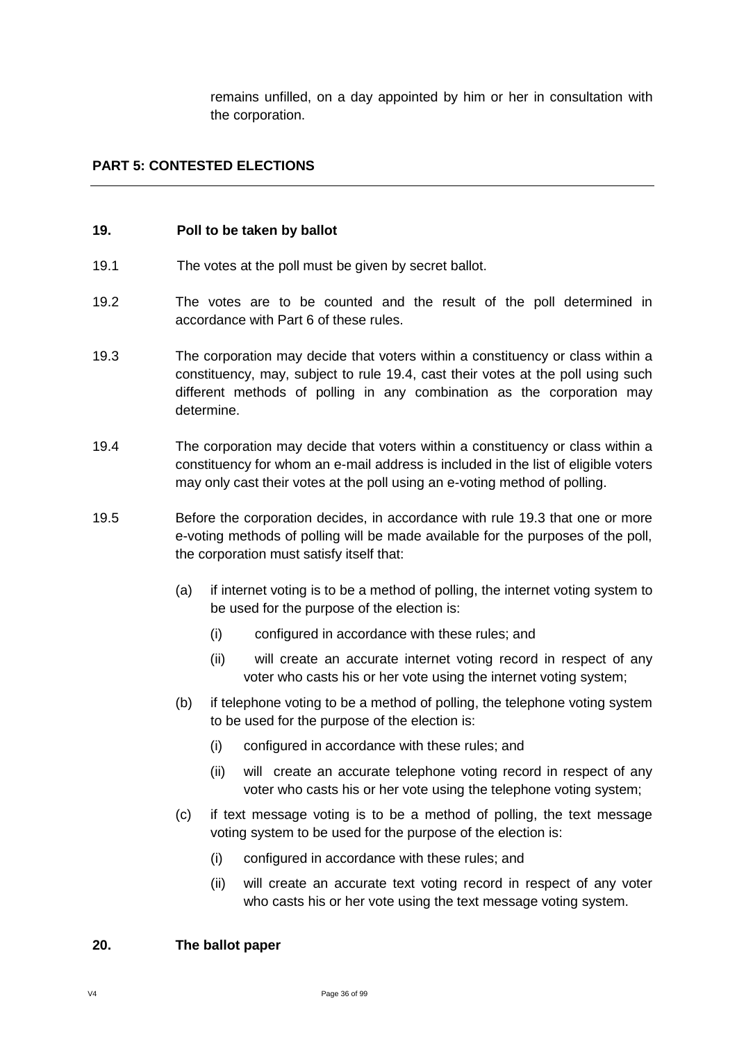remains unfilled, on a day appointed by him or her in consultation with the corporation.

## PART 5: CONTESTED ELECTIONS

---

### 19. Poll to be taken by ballot

19.1 The votes at the poll must be given by secret ballot.

19.2 The votes are to be counted and the result of the poll determined in accordance with Part 6 of these rules.

19.3 The corporation may decide that voters within a constituency or class within a constituency, may, subject to rule 19.4, cast their votes at the poll using such different methods of polling in any combination as the corporation may determine.

19.4 The corporation may decide that voters within a constituency or class within a constituency for whom an e-mail address is included in the list of eligible voters may only cast their votes at the poll using an e-voting method of polling.

19.5 Before the corporation decides, in accordance with rule 19.3 that one or more e-voting methods of polling will be made available for the purposes of the poll, the corporation must satisfy itself that:

(a) if internet voting is to be a method of polling, the internet voting system to be used for the purpose of the election is:

  (i) configured in accordance with these rules; and

  (ii) will create an accurate internet voting record in respect of any voter who casts his or her vote using the internet voting system;

(b) if telephone voting to be a method of polling, the telephone voting system to be used for the purpose of the election is:

  (i) configured in accordance with these rules; and

  (ii) will create an accurate telephone voting record in respect of any voter who casts his or her vote using the telephone voting system;

(c) if text message voting is to be a method of polling, the text message voting system to be used for the purpose of the election is:

  (i) configured in accordance with these rules; and

  (ii) will create an accurate text voting record in respect of any voter who casts his or her vote using the text message voting system.

### 20. The ballot paper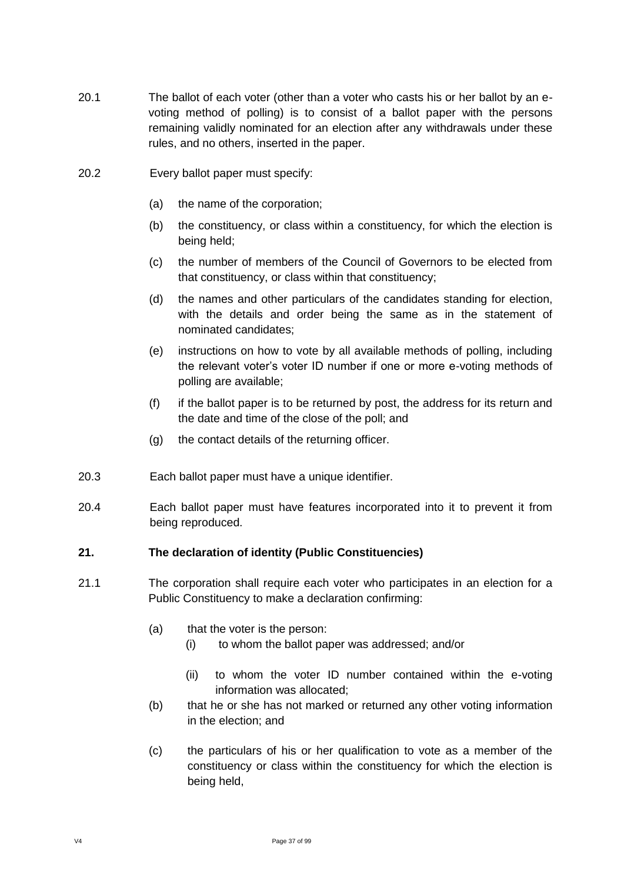20.1 The ballot of each voter (other than a voter who casts his or her ballot by an e-voting method of polling) is to consist of a ballot paper with the persons remaining validly nominated for an election after any withdrawals under these rules, and no others, inserted in the paper.

20.2 Every ballot paper must specify:

- (a) the name of the corporation;
- (b) the constituency, or class within a constituency, for which the election is being held;
- (c) the number of members of the Council of Governors to be elected from that constituency, or class within that constituency;
- (d) the names and other particulars of the candidates standing for election, with the details and order being the same as in the statement of nominated candidates;
- (e) instructions on how to vote by all available methods of polling, including the relevant voter's voter ID number if one or more e-voting methods of polling are available;
- (f) if the ballot paper is to be returned by post, the address for its return and the date and time of the close of the poll; and
- (g) the contact details of the returning officer.

20.3 Each ballot paper must have a unique identifier.

20.4 Each ballot paper must have features incorporated into it to prevent it from being reproduced.

**21. The declaration of identity (Public Constituencies)**

21.1 The corporation shall require each voter who participates in an election for a Public Constituency to make a declaration confirming:

- (a) that the voter is the person:
  - (i) to whom the ballot paper was addressed; and/or
  - (ii) to whom the voter ID number contained within the e-voting information was allocated;
- (b) that he or she has not marked or returned any other voting information in the election; and
- (c) the particulars of his or her qualification to vote as a member of the constituency or class within the constituency for which the election is being held,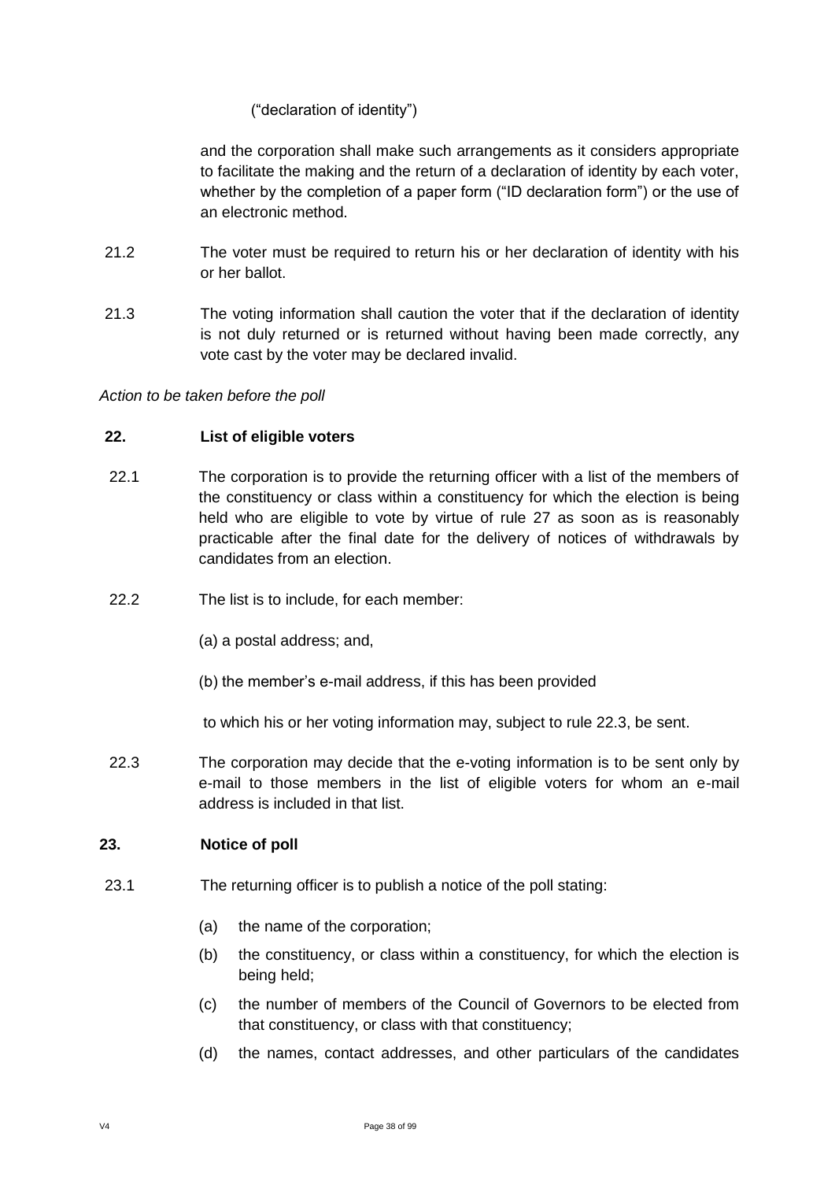("declaration of identity")

and the corporation shall make such arrangements as it considers appropriate to facilitate the making and the return of a declaration of identity by each voter, whether by the completion of a paper form ("ID declaration form") or the use of an electronic method.

21.2 The voter must be required to return his or her declaration of identity with his or her ballot.

21.3 The voting information shall caution the voter that if the declaration of identity is not duly returned or is returned without having been made correctly, any vote cast by the voter may be declared invalid.

*Action to be taken before the poll*

**22. List of eligible voters**

22.1 The corporation is to provide the returning officer with a list of the members of the constituency or class within a constituency for which the election is being held who are eligible to vote by virtue of rule 27 as soon as is reasonably practicable after the final date for the delivery of notices of withdrawals by candidates from an election.

22.2 The list is to include, for each member:

(a) a postal address; and,

(b) the member's e-mail address, if this has been provided

to which his or her voting information may, subject to rule 22.3, be sent.

22.3 The corporation may decide that the e-voting information is to be sent only by e-mail to those members in the list of eligible voters for whom an e-mail address is included in that list.

**23. Notice of poll**

23.1 The returning officer is to publish a notice of the poll stating:

(a) the name of the corporation;

(b) the constituency, or class within a constituency, for which the election is being held;

(c) the number of members of the Council of Governors to be elected from that constituency, or class with that constituency;

(d) the names, contact addresses, and other particulars of the candidates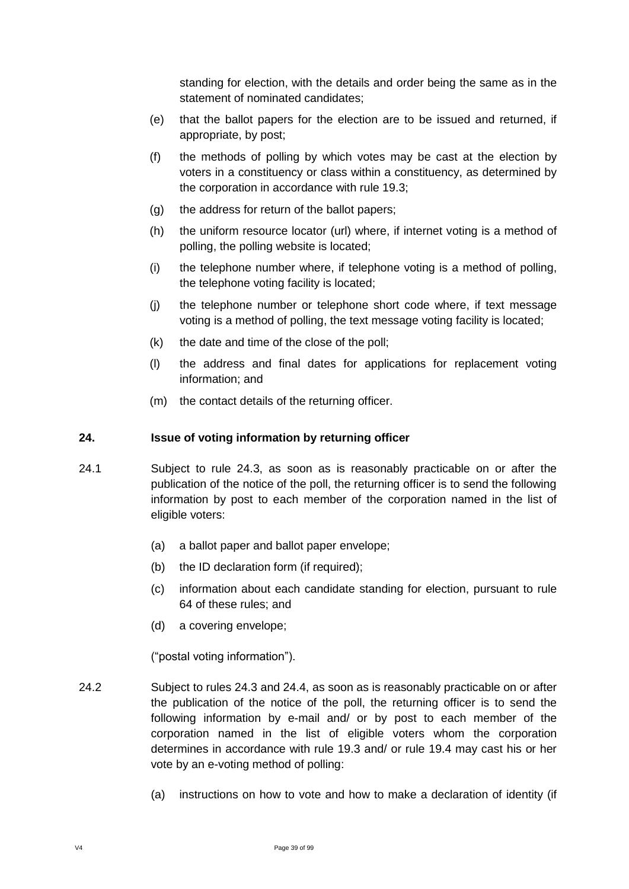standing for election, with the details and order being the same as in the statement of nominated candidates;

(e) that the ballot papers for the election are to be issued and returned, if appropriate, by post;

(f) the methods of polling by which votes may be cast at the election by voters in a constituency or class within a constituency, as determined by the corporation in accordance with rule 19.3;

(g) the address for return of the ballot papers;

(h) the uniform resource locator (url) where, if internet voting is a method of polling, the polling website is located;

(i) the telephone number where, if telephone voting is a method of polling, the telephone voting facility is located;

(j) the telephone number or telephone short code where, if text message voting is a method of polling, the text message voting facility is located;

(k) the date and time of the close of the poll;

(l) the address and final dates for applications for replacement voting information; and

(m) the contact details of the returning officer.

## 24. Issue of voting information by returning officer

24.1 Subject to rule 24.3, as soon as is reasonably practicable on or after the publication of the notice of the poll, the returning officer is to send the following information by post to each member of the corporation named in the list of eligible voters:

(a) a ballot paper and ballot paper envelope;

(b) the ID declaration form (if required);

(c) information about each candidate standing for election, pursuant to rule 64 of these rules; and

(d) a covering envelope;

("postal voting information").

24.2 Subject to rules 24.3 and 24.4, as soon as is reasonably practicable on or after the publication of the notice of the poll, the returning officer is to send the following information by e-mail and/ or by post to each member of the corporation named in the list of eligible voters whom the corporation determines in accordance with rule 19.3 and/ or rule 19.4 may cast his or her vote by an e-voting method of polling:

(a) instructions on how to vote and how to make a declaration of identity (if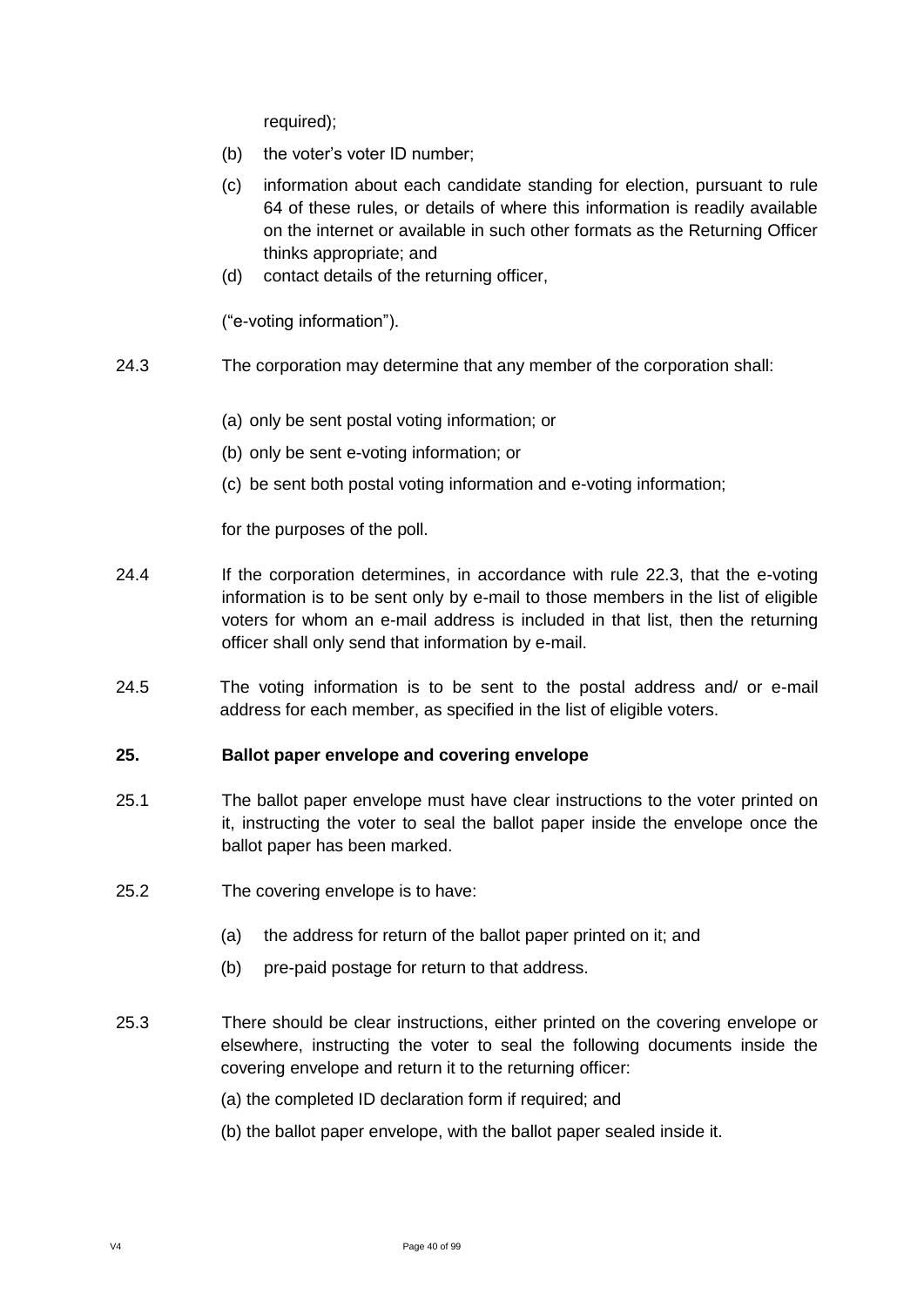required);

(b) the voter's voter ID number;

(c) information about each candidate standing for election, pursuant to rule 64 of these rules, or details of where this information is readily available on the internet or available in such other formats as the Returning Officer thinks appropriate; and

(d) contact details of the returning officer,

("e-voting information").

24.3 The corporation may determine that any member of the corporation shall:

(a) only be sent postal voting information; or

(b) only be sent e-voting information; or

(c) be sent both postal voting information and e-voting information;

for the purposes of the poll.

24.4 If the corporation determines, in accordance with rule 22.3, that the e-voting information is to be sent only by e-mail to those members in the list of eligible voters for whom an e-mail address is included in that list, then the returning officer shall only send that information by e-mail.

24.5 The voting information is to be sent to the postal address and/ or e-mail address for each member, as specified in the list of eligible voters.

**25. Ballot paper envelope and covering envelope**

25.1 The ballot paper envelope must have clear instructions to the voter printed on it, instructing the voter to seal the ballot paper inside the envelope once the ballot paper has been marked.

25.2 The covering envelope is to have:

(a) the address for return of the ballot paper printed on it; and

(b) pre-paid postage for return to that address.

25.3 There should be clear instructions, either printed on the covering envelope or elsewhere, instructing the voter to seal the following documents inside the covering envelope and return it to the returning officer:

(a) the completed ID declaration form if required; and

(b) the ballot paper envelope, with the ballot paper sealed inside it.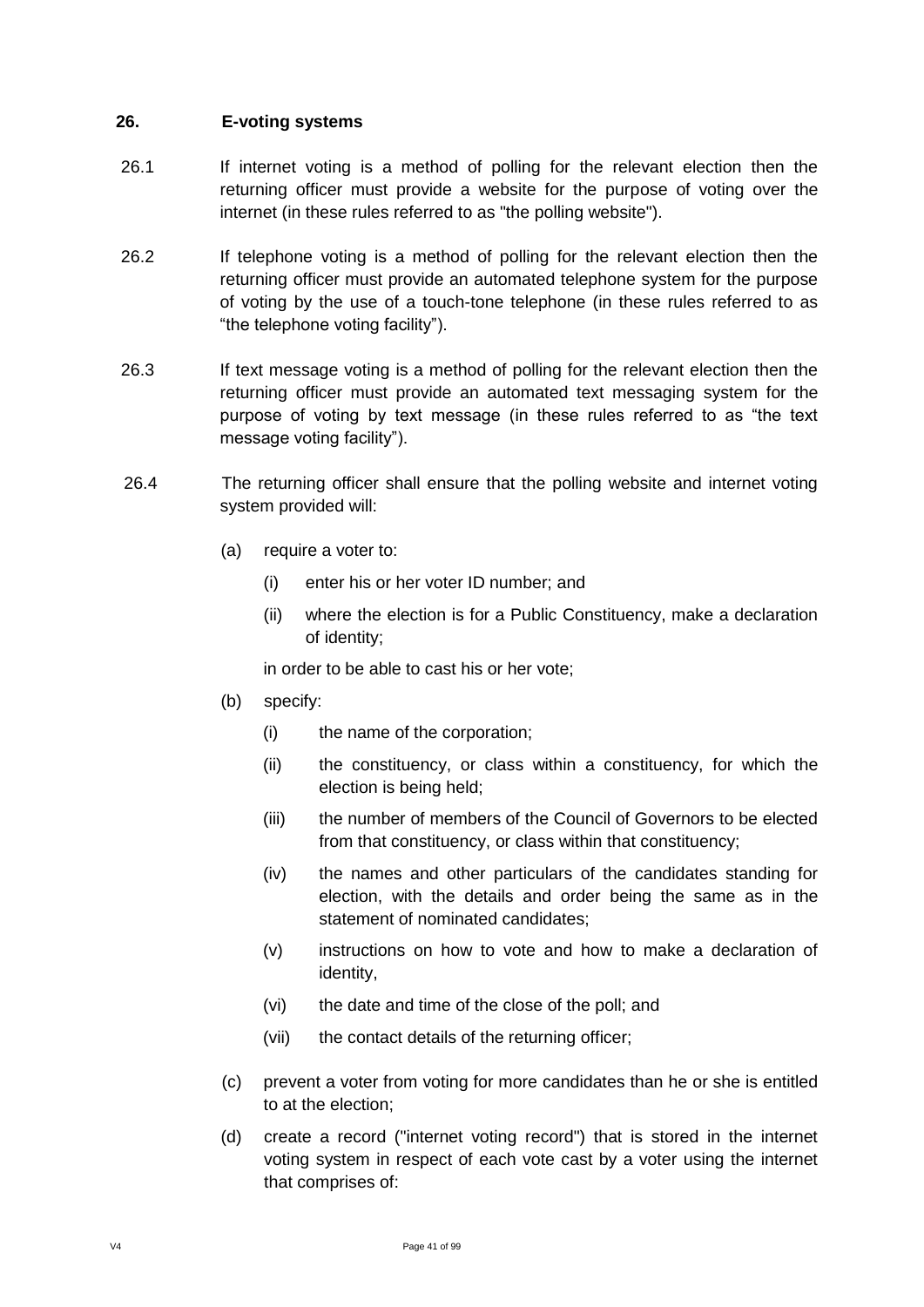## 26. E-voting systems

26.1 If internet voting is a method of polling for the relevant election then the returning officer must provide a website for the purpose of voting over the internet (in these rules referred to as "the polling website").

26.2 If telephone voting is a method of polling for the relevant election then the returning officer must provide an automated telephone system for the purpose of voting by the use of a touch-tone telephone (in these rules referred to as "the telephone voting facility").

26.3 If text message voting is a method of polling for the relevant election then the returning officer must provide an automated text messaging system for the purpose of voting by text message (in these rules referred to as "the text message voting facility").

26.4 The returning officer shall ensure that the polling website and internet voting system provided will:

- (a) require a voter to:
  - (i) enter his or her voter ID number; and
  - (ii) where the election is for a Public Constituency, make a declaration of identity;

  in order to be able to cast his or her vote;
- (b) specify:
  - (i) the name of the corporation;
  - (ii) the constituency, or class within a constituency, for which the election is being held;
  - (iii) the number of members of the Council of Governors to be elected from that constituency, or class within that constituency;
  - (iv) the names and other particulars of the candidates standing for election, with the details and order being the same as in the statement of nominated candidates;
  - (v) instructions on how to vote and how to make a declaration of identity,
  - (vi) the date and time of the close of the poll; and
  - (vii) the contact details of the returning officer;
- (c) prevent a voter from voting for more candidates than he or she is entitled to at the election;
- (d) create a record ("internet voting record") that is stored in the internet voting system in respect of each vote cast by a voter using the internet that comprises of: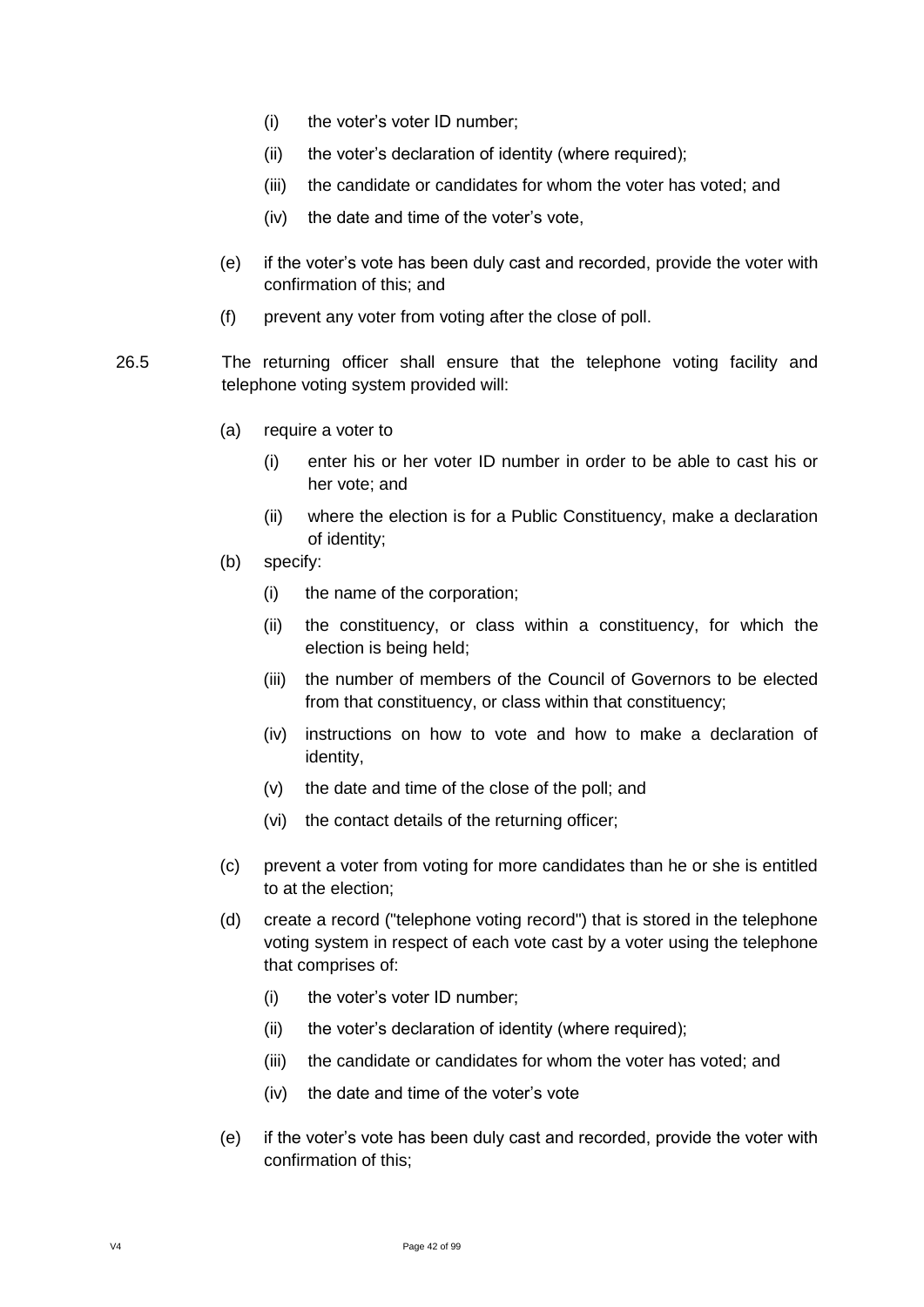(i) the voter's voter ID number;

   (ii) the voter's declaration of identity (where required);

   (iii) the candidate or candidates for whom the voter has voted; and

   (iv) the date and time of the voter's vote,

(e) if the voter's vote has been duly cast and recorded, provide the voter with confirmation of this; and

(f) prevent any voter from voting after the close of poll.

26.5 The returning officer shall ensure that the telephone voting facility and telephone voting system provided will:

(a) require a voter to

   (i) enter his or her voter ID number in order to be able to cast his or her vote; and

   (ii) where the election is for a Public Constituency, make a declaration of identity;

(b) specify:

   (i) the name of the corporation;

   (ii) the constituency, or class within a constituency, for which the election is being held;

   (iii) the number of members of the Council of Governors to be elected from that constituency, or class within that constituency;

   (iv) instructions on how to vote and how to make a declaration of identity,

   (v) the date and time of the close of the poll; and

   (vi) the contact details of the returning officer;

(c) prevent a voter from voting for more candidates than he or she is entitled to at the election;

(d) create a record ("telephone voting record") that is stored in the telephone voting system in respect of each vote cast by a voter using the telephone that comprises of:

   (i) the voter's voter ID number;

   (ii) the voter's declaration of identity (where required);

   (iii) the candidate or candidates for whom the voter has voted; and

   (iv) the date and time of the voter's vote

(e) if the voter's vote has been duly cast and recorded, provide the voter with confirmation of this;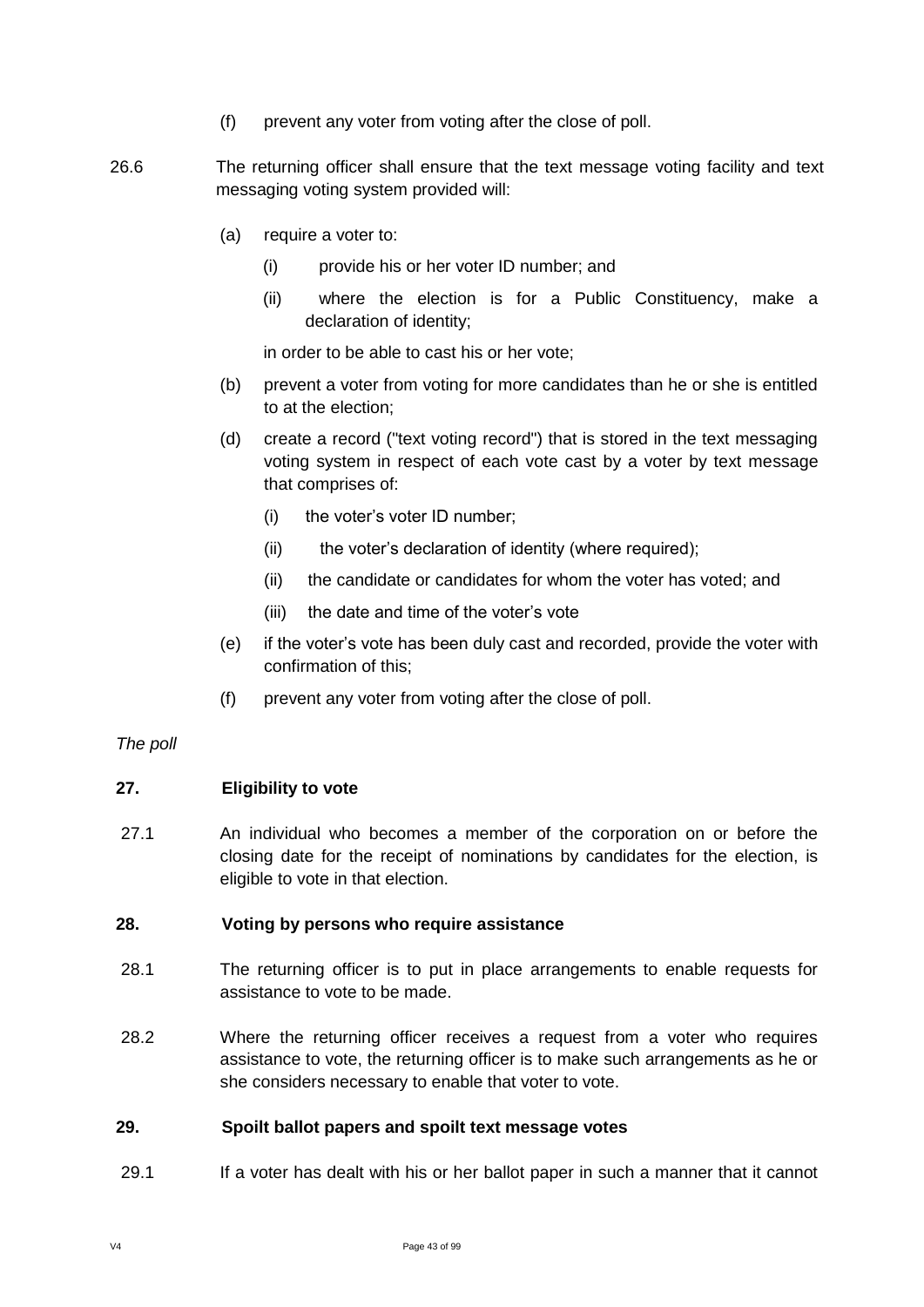(f) prevent any voter from voting after the close of poll.

26.6 The returning officer shall ensure that the text message voting facility and text messaging voting system provided will:

(a) require a voter to:

(i) provide his or her voter ID number; and

(ii) where the election is for a Public Constituency, make a declaration of identity;

in order to be able to cast his or her vote;

(b) prevent a voter from voting for more candidates than he or she is entitled to at the election;

(d) create a record ("text voting record") that is stored in the text messaging voting system in respect of each vote cast by a voter by text message that comprises of:

(i) the voter's voter ID number;

(ii) the voter's declaration of identity (where required);

(ii) the candidate or candidates for whom the voter has voted; and

(iii) the date and time of the voter's vote

(e) if the voter's vote has been duly cast and recorded, provide the voter with confirmation of this;

(f) prevent any voter from voting after the close of poll.

*The poll*

**27. Eligibility to vote**

27.1 An individual who becomes a member of the corporation on or before the closing date for the receipt of nominations by candidates for the election, is eligible to vote in that election.

**28. Voting by persons who require assistance**

28.1 The returning officer is to put in place arrangements to enable requests for assistance to vote to be made.

28.2 Where the returning officer receives a request from a voter who requires assistance to vote, the returning officer is to make such arrangements as he or she considers necessary to enable that voter to vote.

**29. Spoilt ballot papers and spoilt text message votes**

29.1 If a voter has dealt with his or her ballot paper in such a manner that it cannot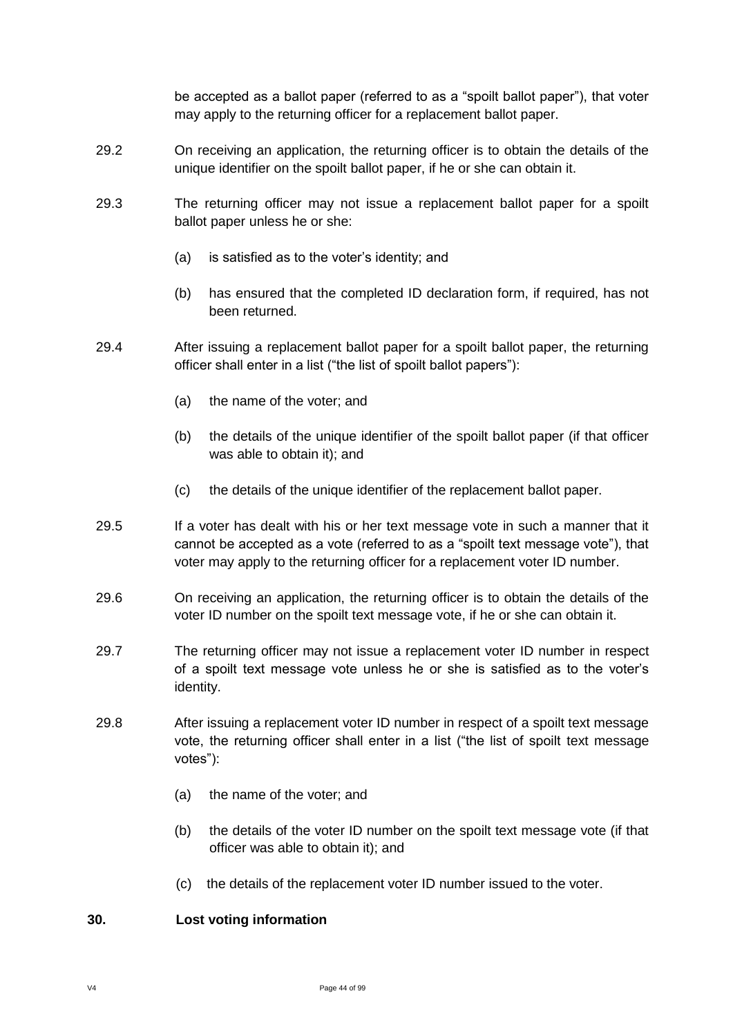be accepted as a ballot paper (referred to as a "spoilt ballot paper"), that voter may apply to the returning officer for a replacement ballot paper.

29.2 On receiving an application, the returning officer is to obtain the details of the unique identifier on the spoilt ballot paper, if he or she can obtain it.

29.3 The returning officer may not issue a replacement ballot paper for a spoilt ballot paper unless he or she:

(a) is satisfied as to the voter's identity; and

(b) has ensured that the completed ID declaration form, if required, has not been returned.

29.4 After issuing a replacement ballot paper for a spoilt ballot paper, the returning officer shall enter in a list ("the list of spoilt ballot papers"):

(a) the name of the voter; and

(b) the details of the unique identifier of the spoilt ballot paper (if that officer was able to obtain it); and

(c) the details of the unique identifier of the replacement ballot paper.

29.5 If a voter has dealt with his or her text message vote in such a manner that it cannot be accepted as a vote (referred to as a "spoilt text message vote"), that voter may apply to the returning officer for a replacement voter ID number.

29.6 On receiving an application, the returning officer is to obtain the details of the voter ID number on the spoilt text message vote, if he or she can obtain it.

29.7 The returning officer may not issue a replacement voter ID number in respect of a spoilt text message vote unless he or she is satisfied as to the voter's identity.

29.8 After issuing a replacement voter ID number in respect of a spoilt text message vote, the returning officer shall enter in a list ("the list of spoilt text message votes"):

(a) the name of the voter; and

(b) the details of the voter ID number on the spoilt text message vote (if that officer was able to obtain it); and

(c) the details of the replacement voter ID number issued to the voter.

**30. Lost voting information**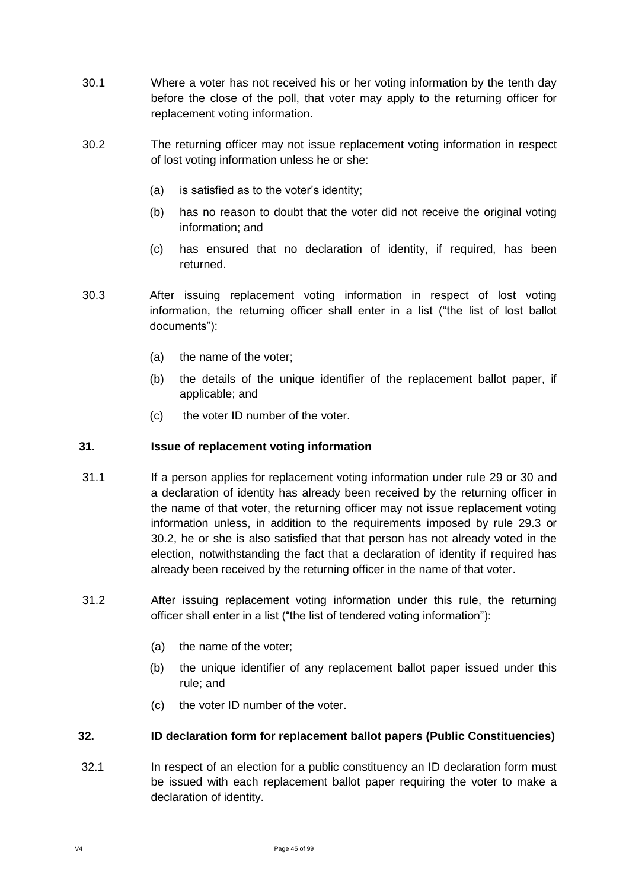30.1 Where a voter has not received his or her voting information by the tenth day before the close of the poll, that voter may apply to the returning officer for replacement voting information.

30.2 The returning officer may not issue replacement voting information in respect of lost voting information unless he or she:

- (a) is satisfied as to the voter's identity;
- (b) has no reason to doubt that the voter did not receive the original voting information; and
- (c) has ensured that no declaration of identity, if required, has been returned.

30.3 After issuing replacement voting information in respect of lost voting information, the returning officer shall enter in a list ("the list of lost ballot documents"):

- (a) the name of the voter;
- (b) the details of the unique identifier of the replacement ballot paper, if applicable; and
- (c) the voter ID number of the voter.

### 31. Issue of replacement voting information

31.1 If a person applies for replacement voting information under rule 29 or 30 and a declaration of identity has already been received by the returning officer in the name of that voter, the returning officer may not issue replacement voting information unless, in addition to the requirements imposed by rule 29.3 or 30.2, he or she is also satisfied that that person has not already voted in the election, notwithstanding the fact that a declaration of identity if required has already been received by the returning officer in the name of that voter.

31.2 After issuing replacement voting information under this rule, the returning officer shall enter in a list ("the list of tendered voting information"):

- (a) the name of the voter;
- (b) the unique identifier of any replacement ballot paper issued under this rule; and
- (c) the voter ID number of the voter.

### 32. ID declaration form for replacement ballot papers (Public Constituencies)

32.1 In respect of an election for a public constituency an ID declaration form must be issued with each replacement ballot paper requiring the voter to make a declaration of identity.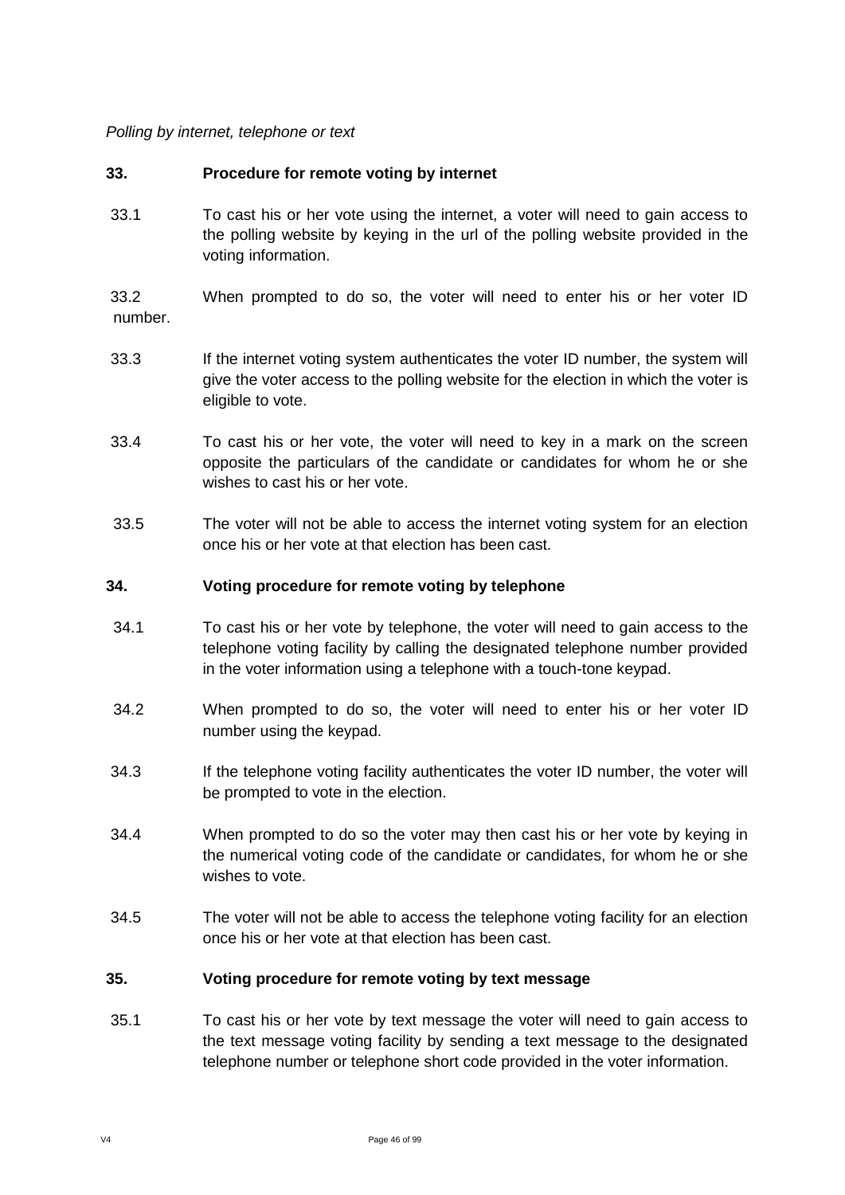*Polling by internet, telephone or text*

**33. Procedure for remote voting by internet**

33.1 To cast his or her vote using the internet, a voter will need to gain access to the polling website by keying in the url of the polling website provided in the voting information.

33.2 When prompted to do so, the voter will need to enter his or her voter ID number.

33.3 If the internet voting system authenticates the voter ID number, the system will give the voter access to the polling website for the election in which the voter is eligible to vote.

33.4 To cast his or her vote, the voter will need to key in a mark on the screen opposite the particulars of the candidate or candidates for whom he or she wishes to cast his or her vote.

33.5 The voter will not be able to access the internet voting system for an election once his or her vote at that election has been cast.

**34. Voting procedure for remote voting by telephone**

34.1 To cast his or her vote by telephone, the voter will need to gain access to the telephone voting facility by calling the designated telephone number provided in the voter information using a telephone with a touch-tone keypad.

34.2 When prompted to do so, the voter will need to enter his or her voter ID number using the keypad.

34.3 If the telephone voting facility authenticates the voter ID number, the voter will be prompted to vote in the election.

34.4 When prompted to do so the voter may then cast his or her vote by keying in the numerical voting code of the candidate or candidates, for whom he or she wishes to vote.

34.5 The voter will not be able to access the telephone voting facility for an election once his or her vote at that election has been cast.

**35. Voting procedure for remote voting by text message**

35.1 To cast his or her vote by text message the voter will need to gain access to the text message voting facility by sending a text message to the designated telephone number or telephone short code provided in the voter information.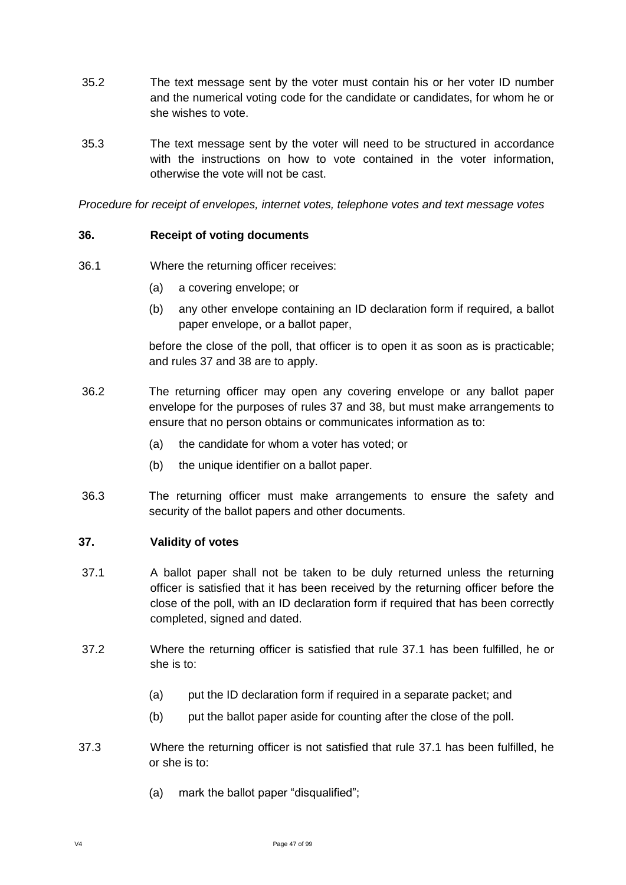35.2 The text message sent by the voter must contain his or her voter ID number and the numerical voting code for the candidate or candidates, for whom he or she wishes to vote.

35.3 The text message sent by the voter will need to be structured in accordance with the instructions on how to vote contained in the voter information, otherwise the vote will not be cast.

*Procedure for receipt of envelopes, internet votes, telephone votes and text message votes*

**36. Receipt of voting documents**

36.1 Where the returning officer receives:

(a) a covering envelope; or

(b) any other envelope containing an ID declaration form if required, a ballot paper envelope, or a ballot paper,

before the close of the poll, that officer is to open it as soon as is practicable; and rules 37 and 38 are to apply.

36.2 The returning officer may open any covering envelope or any ballot paper envelope for the purposes of rules 37 and 38, but must make arrangements to ensure that no person obtains or communicates information as to:

(a) the candidate for whom a voter has voted; or

(b) the unique identifier on a ballot paper.

36.3 The returning officer must make arrangements to ensure the safety and security of the ballot papers and other documents.

**37. Validity of votes**

37.1 A ballot paper shall not be taken to be duly returned unless the returning officer is satisfied that it has been received by the returning officer before the close of the poll, with an ID declaration form if required that has been correctly completed, signed and dated.

37.2 Where the returning officer is satisfied that rule 37.1 has been fulfilled, he or she is to:

(a) put the ID declaration form if required in a separate packet; and

(b) put the ballot paper aside for counting after the close of the poll.

37.3 Where the returning officer is not satisfied that rule 37.1 has been fulfilled, he or she is to:

(a) mark the ballot paper "disqualified";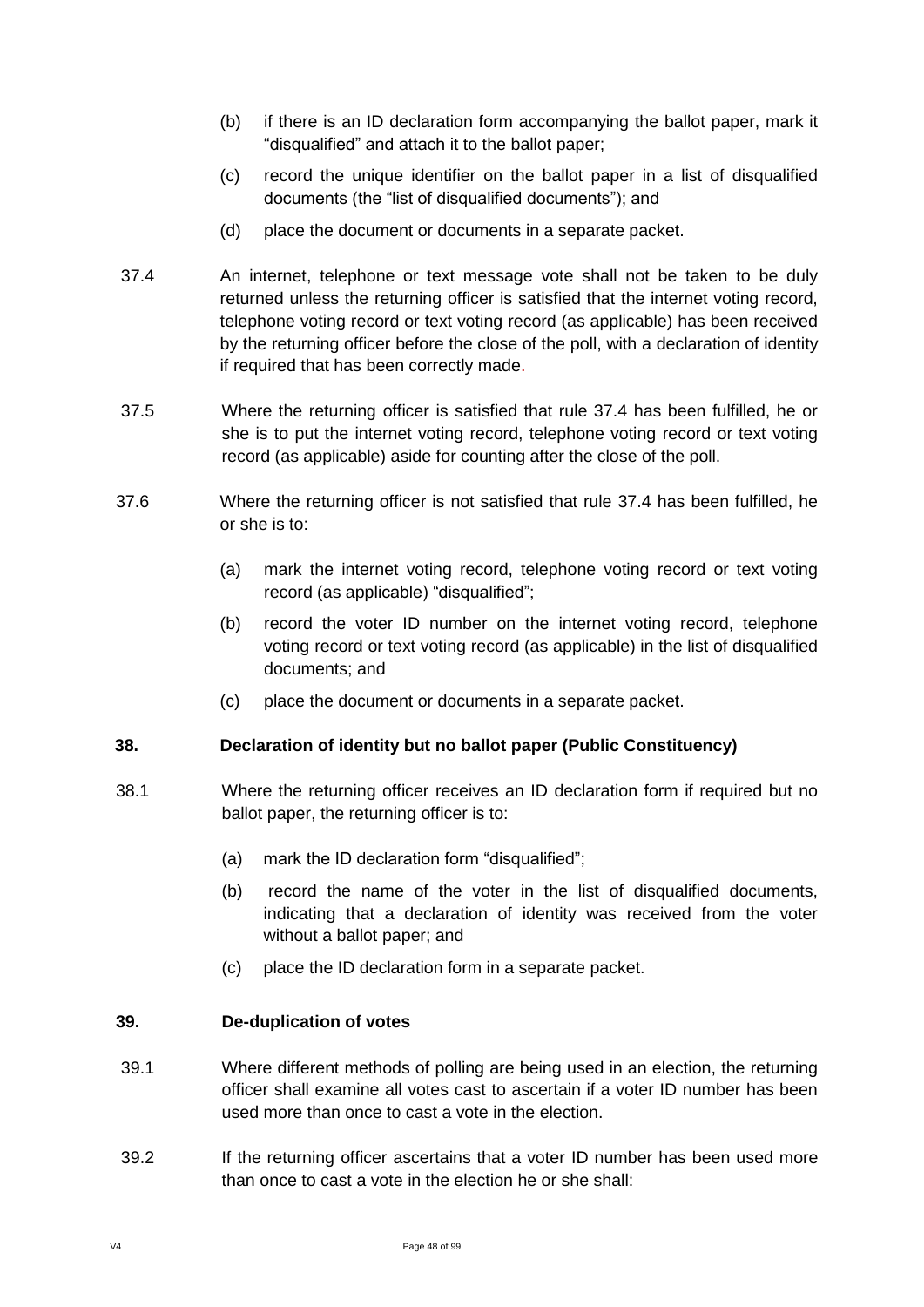(b) if there is an ID declaration form accompanying the ballot paper, mark it "disqualified" and attach it to the ballot paper;

(c) record the unique identifier on the ballot paper in a list of disqualified documents (the "list of disqualified documents"); and

(d) place the document or documents in a separate packet.

37.4 An internet, telephone or text message vote shall not be taken to be duly returned unless the returning officer is satisfied that the internet voting record, telephone voting record or text voting record (as applicable) has been received by the returning officer before the close of the poll, with a declaration of identity if required that has been correctly made.

37.5 Where the returning officer is satisfied that rule 37.4 has been fulfilled, he or she is to put the internet voting record, telephone voting record or text voting record (as applicable) aside for counting after the close of the poll.

37.6 Where the returning officer is not satisfied that rule 37.4 has been fulfilled, he or she is to:

(a) mark the internet voting record, telephone voting record or text voting record (as applicable) "disqualified";

(b) record the voter ID number on the internet voting record, telephone voting record or text voting record (as applicable) in the list of disqualified documents; and

(c) place the document or documents in a separate packet.

**38. Declaration of identity but no ballot paper (Public Constituency)**

38.1 Where the returning officer receives an ID declaration form if required but no ballot paper, the returning officer is to:

(a) mark the ID declaration form "disqualified";

(b) record the name of the voter in the list of disqualified documents, indicating that a declaration of identity was received from the voter without a ballot paper; and

(c) place the ID declaration form in a separate packet.

**39. De-duplication of votes**

39.1 Where different methods of polling are being used in an election, the returning officer shall examine all votes cast to ascertain if a voter ID number has been used more than once to cast a vote in the election.

39.2 If the returning officer ascertains that a voter ID number has been used more than once to cast a vote in the election he or she shall: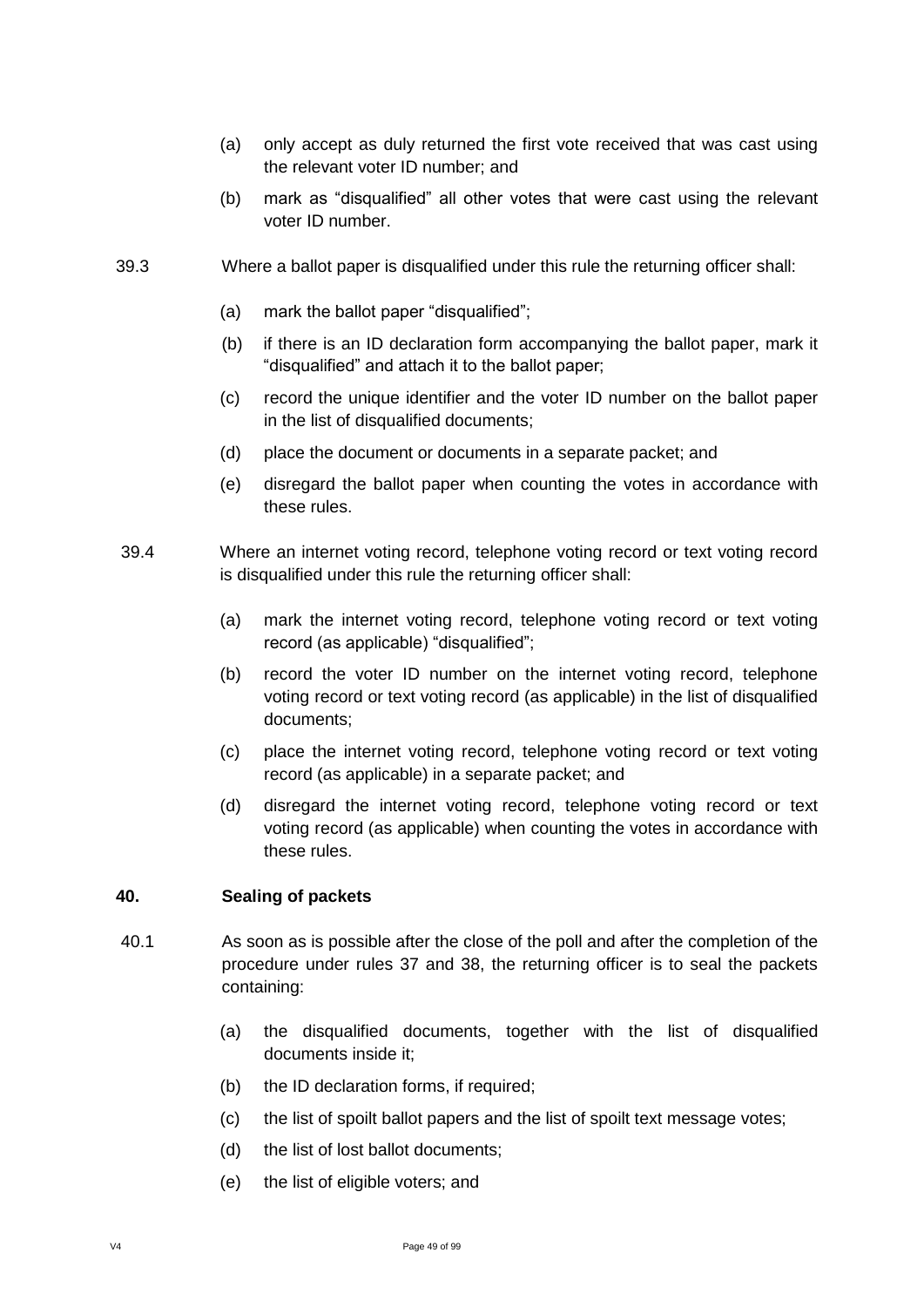(a) only accept as duly returned the first vote received that was cast using the relevant voter ID number; and

(b) mark as "disqualified" all other votes that were cast using the relevant voter ID number.

39.3 Where a ballot paper is disqualified under this rule the returning officer shall:

(a) mark the ballot paper "disqualified";

(b) if there is an ID declaration form accompanying the ballot paper, mark it "disqualified" and attach it to the ballot paper;

(c) record the unique identifier and the voter ID number on the ballot paper in the list of disqualified documents;

(d) place the document or documents in a separate packet; and

(e) disregard the ballot paper when counting the votes in accordance with these rules.

39.4 Where an internet voting record, telephone voting record or text voting record is disqualified under this rule the returning officer shall:

(a) mark the internet voting record, telephone voting record or text voting record (as applicable) "disqualified";

(b) record the voter ID number on the internet voting record, telephone voting record or text voting record (as applicable) in the list of disqualified documents;

(c) place the internet voting record, telephone voting record or text voting record (as applicable) in a separate packet; and

(d) disregard the internet voting record, telephone voting record or text voting record (as applicable) when counting the votes in accordance with these rules.

## 40. Sealing of packets

40.1 As soon as is possible after the close of the poll and after the completion of the procedure under rules 37 and 38, the returning officer is to seal the packets containing:

(a) the disqualified documents, together with the list of disqualified documents inside it;

(b) the ID declaration forms, if required;

(c) the list of spoilt ballot papers and the list of spoilt text message votes;

(d) the list of lost ballot documents;

(e) the list of eligible voters; and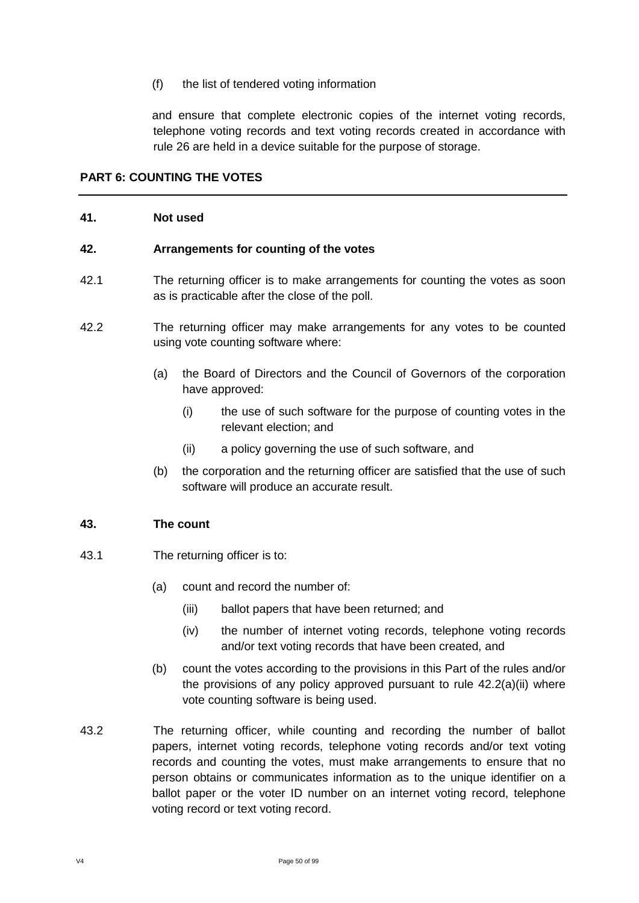(f) the list of tendered voting information

and ensure that complete electronic copies of the internet voting records, telephone voting records and text voting records created in accordance with rule 26 are held in a device suitable for the purpose of storage.

## PART 6: COUNTING THE VOTES

---

**41. Not used**

**42. Arrangements for counting of the votes**

42.1 The returning officer is to make arrangements for counting the votes as soon as is practicable after the close of the poll.

42.2 The returning officer may make arrangements for any votes to be counted using vote counting software where:

- (a) the Board of Directors and the Council of Governors of the corporation have approved:
  - (i) the use of such software for the purpose of counting votes in the relevant election; and
  - (ii) a policy governing the use of such software, and
- (b) the corporation and the returning officer are satisfied that the use of such software will produce an accurate result.

**43. The count**

43.1 The returning officer is to:

- (a) count and record the number of:
  - (iii) ballot papers that have been returned; and
  - (iv) the number of internet voting records, telephone voting records and/or text voting records that have been created, and
- (b) count the votes according to the provisions in this Part of the rules and/or the provisions of any policy approved pursuant to rule 42.2(a)(ii) where vote counting software is being used.

43.2 The returning officer, while counting and recording the number of ballot papers, internet voting records, telephone voting records and/or text voting records and counting the votes, must make arrangements to ensure that no person obtains or communicates information as to the unique identifier on a ballot paper or the voter ID number on an internet voting record, telephone voting record or text voting record.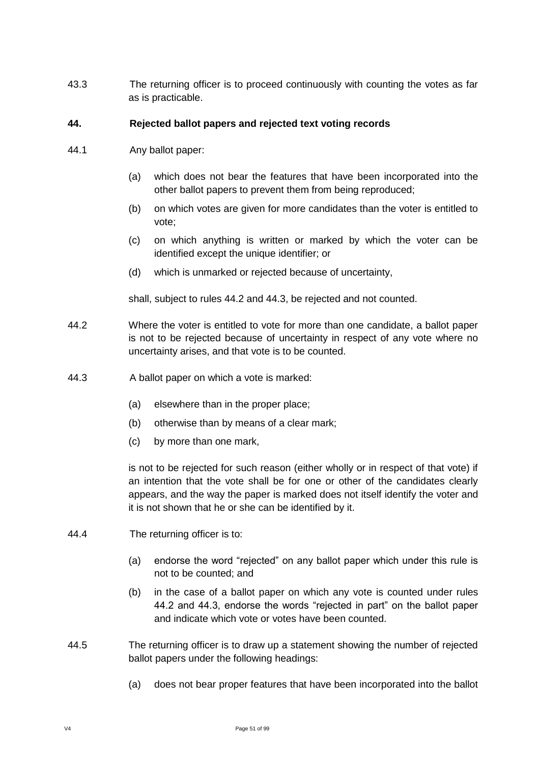43.3 The returning officer is to proceed continuously with counting the votes as far as is practicable.

**44. Rejected ballot papers and rejected text voting records**

44.1 Any ballot paper:

(a) which does not bear the features that have been incorporated into the other ballot papers to prevent them from being reproduced;

(b) on which votes are given for more candidates than the voter is entitled to vote;

(c) on which anything is written or marked by which the voter can be identified except the unique identifier; or

(d) which is unmarked or rejected because of uncertainty,

shall, subject to rules 44.2 and 44.3, be rejected and not counted.

44.2 Where the voter is entitled to vote for more than one candidate, a ballot paper is not to be rejected because of uncertainty in respect of any vote where no uncertainty arises, and that vote is to be counted.

44.3 A ballot paper on which a vote is marked:

(a) elsewhere than in the proper place;

(b) otherwise than by means of a clear mark;

(c) by more than one mark,

is not to be rejected for such reason (either wholly or in respect of that vote) if an intention that the vote shall be for one or other of the candidates clearly appears, and the way the paper is marked does not itself identify the voter and it is not shown that he or she can be identified by it.

44.4 The returning officer is to:

(a) endorse the word "rejected" on any ballot paper which under this rule is not to be counted; and

(b) in the case of a ballot paper on which any vote is counted under rules 44.2 and 44.3, endorse the words "rejected in part" on the ballot paper and indicate which vote or votes have been counted.

44.5 The returning officer is to draw up a statement showing the number of rejected ballot papers under the following headings:

(a) does not bear proper features that have been incorporated into the ballot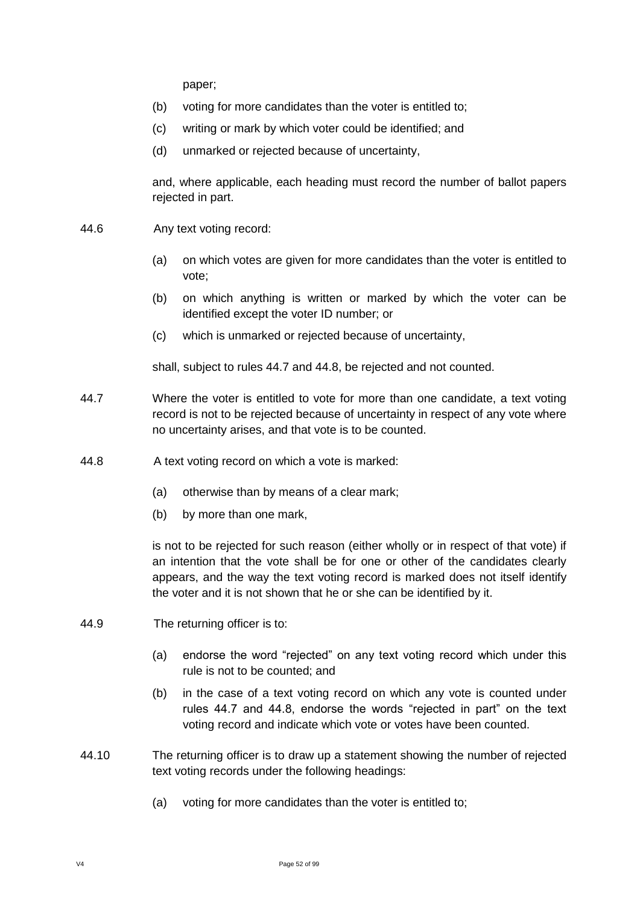paper;

(b) voting for more candidates than the voter is entitled to;

(c) writing or mark by which voter could be identified; and

(d) unmarked or rejected because of uncertainty,

and, where applicable, each heading must record the number of ballot papers rejected in part.

44.6 Any text voting record:

(a) on which votes are given for more candidates than the voter is entitled to vote;

(b) on which anything is written or marked by which the voter can be identified except the voter ID number; or

(c) which is unmarked or rejected because of uncertainty,

shall, subject to rules 44.7 and 44.8, be rejected and not counted.

44.7 Where the voter is entitled to vote for more than one candidate, a text voting record is not to be rejected because of uncertainty in respect of any vote where no uncertainty arises, and that vote is to be counted.

44.8 A text voting record on which a vote is marked:

(a) otherwise than by means of a clear mark;

(b) by more than one mark,

is not to be rejected for such reason (either wholly or in respect of that vote) if an intention that the vote shall be for one or other of the candidates clearly appears, and the way the text voting record is marked does not itself identify the voter and it is not shown that he or she can be identified by it.

44.9 The returning officer is to:

(a) endorse the word "rejected" on any text voting record which under this rule is not to be counted; and

(b) in the case of a text voting record on which any vote is counted under rules 44.7 and 44.8, endorse the words "rejected in part" on the text voting record and indicate which vote or votes have been counted.

44.10 The returning officer is to draw up a statement showing the number of rejected text voting records under the following headings:

(a) voting for more candidates than the voter is entitled to;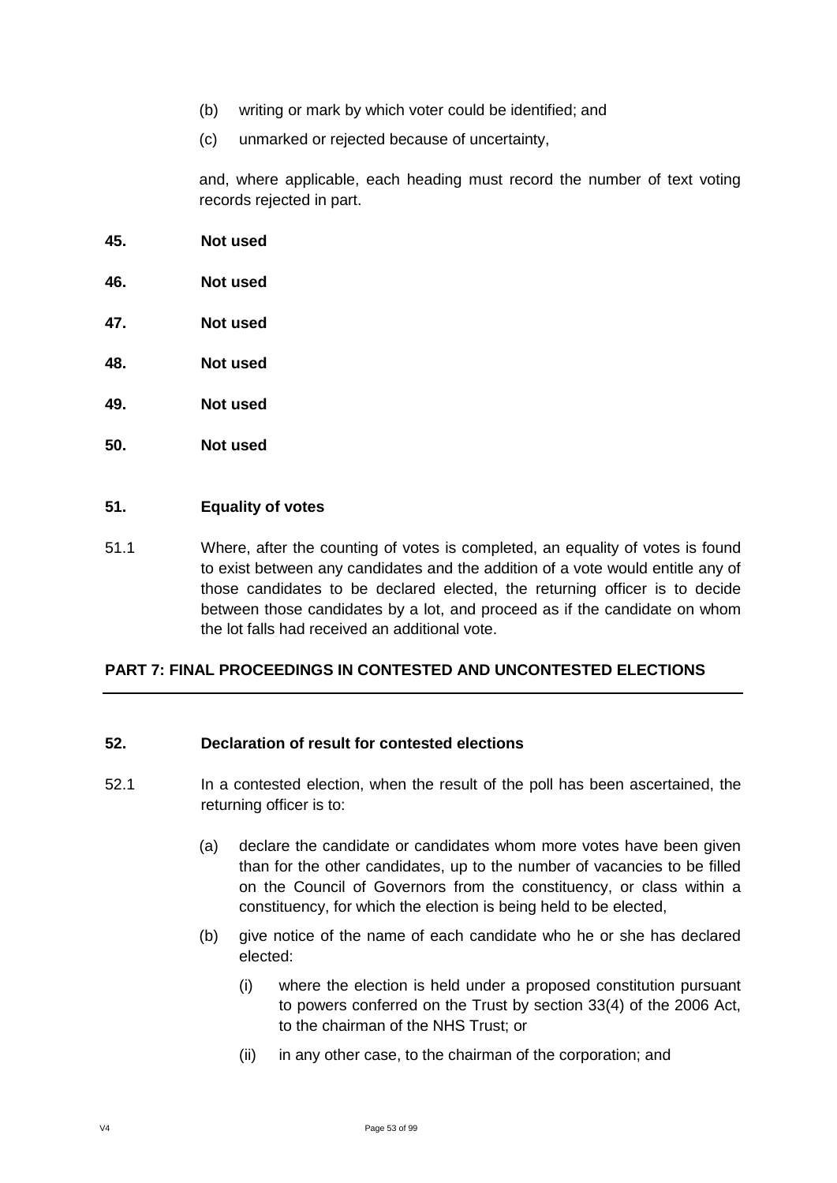(b) writing or mark by which voter could be identified; and

(c) unmarked or rejected because of uncertainty,

and, where applicable, each heading must record the number of text voting records rejected in part.

**45. Not used**

**46. Not used**

**47. Not used**

**48. Not used**

**49. Not used**

**50. Not used**

**51. Equality of votes**

51.1 Where, after the counting of votes is completed, an equality of votes is found to exist between any candidates and the addition of a vote would entitle any of those candidates to be declared elected, the returning officer is to decide between those candidates by a lot, and proceed as if the candidate on whom the lot falls had received an additional vote.

## PART 7: FINAL PROCEEDINGS IN CONTESTED AND UNCONTESTED ELECTIONS

**52. Declaration of result for contested elections**

52.1 In a contested election, when the result of the poll has been ascertained, the returning officer is to:

(a) declare the candidate or candidates whom more votes have been given than for the other candidates, up to the number of vacancies to be filled on the Council of Governors from the constituency, or class within a constituency, for which the election is being held to be elected,

(b) give notice of the name of each candidate who he or she has declared elected:

(i) where the election is held under a proposed constitution pursuant to powers conferred on the Trust by section 33(4) of the 2006 Act, to the chairman of the NHS Trust; or

(ii) in any other case, to the chairman of the corporation; and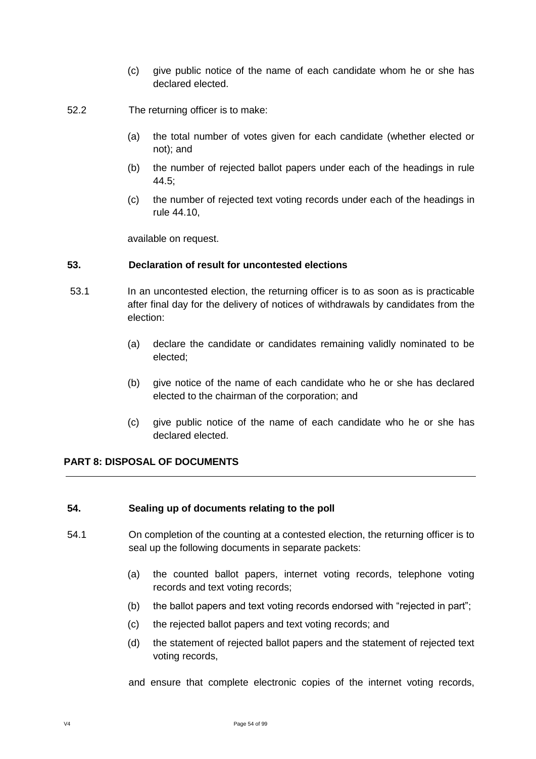(c) give public notice of the name of each candidate whom he or she has declared elected.

52.2 The returning officer is to make:

(a) the total number of votes given for each candidate (whether elected or not); and

(b) the number of rejected ballot papers under each of the headings in rule 44.5;

(c) the number of rejected text voting records under each of the headings in rule 44.10,

available on request.

**53. Declaration of result for uncontested elections**

53.1 In an uncontested election, the returning officer is to as soon as is practicable after final day for the delivery of notices of withdrawals by candidates from the election:

(a) declare the candidate or candidates remaining validly nominated to be elected;

(b) give notice of the name of each candidate who he or she has declared elected to the chairman of the corporation; and

(c) give public notice of the name of each candidate who he or she has declared elected.

## PART 8: DISPOSAL OF DOCUMENTS

---

**54. Sealing up of documents relating to the poll**

54.1 On completion of the counting at a contested election, the returning officer is to seal up the following documents in separate packets:

(a) the counted ballot papers, internet voting records, telephone voting records and text voting records;

(b) the ballot papers and text voting records endorsed with "rejected in part";

(c) the rejected ballot papers and text voting records; and

(d) the statement of rejected ballot papers and the statement of rejected text voting records,

and ensure that complete electronic copies of the internet voting records,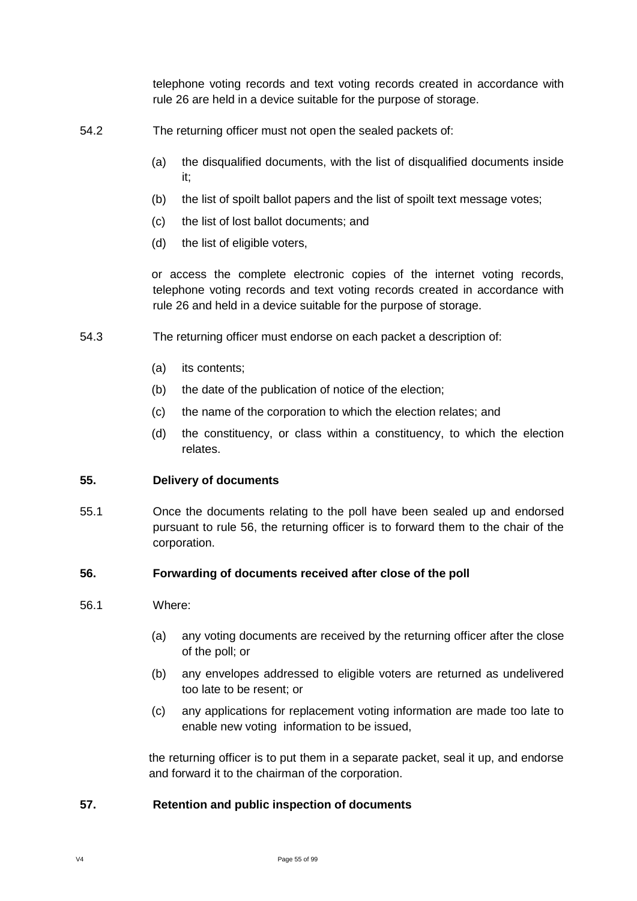telephone voting records and text voting records created in accordance with rule 26 are held in a device suitable for the purpose of storage.

54.2 The returning officer must not open the sealed packets of:

(a) the disqualified documents, with the list of disqualified documents inside it;

(b) the list of spoilt ballot papers and the list of spoilt text message votes;

(c) the list of lost ballot documents; and

(d) the list of eligible voters,

or access the complete electronic copies of the internet voting records, telephone voting records and text voting records created in accordance with rule 26 and held in a device suitable for the purpose of storage.

54.3 The returning officer must endorse on each packet a description of:

(a) its contents;

(b) the date of the publication of notice of the election;

(c) the name of the corporation to which the election relates; and

(d) the constituency, or class within a constituency, to which the election relates.

**55. Delivery of documents**

55.1 Once the documents relating to the poll have been sealed up and endorsed pursuant to rule 56, the returning officer is to forward them to the chair of the corporation.

**56. Forwarding of documents received after close of the poll**

56.1 Where:

(a) any voting documents are received by the returning officer after the close of the poll; or

(b) any envelopes addressed to eligible voters are returned as undelivered too late to be resent; or

(c) any applications for replacement voting information are made too late to enable new voting information to be issued,

the returning officer is to put them in a separate packet, seal it up, and endorse and forward it to the chairman of the corporation.

**57. Retention and public inspection of documents**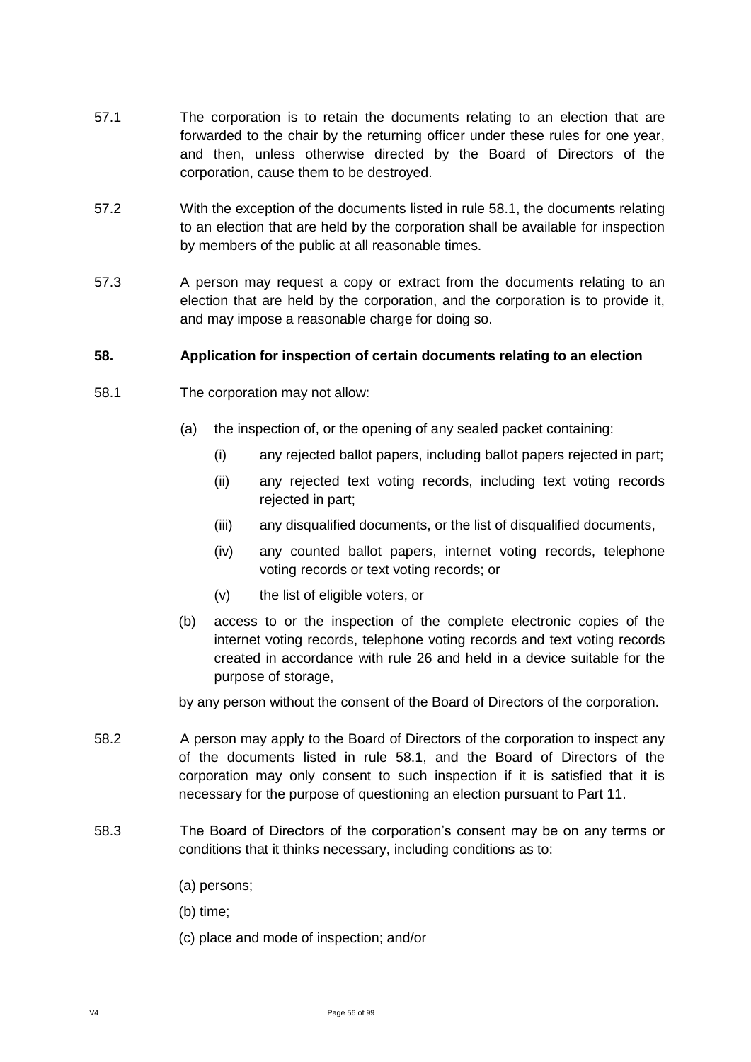57.1 The corporation is to retain the documents relating to an election that are forwarded to the chair by the returning officer under these rules for one year, and then, unless otherwise directed by the Board of Directors of the corporation, cause them to be destroyed.

57.2 With the exception of the documents listed in rule 58.1, the documents relating to an election that are held by the corporation shall be available for inspection by members of the public at all reasonable times.

57.3 A person may request a copy or extract from the documents relating to an election that are held by the corporation, and the corporation is to provide it, and may impose a reasonable charge for doing so.

**58. Application for inspection of certain documents relating to an election**

58.1 The corporation may not allow:

- (a) the inspection of, or the opening of any sealed packet containing:
  - (i) any rejected ballot papers, including ballot papers rejected in part;
  - (ii) any rejected text voting records, including text voting records rejected in part;
  - (iii) any disqualified documents, or the list of disqualified documents,
  - (iv) any counted ballot papers, internet voting records, telephone voting records or text voting records; or
  - (v) the list of eligible voters, or
- (b) access to or the inspection of the complete electronic copies of the internet voting records, telephone voting records and text voting records created in accordance with rule 26 and held in a device suitable for the purpose of storage,

by any person without the consent of the Board of Directors of the corporation.

58.2 A person may apply to the Board of Directors of the corporation to inspect any of the documents listed in rule 58.1, and the Board of Directors of the corporation may only consent to such inspection if it is satisfied that it is necessary for the purpose of questioning an election pursuant to Part 11.

58.3 The Board of Directors of the corporation's consent may be on any terms or conditions that it thinks necessary, including conditions as to:

(a) persons;

(b) time;

(c) place and mode of inspection; and/or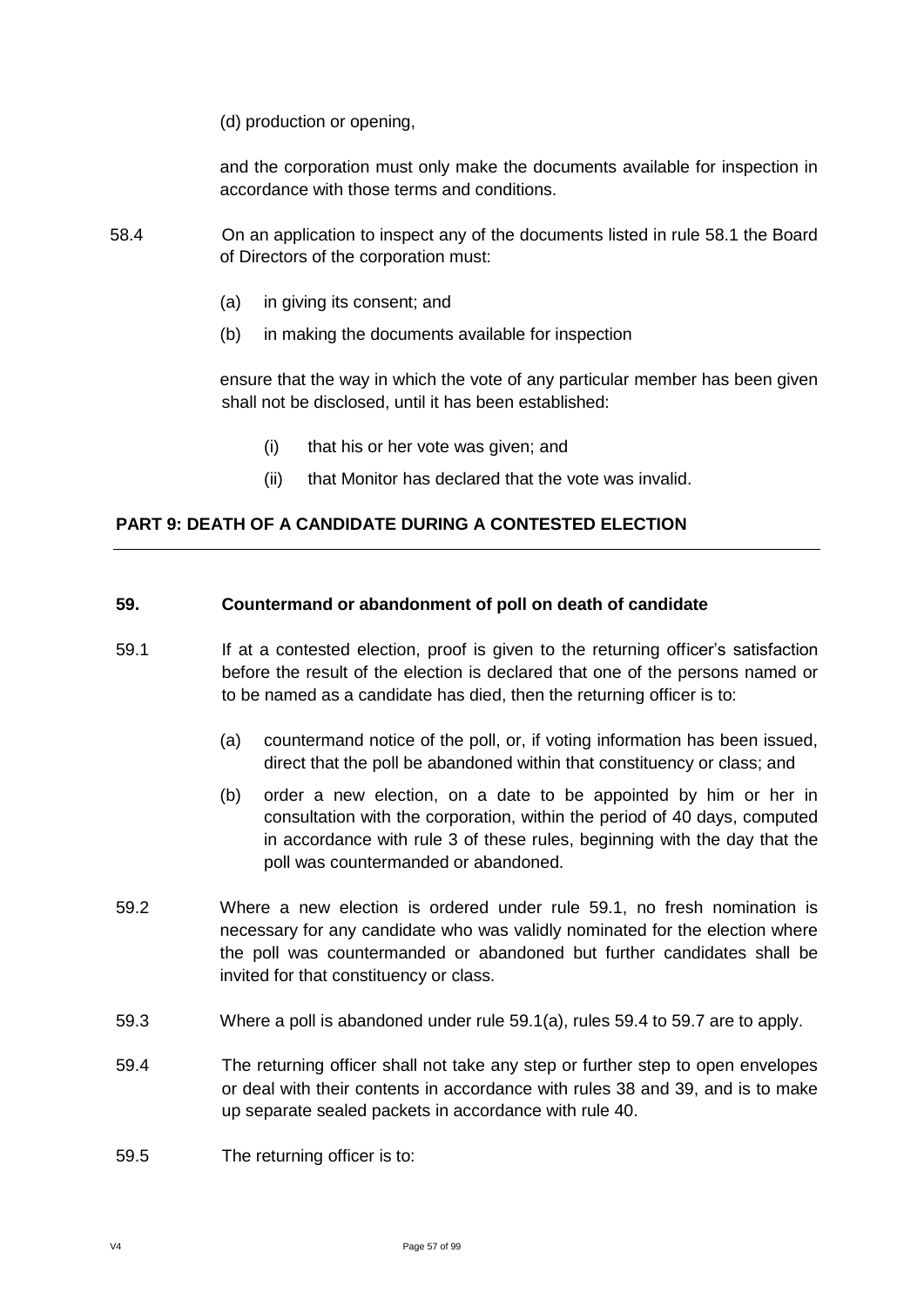(d) production or opening,

and the corporation must only make the documents available for inspection in accordance with those terms and conditions.

58.4 On an application to inspect any of the documents listed in rule 58.1 the Board of Directors of the corporation must:

(a) in giving its consent; and

(b) in making the documents available for inspection

ensure that the way in which the vote of any particular member has been given shall not be disclosed, until it has been established:

(i) that his or her vote was given; and

(ii) that Monitor has declared that the vote was invalid.

## PART 9: DEATH OF A CANDIDATE DURING A CONTESTED ELECTION

### 59. Countermand or abandonment of poll on death of candidate

59.1 If at a contested election, proof is given to the returning officer's satisfaction before the result of the election is declared that one of the persons named or to be named as a candidate has died, then the returning officer is to:

(a) countermand notice of the poll, or, if voting information has been issued, direct that the poll be abandoned within that constituency or class; and

(b) order a new election, on a date to be appointed by him or her in consultation with the corporation, within the period of 40 days, computed in accordance with rule 3 of these rules, beginning with the day that the poll was countermanded or abandoned.

59.2 Where a new election is ordered under rule 59.1, no fresh nomination is necessary for any candidate who was validly nominated for the election where the poll was countermanded or abandoned but further candidates shall be invited for that constituency or class.

59.3 Where a poll is abandoned under rule 59.1(a), rules 59.4 to 59.7 are to apply.

59.4 The returning officer shall not take any step or further step to open envelopes or deal with their contents in accordance with rules 38 and 39, and is to make up separate sealed packets in accordance with rule 40.

59.5 The returning officer is to: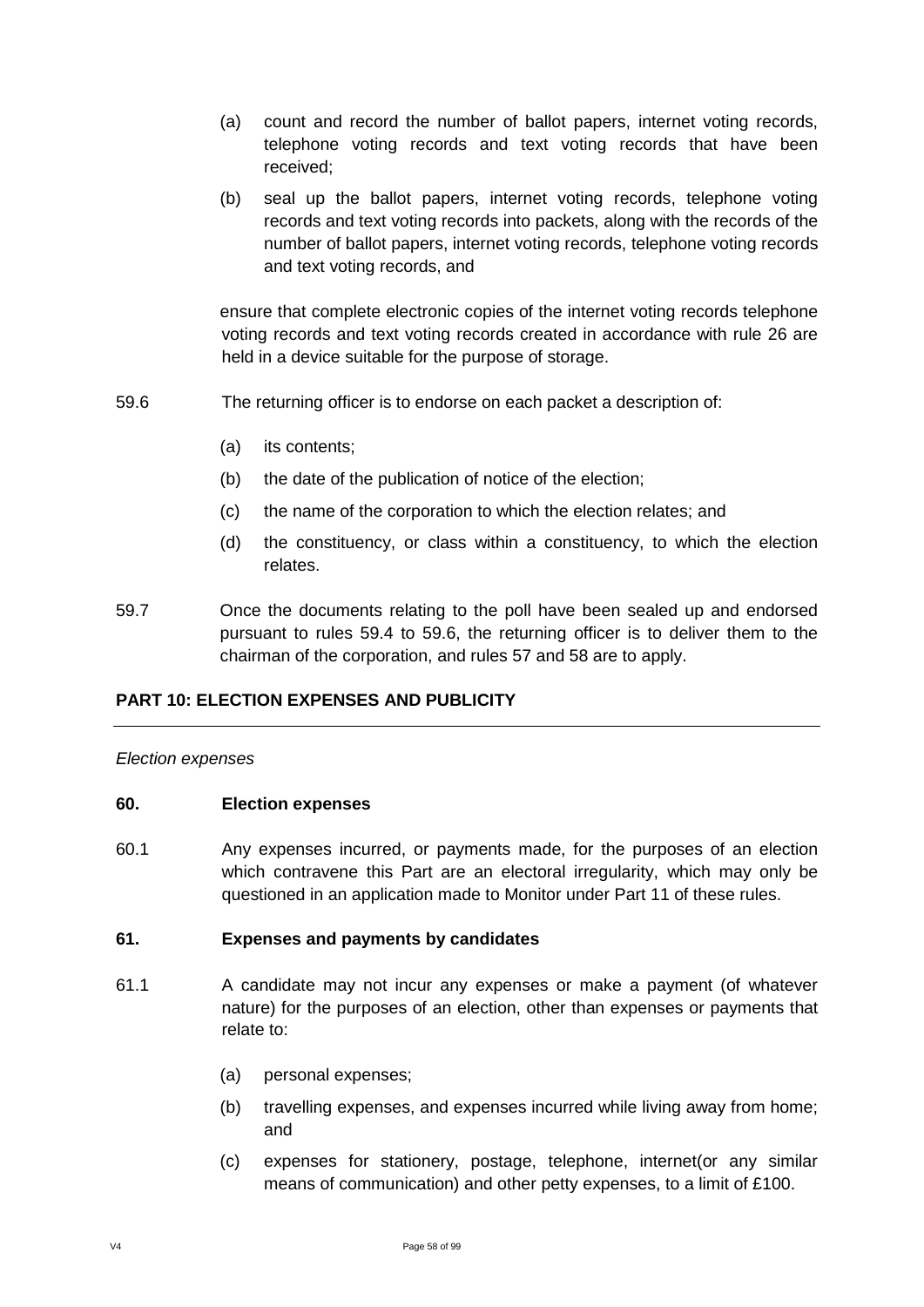(a) count and record the number of ballot papers, internet voting records, telephone voting records and text voting records that have been received;

(b) seal up the ballot papers, internet voting records, telephone voting records and text voting records into packets, along with the records of the number of ballot papers, internet voting records, telephone voting records and text voting records, and

ensure that complete electronic copies of the internet voting records telephone voting records and text voting records created in accordance with rule 26 are held in a device suitable for the purpose of storage.

59.6 The returning officer is to endorse on each packet a description of:

(a) its contents;

(b) the date of the publication of notice of the election;

(c) the name of the corporation to which the election relates; and

(d) the constituency, or class within a constituency, to which the election relates.

59.7 Once the documents relating to the poll have been sealed up and endorsed pursuant to rules 59.4 to 59.6, the returning officer is to deliver them to the chairman of the corporation, and rules 57 and 58 are to apply.

## PART 10: ELECTION EXPENSES AND PUBLICITY

---

*Election expenses*

### 60. Election expenses

60.1 Any expenses incurred, or payments made, for the purposes of an election which contravene this Part are an electoral irregularity, which may only be questioned in an application made to Monitor under Part 11 of these rules.

### 61. Expenses and payments by candidates

61.1 A candidate may not incur any expenses or make a payment (of whatever nature) for the purposes of an election, other than expenses or payments that relate to:

(a) personal expenses;

(b) travelling expenses, and expenses incurred while living away from home; and

(c) expenses for stationery, postage, telephone, internet(or any similar means of communication) and other petty expenses, to a limit of £100.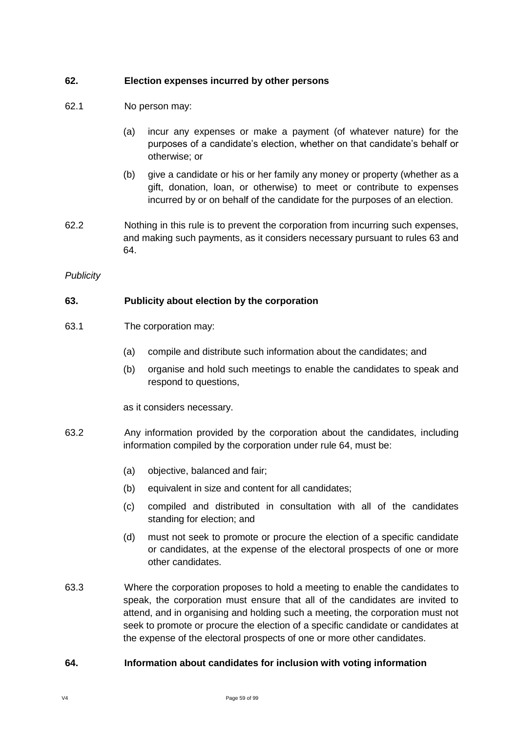## 62. Election expenses incurred by other persons

62.1 No person may:

(a) incur any expenses or make a payment (of whatever nature) for the purposes of a candidate's election, whether on that candidate's behalf or otherwise; or

(b) give a candidate or his or her family any money or property (whether as a gift, donation, loan, or otherwise) to meet or contribute to expenses incurred by or on behalf of the candidate for the purposes of an election.

62.2 Nothing in this rule is to prevent the corporation from incurring such expenses, and making such payments, as it considers necessary pursuant to rules 63 and 64.

*Publicity*

## 63. Publicity about election by the corporation

63.1 The corporation may:

(a) compile and distribute such information about the candidates; and

(b) organise and hold such meetings to enable the candidates to speak and respond to questions,

as it considers necessary.

63.2 Any information provided by the corporation about the candidates, including information compiled by the corporation under rule 64, must be:

(a) objective, balanced and fair;

(b) equivalent in size and content for all candidates;

(c) compiled and distributed in consultation with all of the candidates standing for election; and

(d) must not seek to promote or procure the election of a specific candidate or candidates, at the expense of the electoral prospects of one or more other candidates.

63.3 Where the corporation proposes to hold a meeting to enable the candidates to speak, the corporation must ensure that all of the candidates are invited to attend, and in organising and holding such a meeting, the corporation must not seek to promote or procure the election of a specific candidate or candidates at the expense of the electoral prospects of one or more other candidates.

## 64. Information about candidates for inclusion with voting information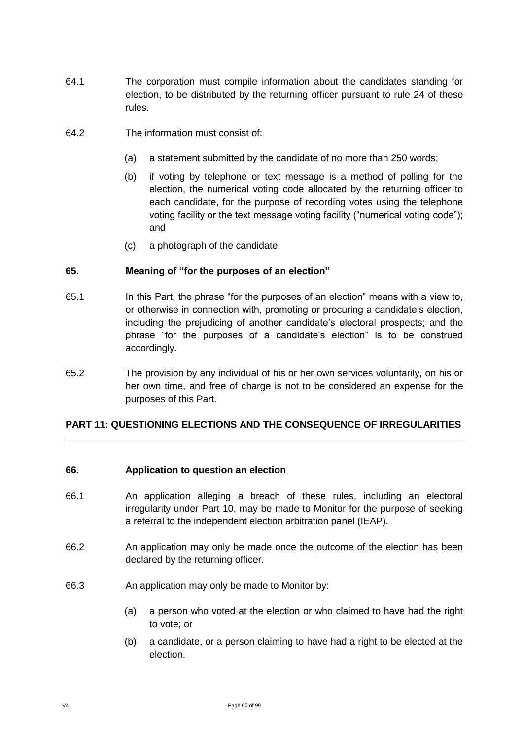64.1 The corporation must compile information about the candidates standing for election, to be distributed by the returning officer pursuant to rule 24 of these rules.

64.2 The information must consist of:

(a) a statement submitted by the candidate of no more than 250 words;

(b) if voting by telephone or text message is a method of polling for the election, the numerical voting code allocated by the returning officer to each candidate, for the purpose of recording votes using the telephone voting facility or the text message voting facility ("numerical voting code"); and

(c) a photograph of the candidate.

### 65. Meaning of "for the purposes of an election"

65.1 In this Part, the phrase "for the purposes of an election" means with a view to, or otherwise in connection with, promoting or procuring a candidate's election, including the prejudicing of another candidate's electoral prospects; and the phrase "for the purposes of a candidate's election" is to be construed accordingly.

65.2 The provision by any individual of his or her own services voluntarily, on his or her own time, and free of charge is not to be considered an expense for the purposes of this Part.

## PART 11: QUESTIONING ELECTIONS AND THE CONSEQUENCE OF IRREGULARITIES

### 66. Application to question an election

66.1 An application alleging a breach of these rules, including an electoral irregularity under Part 10, may be made to Monitor for the purpose of seeking a referral to the independent election arbitration panel (IEAP).

66.2 An application may only be made once the outcome of the election has been declared by the returning officer.

66.3 An application may only be made to Monitor by:

(a) a person who voted at the election or who claimed to have had the right to vote; or

(b) a candidate, or a person claiming to have had a right to be elected at the election.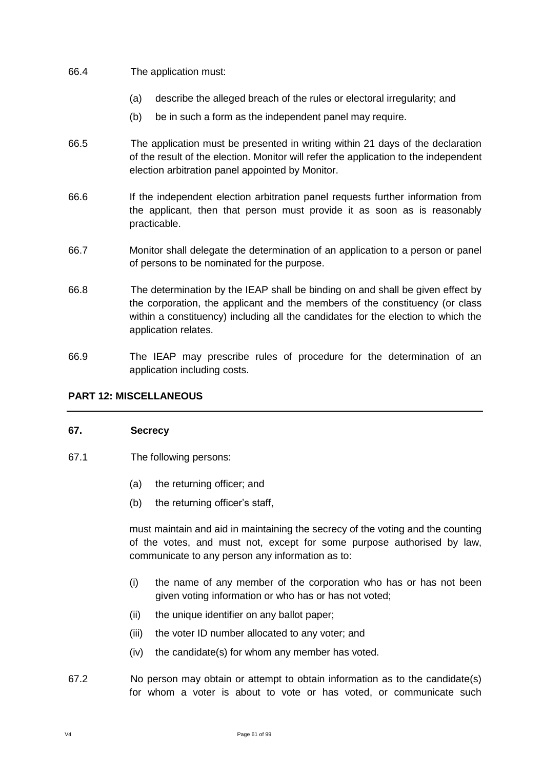66.4 The application must:

(a) describe the alleged breach of the rules or electoral irregularity; and

(b) be in such a form as the independent panel may require.

66.5 The application must be presented in writing within 21 days of the declaration of the result of the election. Monitor will refer the application to the independent election arbitration panel appointed by Monitor.

66.6 If the independent election arbitration panel requests further information from the applicant, then that person must provide it as soon as is reasonably practicable.

66.7 Monitor shall delegate the determination of an application to a person or panel of persons to be nominated for the purpose.

66.8 The determination by the IEAP shall be binding on and shall be given effect by the corporation, the applicant and the members of the constituency (or class within a constituency) including all the candidates for the election to which the application relates.

66.9 The IEAP may prescribe rules of procedure for the determination of an application including costs.

## PART 12: MISCELLANEOUS

### 67. Secrecy

67.1 The following persons:

(a) the returning officer; and

(b) the returning officer's staff,

must maintain and aid in maintaining the secrecy of the voting and the counting of the votes, and must not, except for some purpose authorised by law, communicate to any person any information as to:

(i) the name of any member of the corporation who has or has not been given voting information or who has or has not voted;

(ii) the unique identifier on any ballot paper;

(iii) the voter ID number allocated to any voter; and

(iv) the candidate(s) for whom any member has voted.

67.2 No person may obtain or attempt to obtain information as to the candidate(s) for whom a voter is about to vote or has voted, or communicate such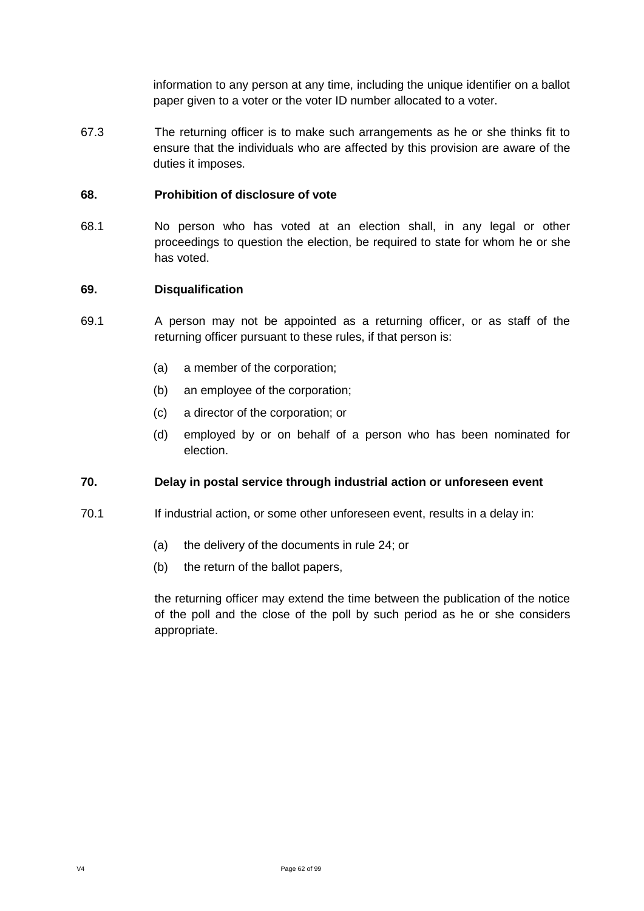information to any person at any time, including the unique identifier on a ballot paper given to a voter or the voter ID number allocated to a voter.

67.3 The returning officer is to make such arrangements as he or she thinks fit to ensure that the individuals who are affected by this provision are aware of the duties it imposes.

**68. Prohibition of disclosure of vote**

68.1 No person who has voted at an election shall, in any legal or other proceedings to question the election, be required to state for whom he or she has voted.

**69. Disqualification**

69.1 A person may not be appointed as a returning officer, or as staff of the returning officer pursuant to these rules, if that person is:

(a) a member of the corporation;

(b) an employee of the corporation;

(c) a director of the corporation; or

(d) employed by or on behalf of a person who has been nominated for election.

**70. Delay in postal service through industrial action or unforeseen event**

70.1 If industrial action, or some other unforeseen event, results in a delay in:

(a) the delivery of the documents in rule 24; or

(b) the return of the ballot papers,

the returning officer may extend the time between the publication of the notice of the poll and the close of the poll by such period as he or she considers appropriate.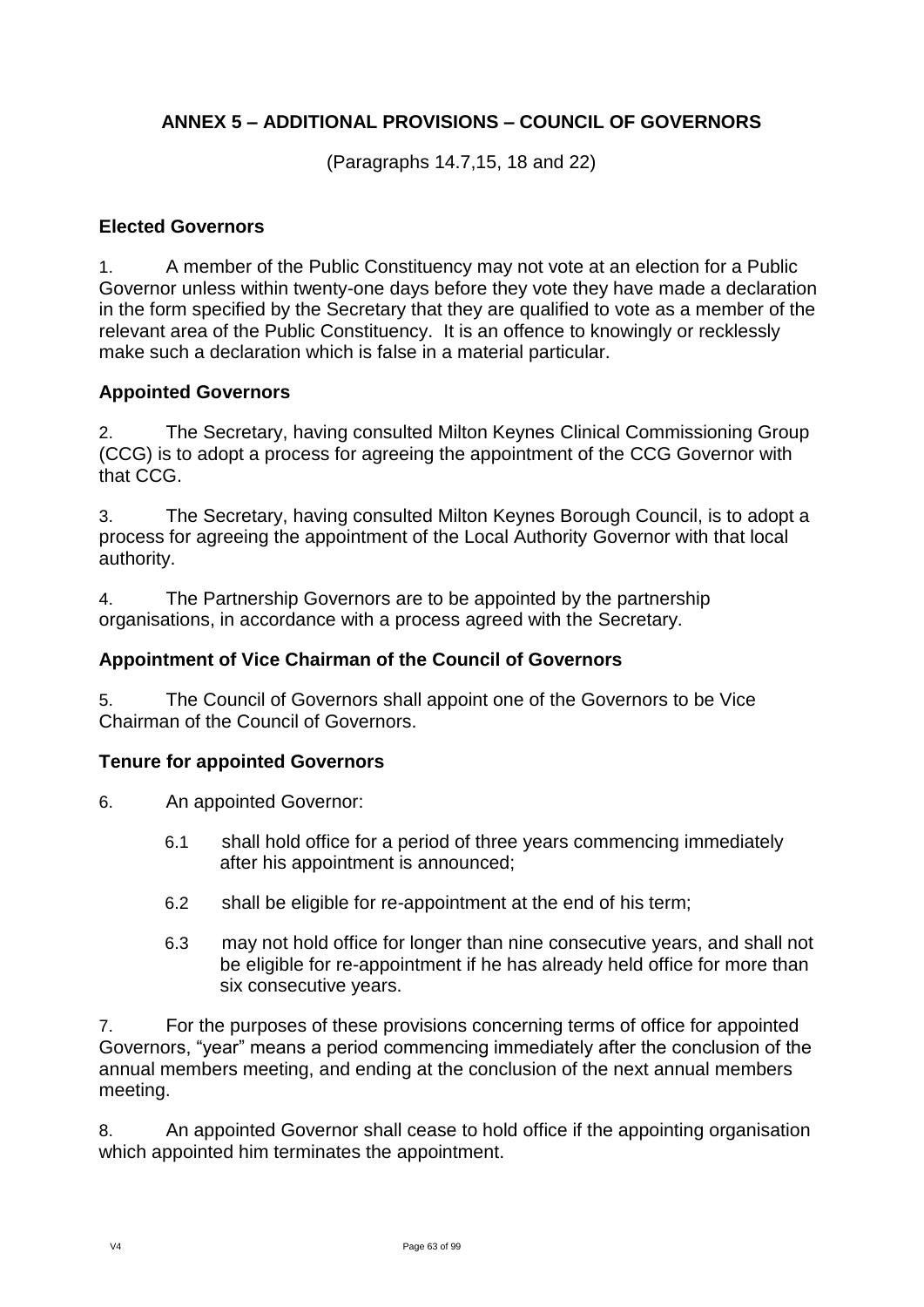## ANNEX 5 – ADDITIONAL PROVISIONS – COUNCIL OF GOVERNORS

(Paragraphs 14.7,15, 18 and 22)

### Elected Governors

1. A member of the Public Constituency may not vote at an election for a Public Governor unless within twenty-one days before they vote they have made a declaration in the form specified by the Secretary that they are qualified to vote as a member of the relevant area of the Public Constituency. It is an offence to knowingly or recklessly make such a declaration which is false in a material particular.

### Appointed Governors

2. The Secretary, having consulted Milton Keynes Clinical Commissioning Group (CCG) is to adopt a process for agreeing the appointment of the CCG Governor with that CCG.

3. The Secretary, having consulted Milton Keynes Borough Council, is to adopt a process for agreeing the appointment of the Local Authority Governor with that local authority.

4. The Partnership Governors are to be appointed by the partnership organisations, in accordance with a process agreed with the Secretary.

### Appointment of Vice Chairman of the Council of Governors

5. The Council of Governors shall appoint one of the Governors to be Vice Chairman of the Council of Governors.

### Tenure for appointed Governors

6. An appointed Governor:

   6.1 shall hold office for a period of three years commencing immediately after his appointment is announced;

   6.2 shall be eligible for re-appointment at the end of his term;

   6.3 may not hold office for longer than nine consecutive years, and shall not be eligible for re-appointment if he has already held office for more than six consecutive years.

7. For the purposes of these provisions concerning terms of office for appointed Governors, "year" means a period commencing immediately after the conclusion of the annual members meeting, and ending at the conclusion of the next annual members meeting.

8. An appointed Governor shall cease to hold office if the appointing organisation which appointed him terminates the appointment.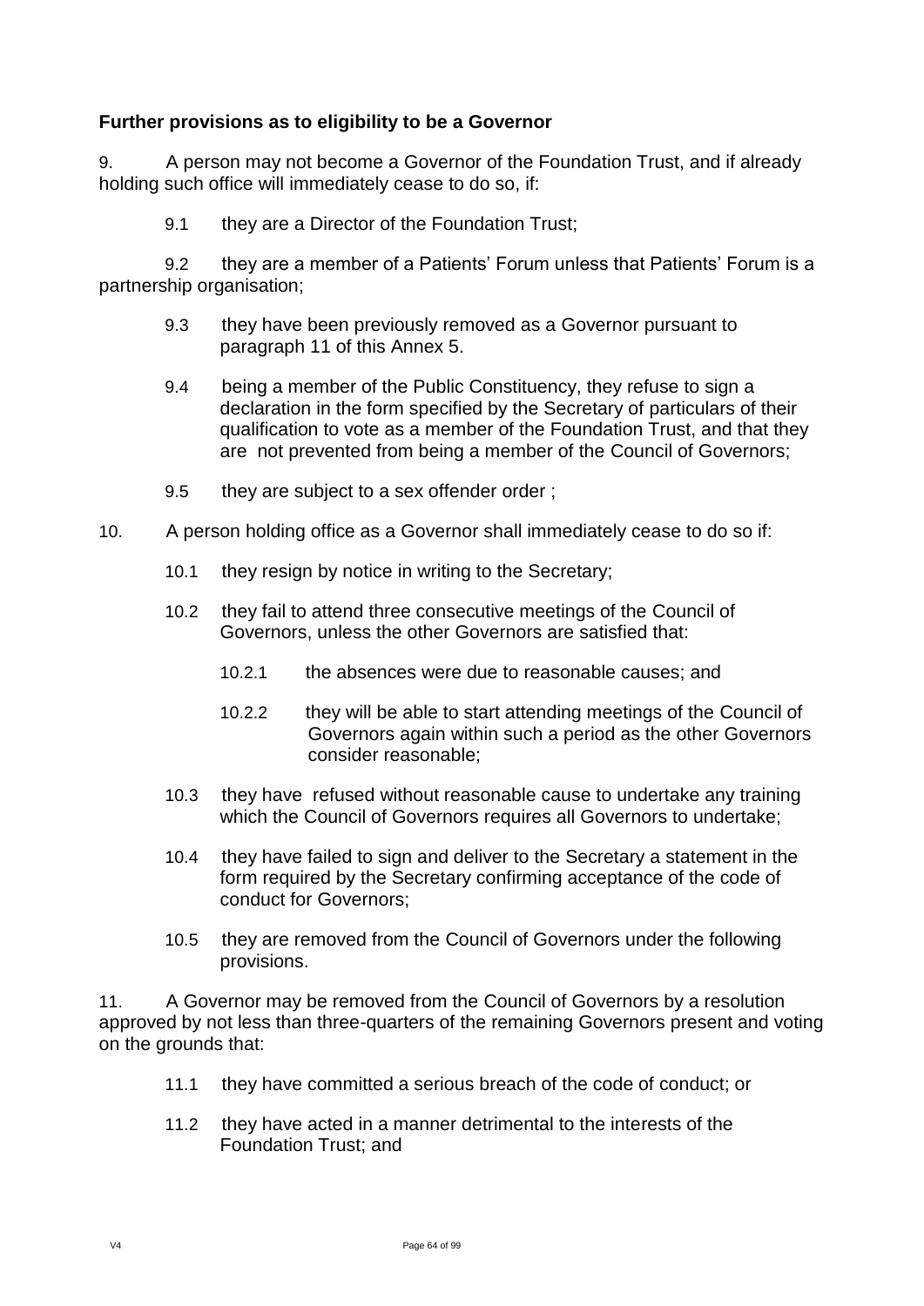**Further provisions as to eligibility to be a Governor**

9. A person may not become a Governor of the Foundation Trust, and if already holding such office will immediately cease to do so, if:

9.1 they are a Director of the Foundation Trust;

9.2 they are a member of a Patients' Forum unless that Patients' Forum is a partnership organisation;

9.3 they have been previously removed as a Governor pursuant to paragraph 11 of this Annex 5.

9.4 being a member of the Public Constituency, they refuse to sign a declaration in the form specified by the Secretary of particulars of their qualification to vote as a member of the Foundation Trust, and that they are not prevented from being a member of the Council of Governors;

9.5 they are subject to a sex offender order ;

10. A person holding office as a Governor shall immediately cease to do so if:

10.1 they resign by notice in writing to the Secretary;

10.2 they fail to attend three consecutive meetings of the Council of Governors, unless the other Governors are satisfied that:

10.2.1 the absences were due to reasonable causes; and

10.2.2 they will be able to start attending meetings of the Council of Governors again within such a period as the other Governors consider reasonable;

10.3 they have refused without reasonable cause to undertake any training which the Council of Governors requires all Governors to undertake;

10.4 they have failed to sign and deliver to the Secretary a statement in the form required by the Secretary confirming acceptance of the code of conduct for Governors;

10.5 they are removed from the Council of Governors under the following provisions.

11. A Governor may be removed from the Council of Governors by a resolution approved by not less than three-quarters of the remaining Governors present and voting on the grounds that:

11.1 they have committed a serious breach of the code of conduct; or

11.2 they have acted in a manner detrimental to the interests of the Foundation Trust; and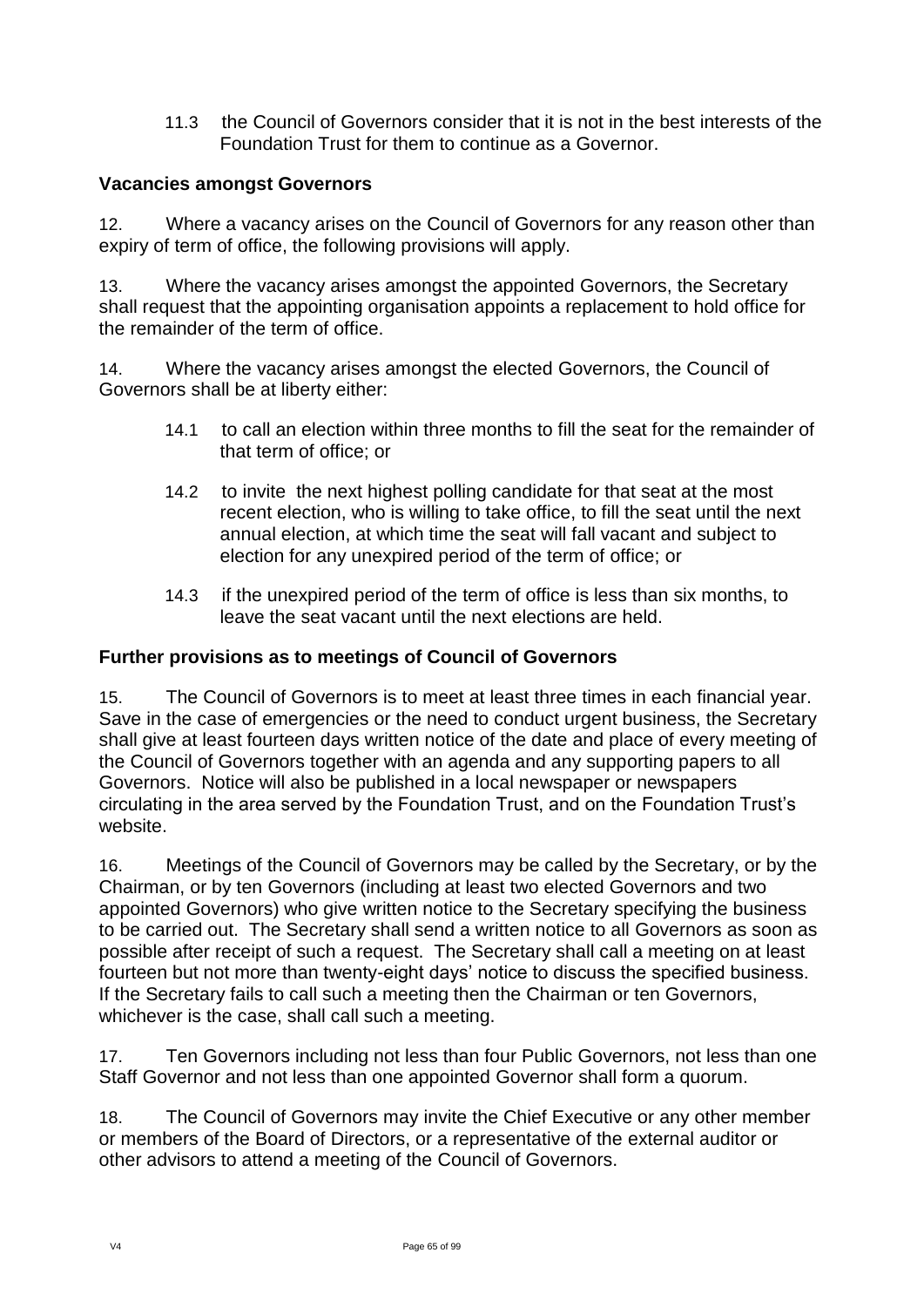11.3 the Council of Governors consider that it is not in the best interests of the Foundation Trust for them to continue as a Governor.

**Vacancies amongst Governors**

12. Where a vacancy arises on the Council of Governors for any reason other than expiry of term of office, the following provisions will apply.

13. Where the vacancy arises amongst the appointed Governors, the Secretary shall request that the appointing organisation appoints a replacement to hold office for the remainder of the term of office.

14. Where the vacancy arises amongst the elected Governors, the Council of Governors shall be at liberty either:

14.1 to call an election within three months to fill the seat for the remainder of that term of office; or

14.2 to invite the next highest polling candidate for that seat at the most recent election, who is willing to take office, to fill the seat until the next annual election, at which time the seat will fall vacant and subject to election for any unexpired period of the term of office; or

14.3 if the unexpired period of the term of office is less than six months, to leave the seat vacant until the next elections are held.

**Further provisions as to meetings of Council of Governors**

15. The Council of Governors is to meet at least three times in each financial year. Save in the case of emergencies or the need to conduct urgent business, the Secretary shall give at least fourteen days written notice of the date and place of every meeting of the Council of Governors together with an agenda and any supporting papers to all Governors. Notice will also be published in a local newspaper or newspapers circulating in the area served by the Foundation Trust, and on the Foundation Trust's website.

16. Meetings of the Council of Governors may be called by the Secretary, or by the Chairman, or by ten Governors (including at least two elected Governors and two appointed Governors) who give written notice to the Secretary specifying the business to be carried out. The Secretary shall send a written notice to all Governors as soon as possible after receipt of such a request. The Secretary shall call a meeting on at least fourteen but not more than twenty-eight days' notice to discuss the specified business. If the Secretary fails to call such a meeting then the Chairman or ten Governors, whichever is the case, shall call such a meeting.

17. Ten Governors including not less than four Public Governors, not less than one Staff Governor and not less than one appointed Governor shall form a quorum.

18. The Council of Governors may invite the Chief Executive or any other member or members of the Board of Directors, or a representative of the external auditor or other advisors to attend a meeting of the Council of Governors.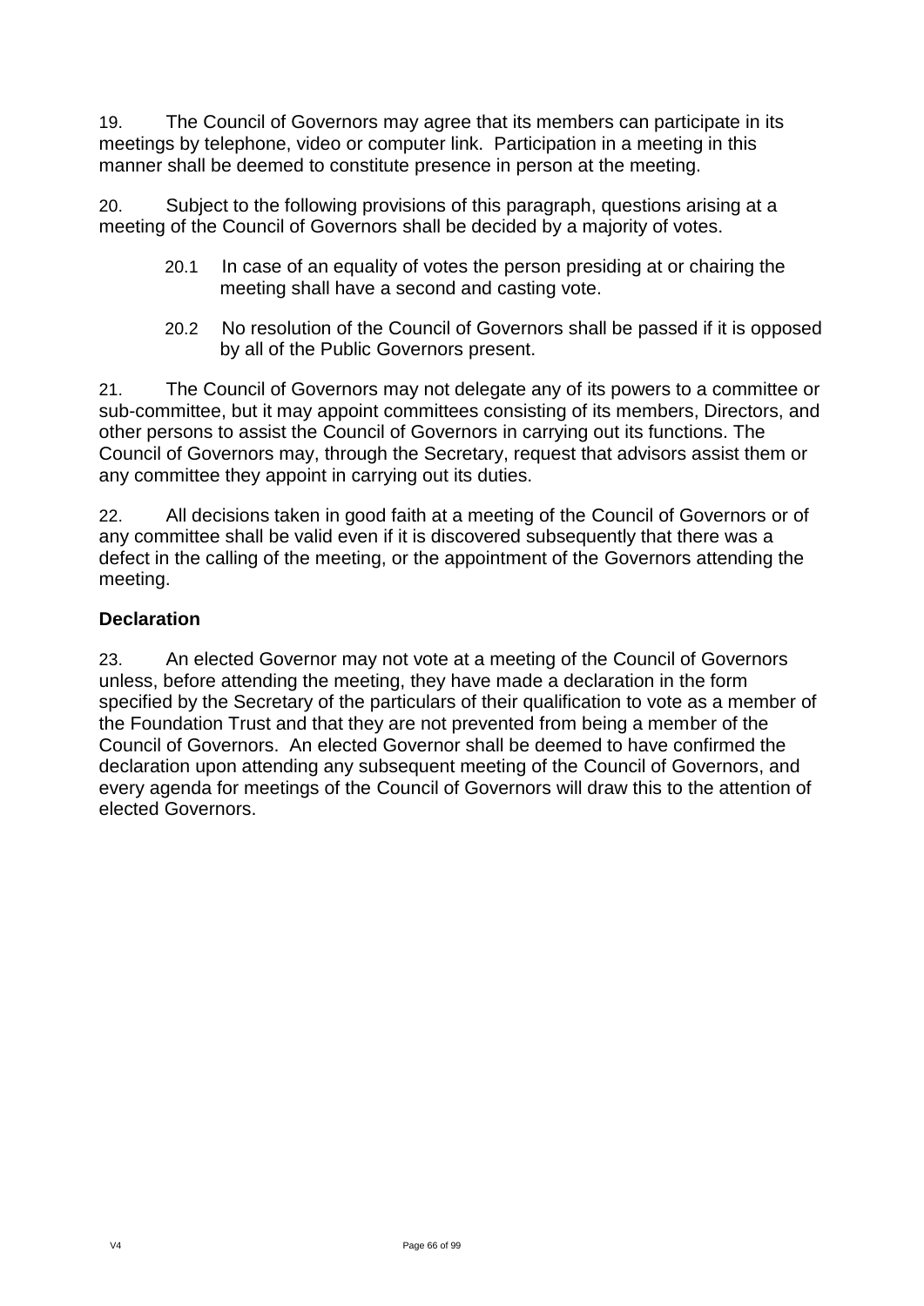19. The Council of Governors may agree that its members can participate in its meetings by telephone, video or computer link. Participation in a meeting in this manner shall be deemed to constitute presence in person at the meeting.

20. Subject to the following provisions of this paragraph, questions arising at a meeting of the Council of Governors shall be decided by a majority of votes.

> 20.1 In case of an equality of votes the person presiding at or chairing the meeting shall have a second and casting vote.
>
> 20.2 No resolution of the Council of Governors shall be passed if it is opposed by all of the Public Governors present.

21. The Council of Governors may not delegate any of its powers to a committee or sub-committee, but it may appoint committees consisting of its members, Directors, and other persons to assist the Council of Governors in carrying out its functions. The Council of Governors may, through the Secretary, request that advisors assist them or any committee they appoint in carrying out its duties.

22. All decisions taken in good faith at a meeting of the Council of Governors or of any committee shall be valid even if it is discovered subsequently that there was a defect in the calling of the meeting, or the appointment of the Governors attending the meeting.

**Declaration**

23. An elected Governor may not vote at a meeting of the Council of Governors unless, before attending the meeting, they have made a declaration in the form specified by the Secretary of the particulars of their qualification to vote as a member of the Foundation Trust and that they are not prevented from being a member of the Council of Governors. An elected Governor shall be deemed to have confirmed the declaration upon attending any subsequent meeting of the Council of Governors, and every agenda for meetings of the Council of Governors will draw this to the attention of elected Governors.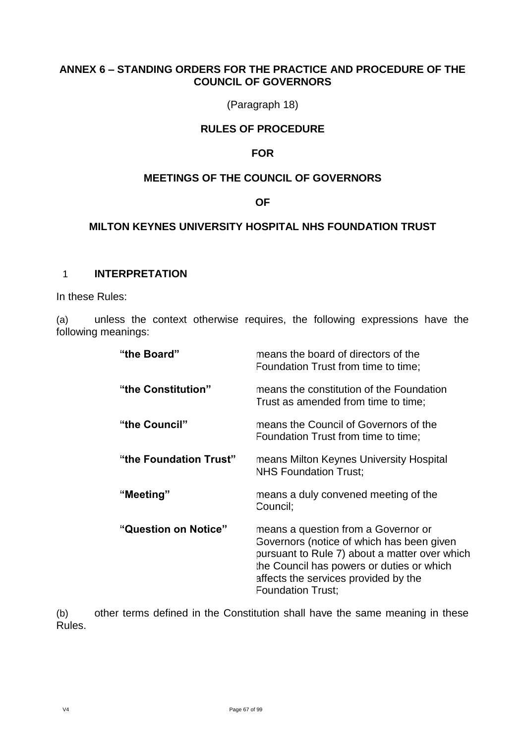# ANNEX 6 – STANDING ORDERS FOR THE PRACTICE AND PROCEDURE OF THE COUNCIL OF GOVERNORS

(Paragraph 18)

## RULES OF PROCEDURE

## FOR

## MEETINGS OF THE COUNCIL OF GOVERNORS

## OF

## MILTON KEYNES UNIVERSITY HOSPITAL NHS FOUNDATION TRUST

### 1 INTERPRETATION

In these Rules:

(a) unless the context otherwise requires, the following expressions have the following meanings:

| | |
|---|---|
| **"the Board"** | means the board of directors of the Foundation Trust from time to time; |
| **"the Constitution"** | means the constitution of the Foundation Trust as amended from time to time; |
| **"the Council"** | means the Council of Governors of the Foundation Trust from time to time; |
| **"the Foundation Trust"** | means Milton Keynes University Hospital NHS Foundation Trust; |
| **"Meeting"** | means a duly convened meeting of the Council; |
| **"Question on Notice"** | means a question from a Governor or Governors (notice of which has been given pursuant to Rule 7) about a matter over which the Council has powers or duties or which affects the services provided by the Foundation Trust; |

(b) other terms defined in the Constitution shall have the same meaning in these Rules.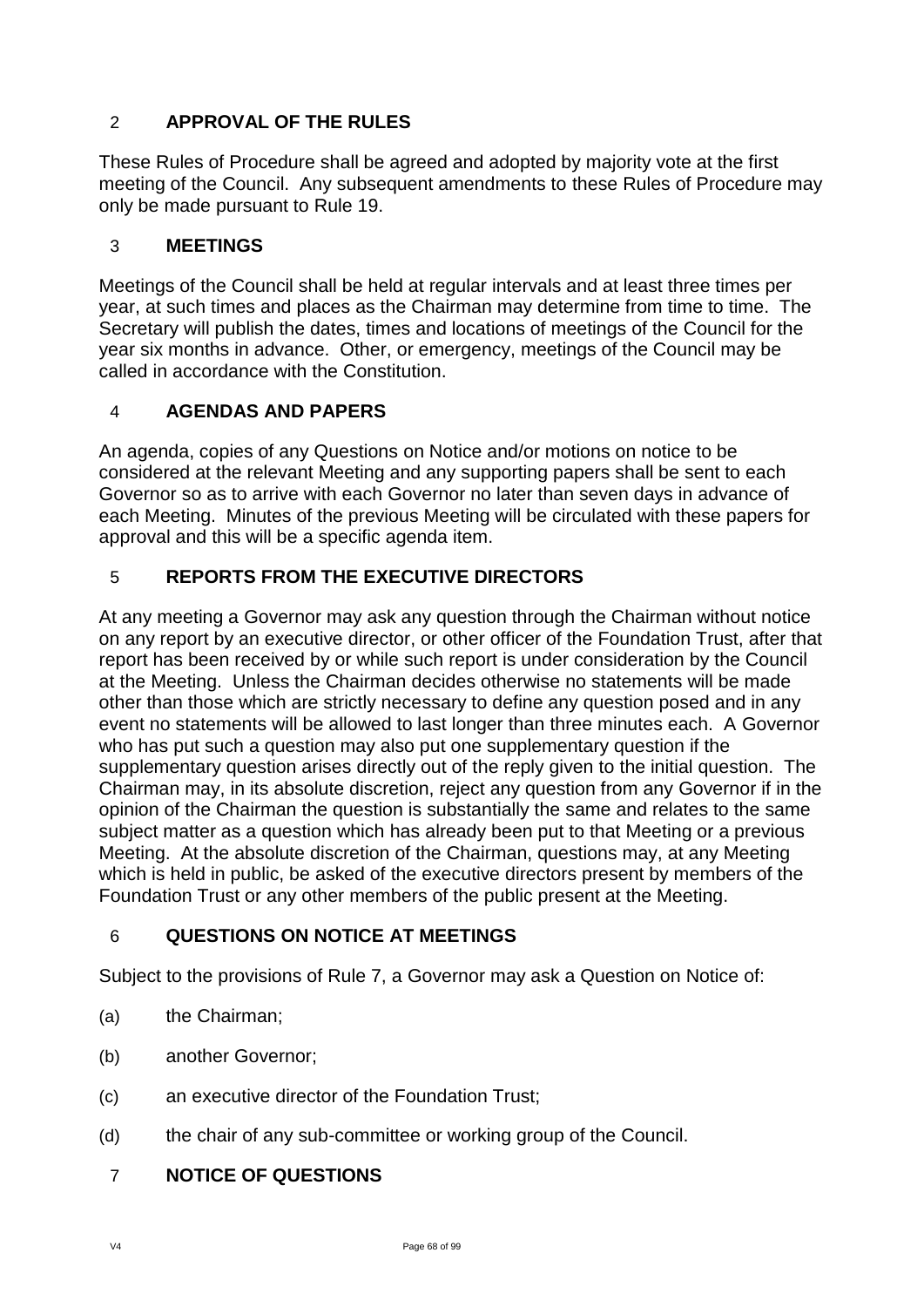## 2 APPROVAL OF THE RULES

These Rules of Procedure shall be agreed and adopted by majority vote at the first meeting of the Council. Any subsequent amendments to these Rules of Procedure may only be made pursuant to Rule 19.

## 3 MEETINGS

Meetings of the Council shall be held at regular intervals and at least three times per year, at such times and places as the Chairman may determine from time to time. The Secretary will publish the dates, times and locations of meetings of the Council for the year six months in advance. Other, or emergency, meetings of the Council may be called in accordance with the Constitution.

## 4 AGENDAS AND PAPERS

An agenda, copies of any Questions on Notice and/or motions on notice to be considered at the relevant Meeting and any supporting papers shall be sent to each Governor so as to arrive with each Governor no later than seven days in advance of each Meeting. Minutes of the previous Meeting will be circulated with these papers for approval and this will be a specific agenda item.

## 5 REPORTS FROM THE EXECUTIVE DIRECTORS

At any meeting a Governor may ask any question through the Chairman without notice on any report by an executive director, or other officer of the Foundation Trust, after that report has been received by or while such report is under consideration by the Council at the Meeting. Unless the Chairman decides otherwise no statements will be made other than those which are strictly necessary to define any question posed and in any event no statements will be allowed to last longer than three minutes each. A Governor who has put such a question may also put one supplementary question if the supplementary question arises directly out of the reply given to the initial question. The Chairman may, in its absolute discretion, reject any question from any Governor if in the opinion of the Chairman the question is substantially the same and relates to the same subject matter as a question which has already been put to that Meeting or a previous Meeting. At the absolute discretion of the Chairman, questions may, at any Meeting which is held in public, be asked of the executive directors present by members of the Foundation Trust or any other members of the public present at the Meeting.

## 6 QUESTIONS ON NOTICE AT MEETINGS

Subject to the provisions of Rule 7, a Governor may ask a Question on Notice of:

(a) the Chairman;

(b) another Governor;

(c) an executive director of the Foundation Trust;

(d) the chair of any sub-committee or working group of the Council.

## 7 NOTICE OF QUESTIONS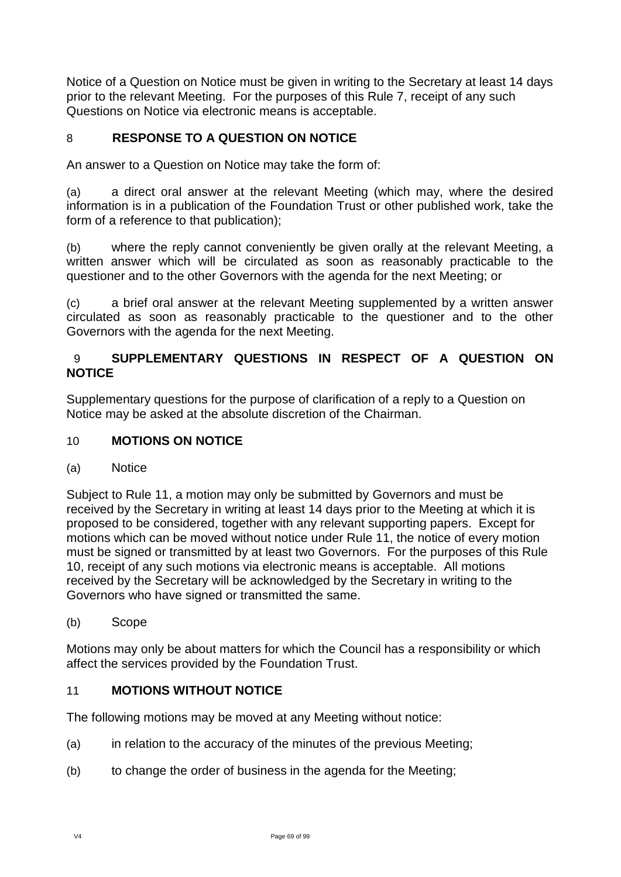Notice of a Question on Notice must be given in writing to the Secretary at least 14 days prior to the relevant Meeting. For the purposes of this Rule 7, receipt of any such Questions on Notice via electronic means is acceptable.

## 8 RESPONSE TO A QUESTION ON NOTICE

An answer to a Question on Notice may take the form of:

(a) a direct oral answer at the relevant Meeting (which may, where the desired information is in a publication of the Foundation Trust or other published work, take the form of a reference to that publication);

(b) where the reply cannot conveniently be given orally at the relevant Meeting, a written answer which will be circulated as soon as reasonably practicable to the questioner and to the other Governors with the agenda for the next Meeting; or

(c) a brief oral answer at the relevant Meeting supplemented by a written answer circulated as soon as reasonably practicable to the questioner and to the other Governors with the agenda for the next Meeting.

## 9 SUPPLEMENTARY QUESTIONS IN RESPECT OF A QUESTION ON NOTICE

Supplementary questions for the purpose of clarification of a reply to a Question on Notice may be asked at the absolute discretion of the Chairman.

## 10 MOTIONS ON NOTICE

(a) Notice

Subject to Rule 11, a motion may only be submitted by Governors and must be received by the Secretary in writing at least 14 days prior to the Meeting at which it is proposed to be considered, together with any relevant supporting papers. Except for motions which can be moved without notice under Rule 11, the notice of every motion must be signed or transmitted by at least two Governors. For the purposes of this Rule 10, receipt of any such motions via electronic means is acceptable. All motions received by the Secretary will be acknowledged by the Secretary in writing to the Governors who have signed or transmitted the same.

(b) Scope

Motions may only be about matters for which the Council has a responsibility or which affect the services provided by the Foundation Trust.

## 11 MOTIONS WITHOUT NOTICE

The following motions may be moved at any Meeting without notice:

(a) in relation to the accuracy of the minutes of the previous Meeting;

(b) to change the order of business in the agenda for the Meeting;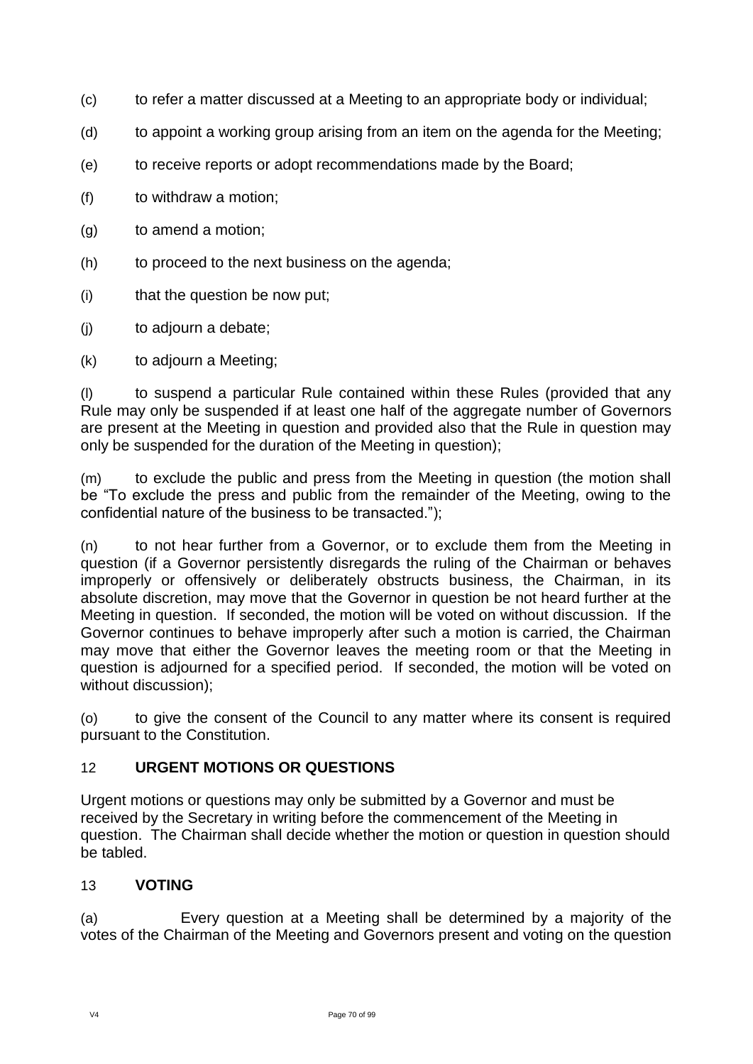(c) to refer a matter discussed at a Meeting to an appropriate body or individual;

(d) to appoint a working group arising from an item on the agenda for the Meeting;

(e) to receive reports or adopt recommendations made by the Board;

(f) to withdraw a motion;

(g) to amend a motion;

(h) to proceed to the next business on the agenda;

(i) that the question be now put;

(j) to adjourn a debate;

(k) to adjourn a Meeting;

(l) to suspend a particular Rule contained within these Rules (provided that any Rule may only be suspended if at least one half of the aggregate number of Governors are present at the Meeting in question and provided also that the Rule in question may only be suspended for the duration of the Meeting in question);

(m) to exclude the public and press from the Meeting in question (the motion shall be "To exclude the press and public from the remainder of the Meeting, owing to the confidential nature of the business to be transacted.");

(n) to not hear further from a Governor, or to exclude them from the Meeting in question (if a Governor persistently disregards the ruling of the Chairman or behaves improperly or offensively or deliberately obstructs business, the Chairman, in its absolute discretion, may move that the Governor in question be not heard further at the Meeting in question. If seconded, the motion will be voted on without discussion. If the Governor continues to behave improperly after such a motion is carried, the Chairman may move that either the Governor leaves the meeting room or that the Meeting in question is adjourned for a specified period. If seconded, the motion will be voted on without discussion);

(o) to give the consent of the Council to any matter where its consent is required pursuant to the Constitution.

## 12 URGENT MOTIONS OR QUESTIONS

Urgent motions or questions may only be submitted by a Governor and must be received by the Secretary in writing before the commencement of the Meeting in question. The Chairman shall decide whether the motion or question in question should be tabled.

## 13 VOTING

(a) Every question at a Meeting shall be determined by a majority of the votes of the Chairman of the Meeting and Governors present and voting on the question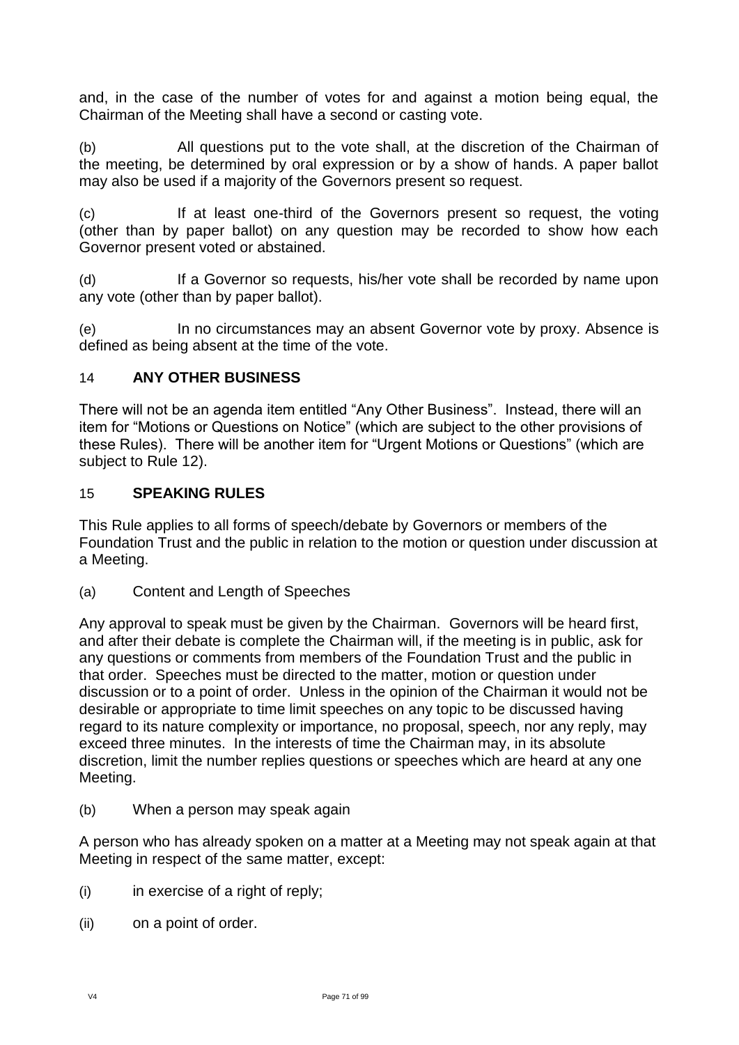and, in the case of the number of votes for and against a motion being equal, the Chairman of the Meeting shall have a second or casting vote.

(b) All questions put to the vote shall, at the discretion of the Chairman of the meeting, be determined by oral expression or by a show of hands. A paper ballot may also be used if a majority of the Governors present so request.

(c) If at least one-third of the Governors present so request, the voting (other than by paper ballot) on any question may be recorded to show how each Governor present voted or abstained.

(d) If a Governor so requests, his/her vote shall be recorded by name upon any vote (other than by paper ballot).

(e) In no circumstances may an absent Governor vote by proxy. Absence is defined as being absent at the time of the vote.

## 14 ANY OTHER BUSINESS

There will not be an agenda item entitled "Any Other Business". Instead, there will an item for "Motions or Questions on Notice" (which are subject to the other provisions of these Rules). There will be another item for "Urgent Motions or Questions" (which are subject to Rule 12).

## 15 SPEAKING RULES

This Rule applies to all forms of speech/debate by Governors or members of the Foundation Trust and the public in relation to the motion or question under discussion at a Meeting.

(a) Content and Length of Speeches

Any approval to speak must be given by the Chairman. Governors will be heard first, and after their debate is complete the Chairman will, if the meeting is in public, ask for any questions or comments from members of the Foundation Trust and the public in that order. Speeches must be directed to the matter, motion or question under discussion or to a point of order. Unless in the opinion of the Chairman it would not be desirable or appropriate to time limit speeches on any topic to be discussed having regard to its nature complexity or importance, no proposal, speech, nor any reply, may exceed three minutes. In the interests of time the Chairman may, in its absolute discretion, limit the number replies questions or speeches which are heard at any one Meeting.

(b) When a person may speak again

A person who has already spoken on a matter at a Meeting may not speak again at that Meeting in respect of the same matter, except:

(i) in exercise of a right of reply;

(ii) on a point of order.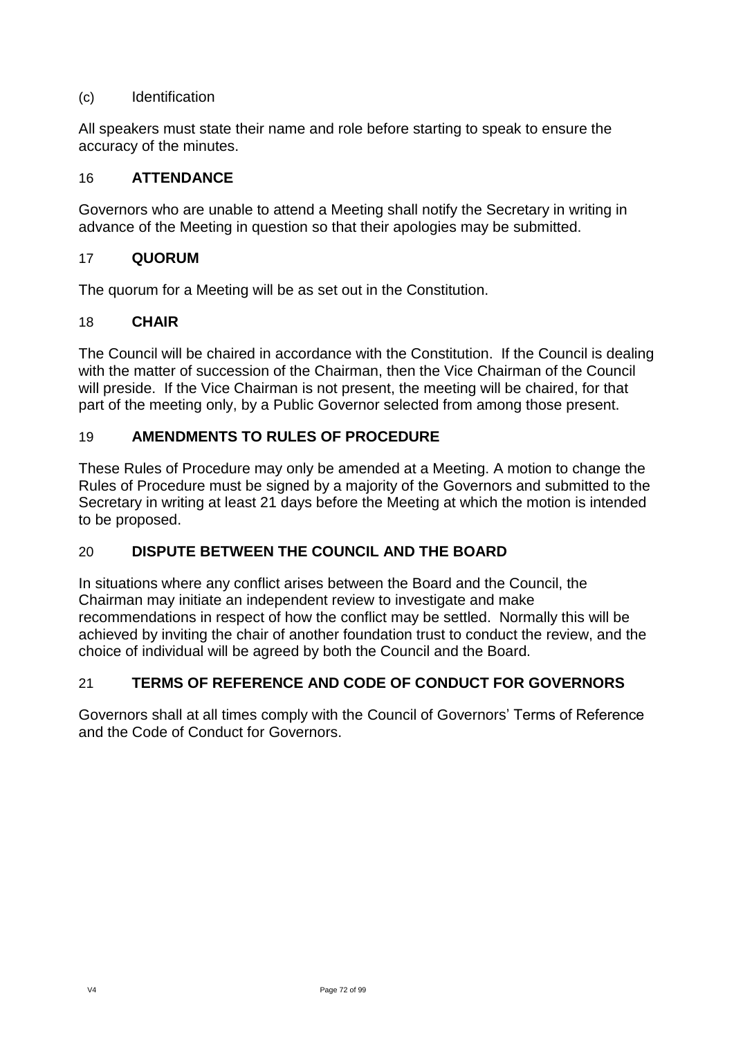(c) Identification

All speakers must state their name and role before starting to speak to ensure the accuracy of the minutes.

## 16 ATTENDANCE

Governors who are unable to attend a Meeting shall notify the Secretary in writing in advance of the Meeting in question so that their apologies may be submitted.

## 17 QUORUM

The quorum for a Meeting will be as set out in the Constitution.

## 18 CHAIR

The Council will be chaired in accordance with the Constitution. If the Council is dealing with the matter of succession of the Chairman, then the Vice Chairman of the Council will preside. If the Vice Chairman is not present, the meeting will be chaired, for that part of the meeting only, by a Public Governor selected from among those present.

## 19 AMENDMENTS TO RULES OF PROCEDURE

These Rules of Procedure may only be amended at a Meeting. A motion to change the Rules of Procedure must be signed by a majority of the Governors and submitted to the Secretary in writing at least 21 days before the Meeting at which the motion is intended to be proposed.

## 20 DISPUTE BETWEEN THE COUNCIL AND THE BOARD

In situations where any conflict arises between the Board and the Council, the Chairman may initiate an independent review to investigate and make recommendations in respect of how the conflict may be settled. Normally this will be achieved by inviting the chair of another foundation trust to conduct the review, and the choice of individual will be agreed by both the Council and the Board.

## 21 TERMS OF REFERENCE AND CODE OF CONDUCT FOR GOVERNORS

Governors shall at all times comply with the Council of Governors' Terms of Reference and the Code of Conduct for Governors.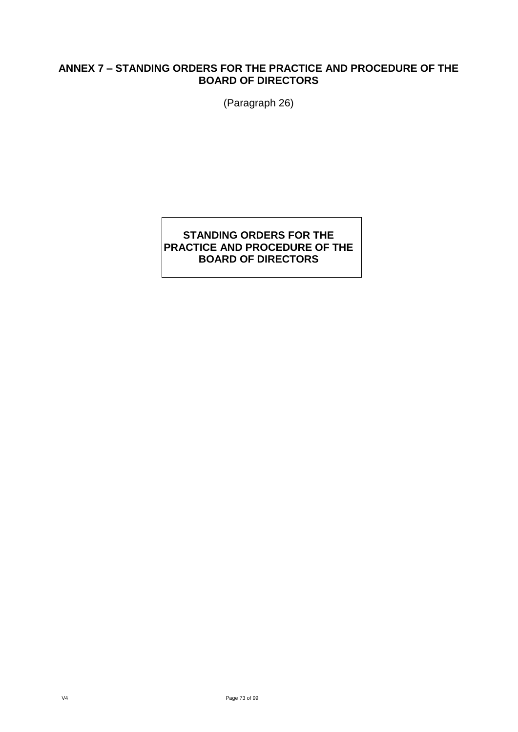## ANNEX 7 – STANDING ORDERS FOR THE PRACTICE AND PROCEDURE OF THE BOARD OF DIRECTORS

(Paragraph 26)

**STANDING ORDERS FOR THE PRACTICE AND PROCEDURE OF THE BOARD OF DIRECTORS**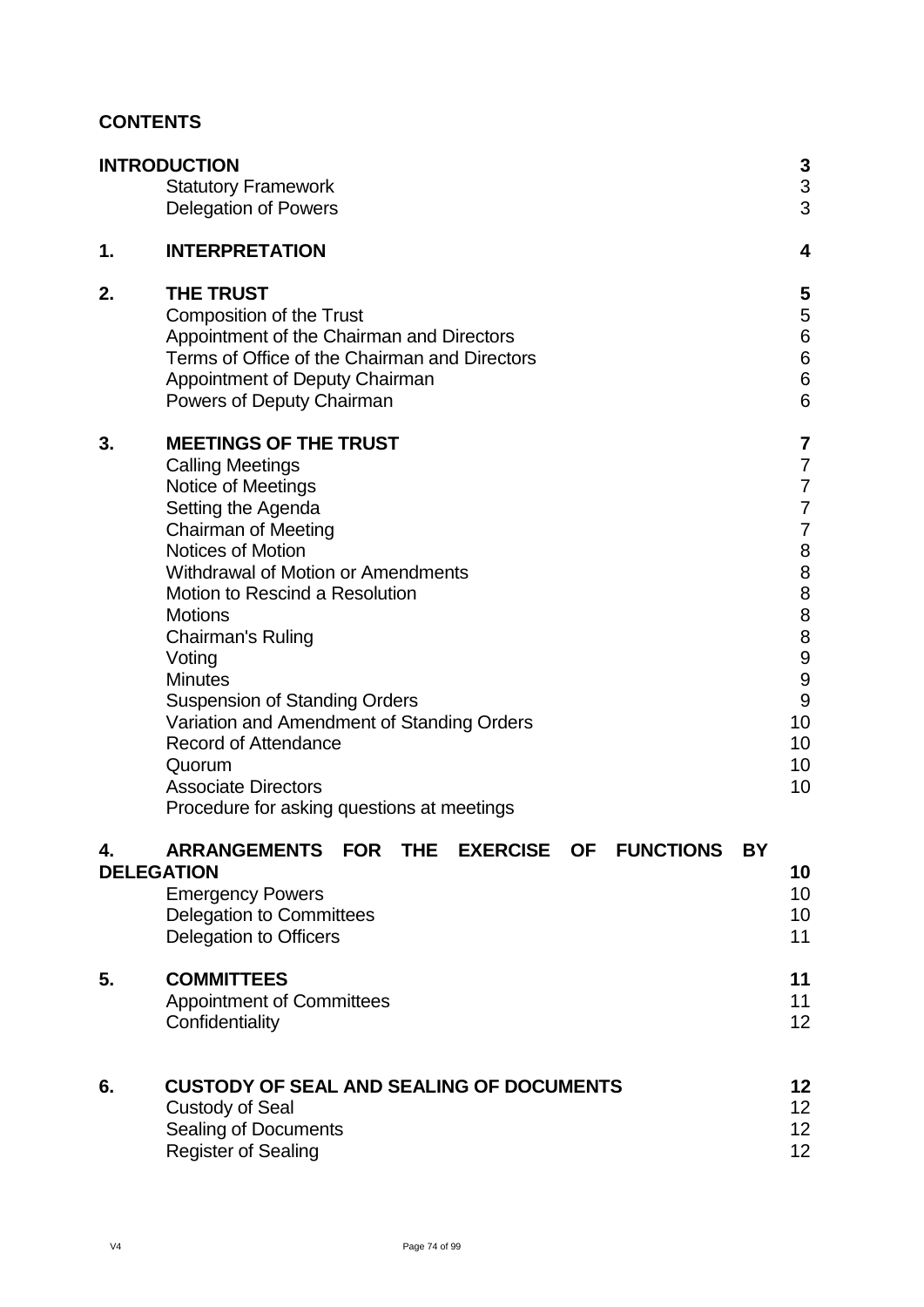## CONTENTS

| | | |
|---|---|---|
| **INTRODUCTION** | | **3** |
| | Statutory Framework | 3 |
| | Delegation of Powers | 3 |
| **1.** | **INTERPRETATION** | **4** |
| **2.** | **THE TRUST** | **5** |
| | Composition of the Trust | 5 |
| | Appointment of the Chairman and Directors | 6 |
| | Terms of Office of the Chairman and Directors | 6 |
| | Appointment of Deputy Chairman | 6 |
| | Powers of Deputy Chairman | 6 |
| **3.** | **MEETINGS OF THE TRUST** | **7** |
| | Calling Meetings | 7 |
| | Notice of Meetings | 7 |
| | Setting the Agenda | 7 |
| | Chairman of Meeting | 7 |
| | Notices of Motion | 8 |
| | Withdrawal of Motion or Amendments | 8 |
| | Motion to Rescind a Resolution | 8 |
| | Motions | 8 |
| | Chairman's Ruling | 8 |
| | Voting | 9 |
| | Minutes | 9 |
| | Suspension of Standing Orders | 9 |
| | Variation and Amendment of Standing Orders | 10 |
| | Record of Attendance | 10 |
| | Quorum | 10 |
| | Associate Directors | 10 |
| | Procedure for asking questions at meetings | |
| **4.** | **ARRANGEMENTS FOR THE EXERCISE OF FUNCTIONS BY DELEGATION** | **10** |
| | Emergency Powers | 10 |
| | Delegation to Committees | 10 |
| | Delegation to Officers | 11 |
| **5.** | **COMMITTEES** | **11** |
| | Appointment of Committees | 11 |
| | Confidentiality | 12 |
| **6.** | **CUSTODY OF SEAL AND SEALING OF DOCUMENTS** | **12** |
| | Custody of Seal | 12 |
| | Sealing of Documents | 12 |
| | Register of Sealing | 12 |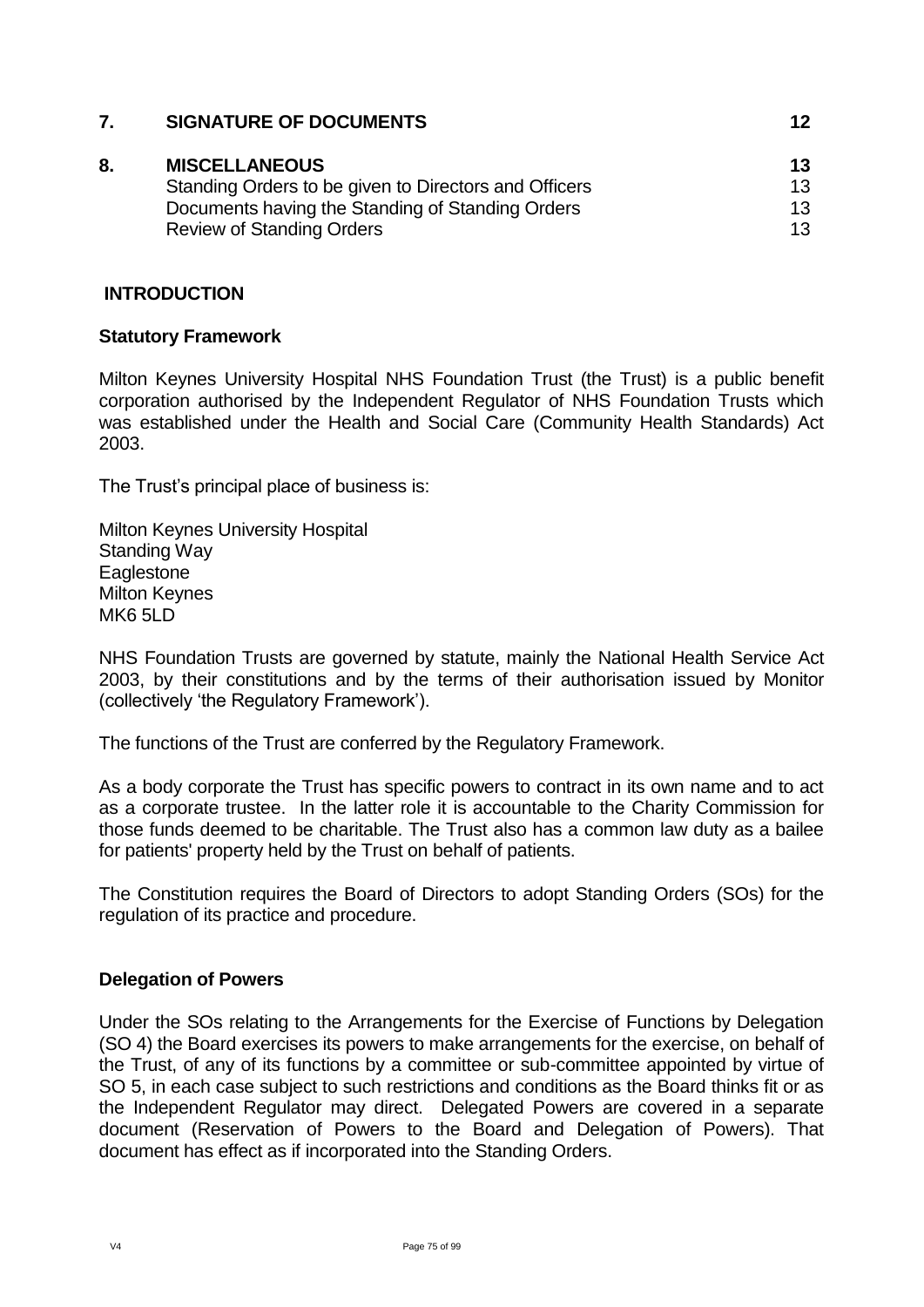| | | |
|---|---|---|
| **7.** | **SIGNATURE OF DOCUMENTS** | **12** |
| **8.** | **MISCELLANEOUS** | **13** |
| | Standing Orders to be given to Directors and Officers | 13 |
| | Documents having the Standing of Standing Orders | 13 |
| | Review of Standing Orders | 13 |

## INTRODUCTION

### Statutory Framework

Milton Keynes University Hospital NHS Foundation Trust (the Trust) is a public benefit corporation authorised by the Independent Regulator of NHS Foundation Trusts which was established under the Health and Social Care (Community Health Standards) Act 2003.

The Trust's principal place of business is:

Milton Keynes University Hospital
Standing Way
Eaglestone
Milton Keynes
MK6 5LD

NHS Foundation Trusts are governed by statute, mainly the National Health Service Act 2003, by their constitutions and by the terms of their authorisation issued by Monitor (collectively 'the Regulatory Framework').

The functions of the Trust are conferred by the Regulatory Framework.

As a body corporate the Trust has specific powers to contract in its own name and to act as a corporate trustee. In the latter role it is accountable to the Charity Commission for those funds deemed to be charitable. The Trust also has a common law duty as a bailee for patients' property held by the Trust on behalf of patients.

The Constitution requires the Board of Directors to adopt Standing Orders (SOs) for the regulation of its practice and procedure.

### Delegation of Powers

Under the SOs relating to the Arrangements for the Exercise of Functions by Delegation (SO 4) the Board exercises its powers to make arrangements for the exercise, on behalf of the Trust, of any of its functions by a committee or sub-committee appointed by virtue of SO 5, in each case subject to such restrictions and conditions as the Board thinks fit or as the Independent Regulator may direct. Delegated Powers are covered in a separate document (Reservation of Powers to the Board and Delegation of Powers). That document has effect as if incorporated into the Standing Orders.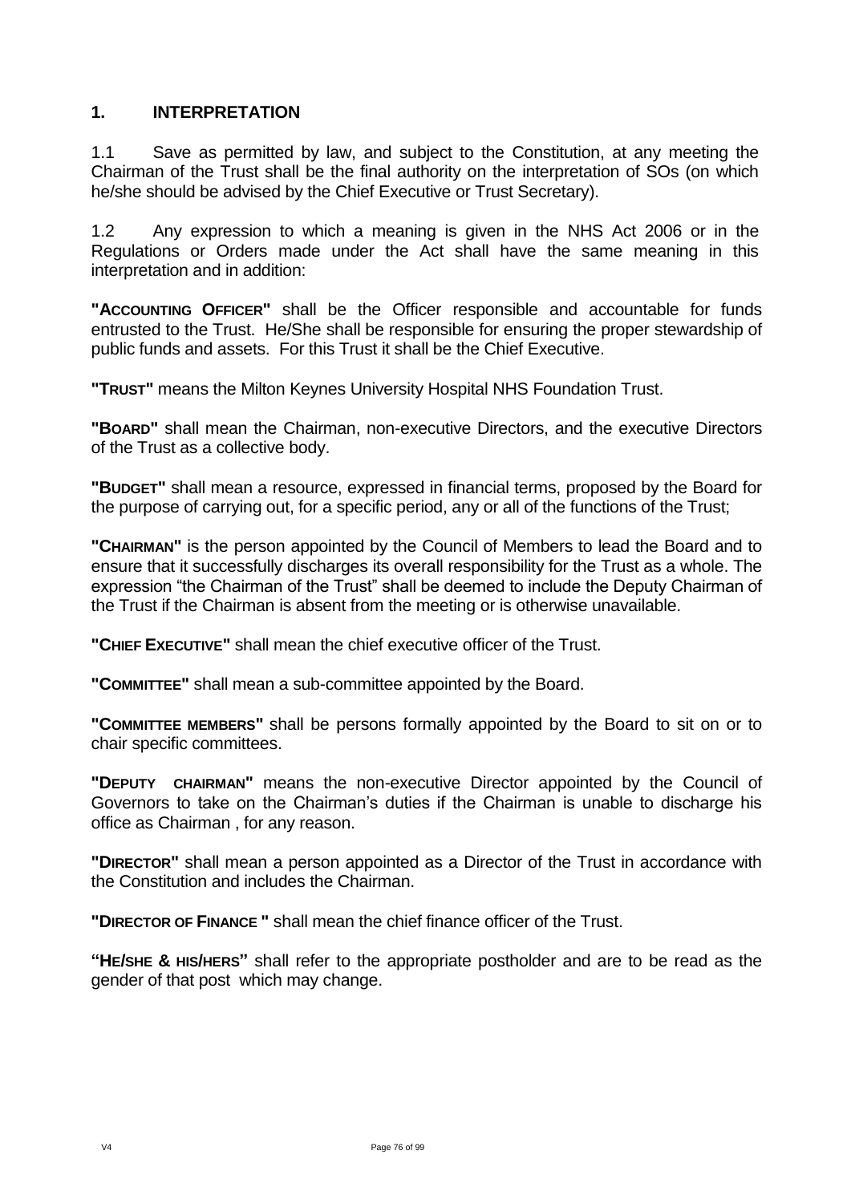## 1. INTERPRETATION

1.1 Save as permitted by law, and subject to the Constitution, at any meeting the Chairman of the Trust shall be the final authority on the interpretation of SOs (on which he/she should be advised by the Chief Executive or Trust Secretary).

1.2 Any expression to which a meaning is given in the NHS Act 2006 or in the Regulations or Orders made under the Act shall have the same meaning in this interpretation and in addition:

**"ACCOUNTING OFFICER"** shall be the Officer responsible and accountable for funds entrusted to the Trust. He/She shall be responsible for ensuring the proper stewardship of public funds and assets. For this Trust it shall be the Chief Executive.

**"TRUST"** means the Milton Keynes University Hospital NHS Foundation Trust.

**"BOARD"** shall mean the Chairman, non-executive Directors, and the executive Directors of the Trust as a collective body.

**"BUDGET"** shall mean a resource, expressed in financial terms, proposed by the Board for the purpose of carrying out, for a specific period, any or all of the functions of the Trust;

**"CHAIRMAN"** is the person appointed by the Council of Members to lead the Board and to ensure that it successfully discharges its overall responsibility for the Trust as a whole. The expression "the Chairman of the Trust" shall be deemed to include the Deputy Chairman of the Trust if the Chairman is absent from the meeting or is otherwise unavailable.

**"CHIEF EXECUTIVE"** shall mean the chief executive officer of the Trust.

**"COMMITTEE"** shall mean a sub-committee appointed by the Board.

**"COMMITTEE MEMBERS"** shall be persons formally appointed by the Board to sit on or to chair specific committees.

**"DEPUTY CHAIRMAN"** means the non-executive Director appointed by the Council of Governors to take on the Chairman's duties if the Chairman is unable to discharge his office as Chairman , for any reason.

**"DIRECTOR"** shall mean a person appointed as a Director of the Trust in accordance with the Constitution and includes the Chairman.

**"DIRECTOR OF FINANCE "** shall mean the chief finance officer of the Trust.

**"HE/SHE & HIS/HERS"** shall refer to the appropriate postholder and are to be read as the gender of that post which may change.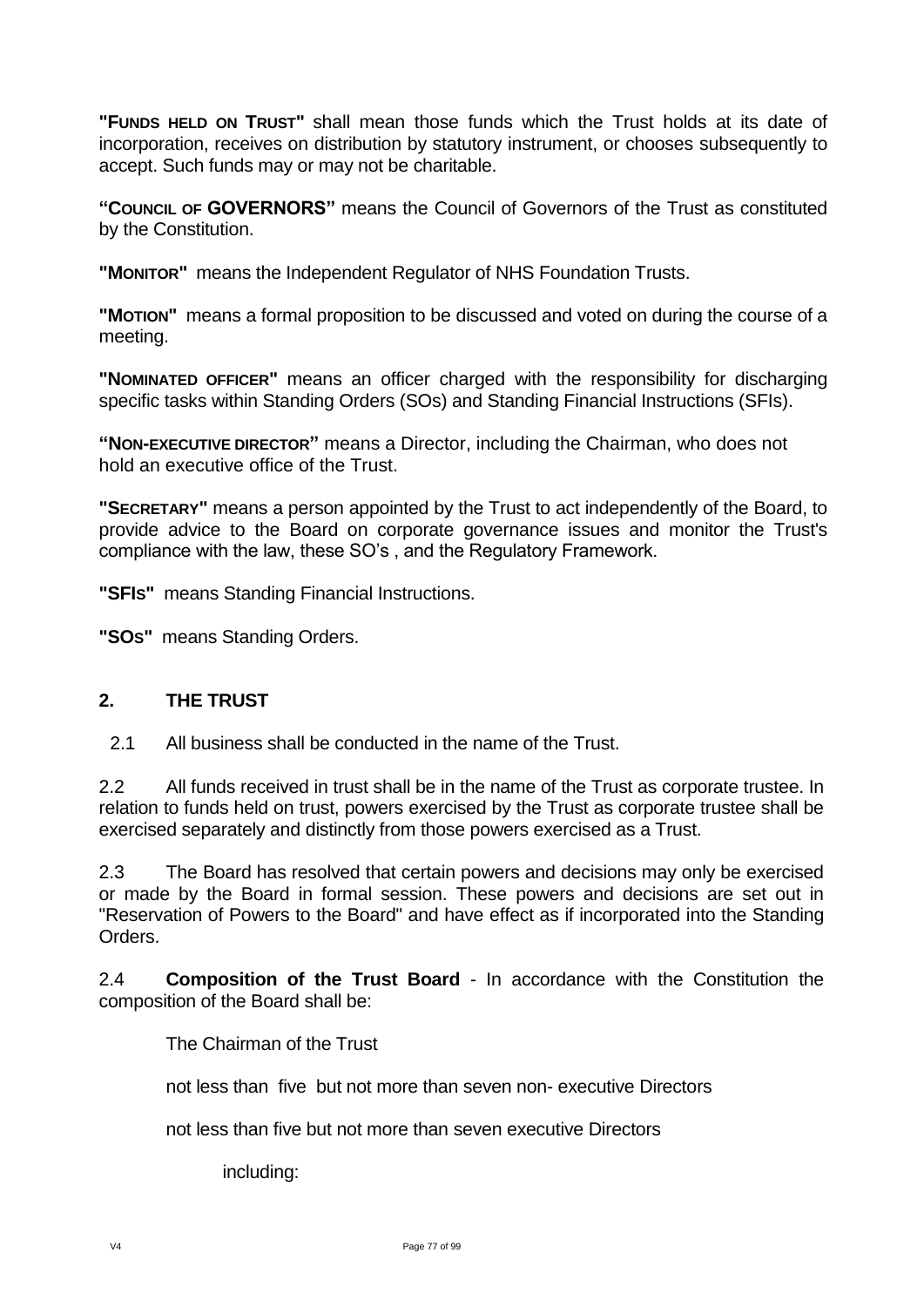**"FUNDS HELD ON TRUST"** shall mean those funds which the Trust holds at its date of incorporation, receives on distribution by statutory instrument, or chooses subsequently to accept. Such funds may or may not be charitable.

**"COUNCIL OF GOVERNORS"** means the Council of Governors of the Trust as constituted by the Constitution.

**"MONITOR"** means the Independent Regulator of NHS Foundation Trusts.

**"MOTION"** means a formal proposition to be discussed and voted on during the course of a meeting.

**"NOMINATED OFFICER"** means an officer charged with the responsibility for discharging specific tasks within Standing Orders (SOs) and Standing Financial Instructions (SFIs).

**"NON-EXECUTIVE DIRECTOR"** means a Director, including the Chairman, who does not hold an executive office of the Trust.

**"SECRETARY"** means a person appointed by the Trust to act independently of the Board, to provide advice to the Board on corporate governance issues and monitor the Trust's compliance with the law, these SO's , and the Regulatory Framework.

**"SFIS"** means Standing Financial Instructions.

**"SOS"** means Standing Orders.

## 2. THE TRUST

2.1 All business shall be conducted in the name of the Trust.

2.2 All funds received in trust shall be in the name of the Trust as corporate trustee. In relation to funds held on trust, powers exercised by the Trust as corporate trustee shall be exercised separately and distinctly from those powers exercised as a Trust.

2.3 The Board has resolved that certain powers and decisions may only be exercised or made by the Board in formal session. These powers and decisions are set out in "Reservation of Powers to the Board" and have effect as if incorporated into the Standing Orders.

2.4 **Composition of the Trust Board** - In accordance with the Constitution the composition of the Board shall be:

The Chairman of the Trust

not less than five but not more than seven non- executive Directors

not less than five but not more than seven executive Directors

including: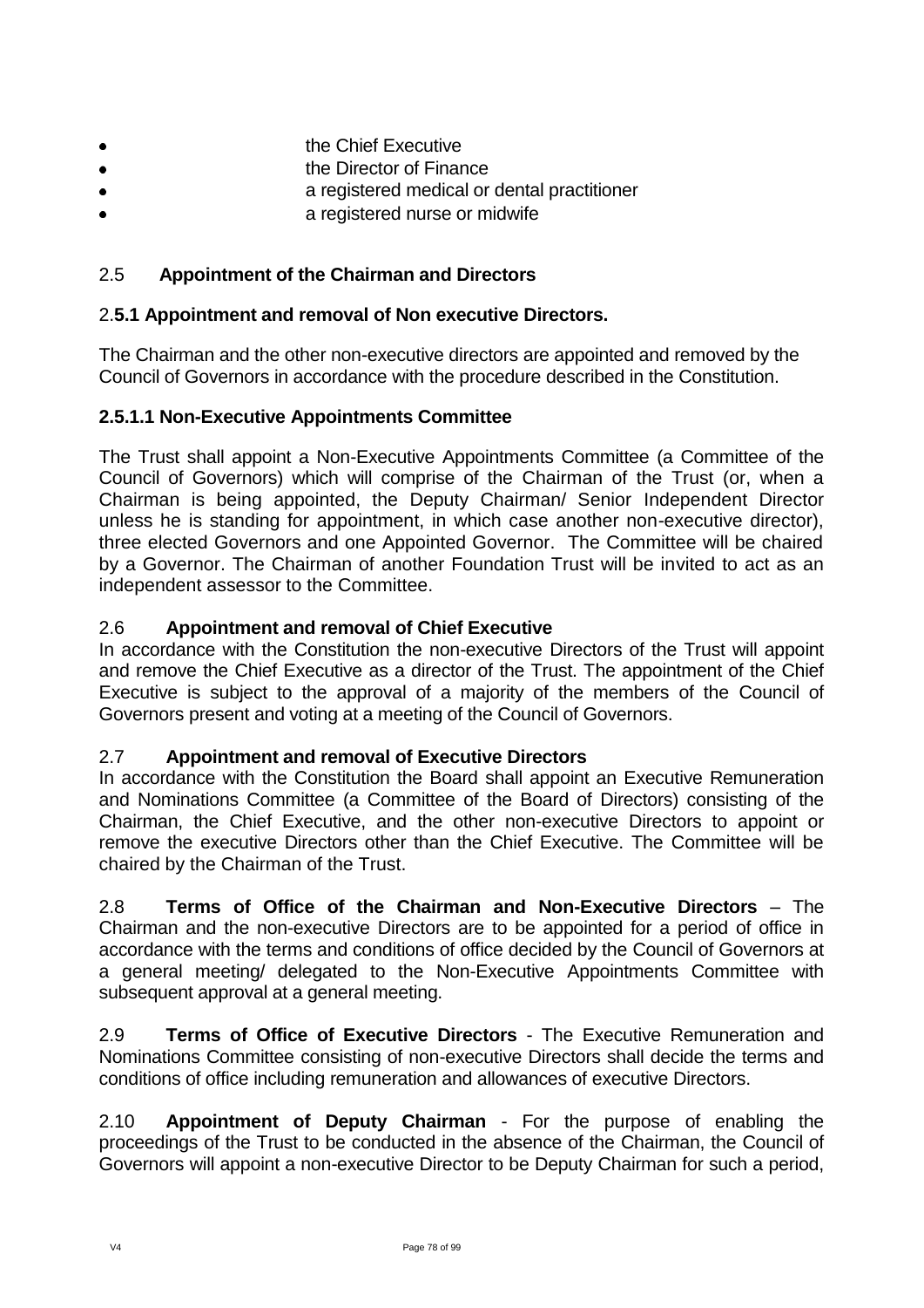- the Chief Executive
- the Director of Finance
- a registered medical or dental practitioner
- a registered nurse or midwife

## 2.5 Appointment of the Chairman and Directors

### 2.5.1 Appointment and removal of Non executive Directors.

The Chairman and the other non-executive directors are appointed and removed by the Council of Governors in accordance with the procedure described in the Constitution.

#### 2.5.1.1 Non-Executive Appointments Committee

The Trust shall appoint a Non-Executive Appointments Committee (a Committee of the Council of Governors) which will comprise of the Chairman of the Trust (or, when a Chairman is being appointed, the Deputy Chairman/ Senior Independent Director unless he is standing for appointment, in which case another non-executive director), three elected Governors and one Appointed Governor. The Committee will be chaired by a Governor. The Chairman of another Foundation Trust will be invited to act as an independent assessor to the Committee.

## 2.6 Appointment and removal of Chief Executive

In accordance with the Constitution the non-executive Directors of the Trust will appoint and remove the Chief Executive as a director of the Trust. The appointment of the Chief Executive is subject to the approval of a majority of the members of the Council of Governors present and voting at a meeting of the Council of Governors.

## 2.7 Appointment and removal of Executive Directors

In accordance with the Constitution the Board shall appoint an Executive Remuneration and Nominations Committee (a Committee of the Board of Directors) consisting of the Chairman, the Chief Executive, and the other non-executive Directors to appoint or remove the executive Directors other than the Chief Executive. The Committee will be chaired by the Chairman of the Trust.

2.8 **Terms of Office of the Chairman and Non-Executive Directors** – The Chairman and the non-executive Directors are to be appointed for a period of office in accordance with the terms and conditions of office decided by the Council of Governors at a general meeting/ delegated to the Non-Executive Appointments Committee with subsequent approval at a general meeting.

2.9 **Terms of Office of Executive Directors** - The Executive Remuneration and Nominations Committee consisting of non-executive Directors shall decide the terms and conditions of office including remuneration and allowances of executive Directors.

2.10 **Appointment of Deputy Chairman** - For the purpose of enabling the proceedings of the Trust to be conducted in the absence of the Chairman, the Council of Governors will appoint a non-executive Director to be Deputy Chairman for such a period,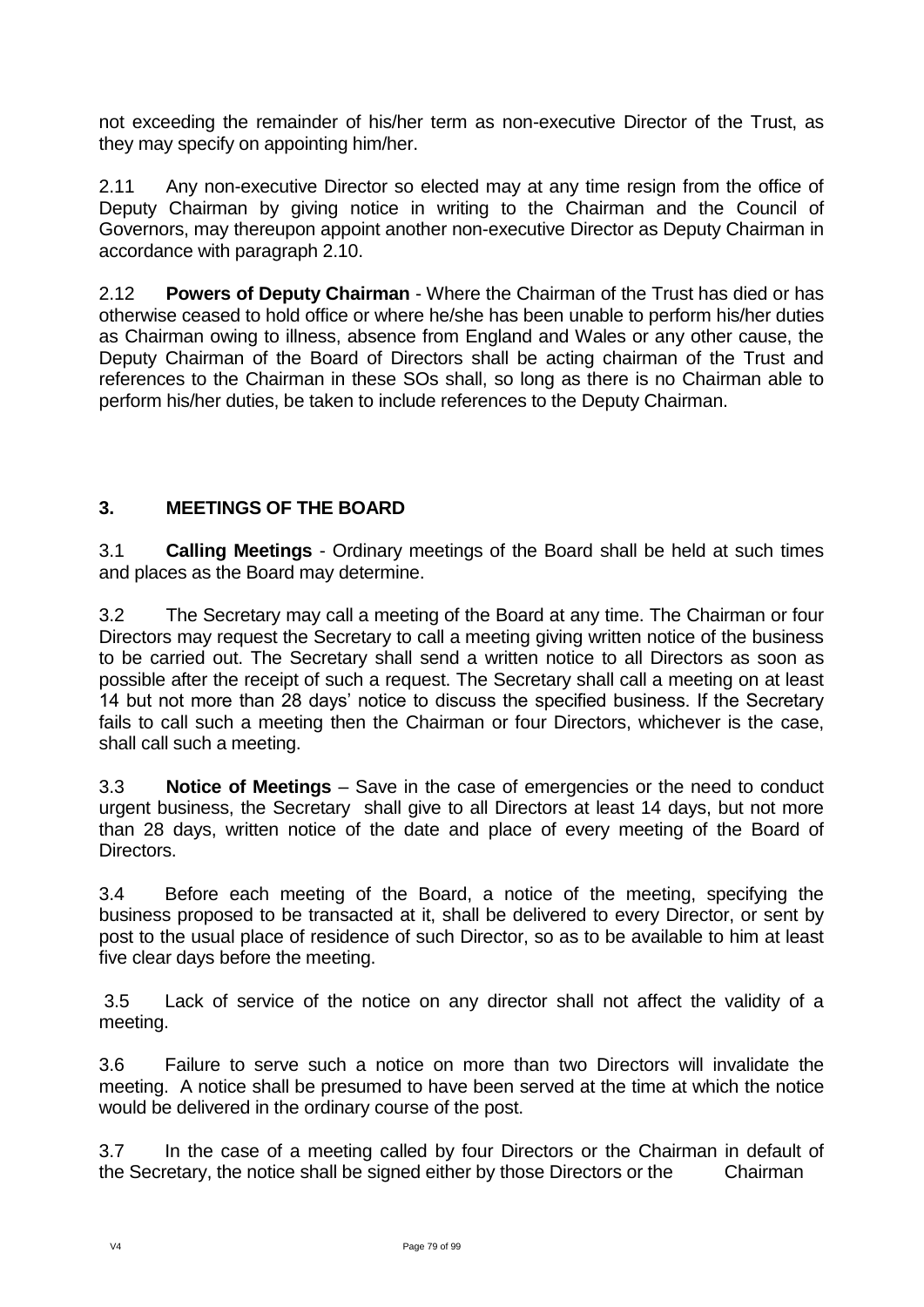not exceeding the remainder of his/her term as non-executive Director of the Trust, as they may specify on appointing him/her.

2.11 Any non-executive Director so elected may at any time resign from the office of Deputy Chairman by giving notice in writing to the Chairman and the Council of Governors, may thereupon appoint another non-executive Director as Deputy Chairman in accordance with paragraph 2.10.

2.12 **Powers of Deputy Chairman** - Where the Chairman of the Trust has died or has otherwise ceased to hold office or where he/she has been unable to perform his/her duties as Chairman owing to illness, absence from England and Wales or any other cause, the Deputy Chairman of the Board of Directors shall be acting chairman of the Trust and references to the Chairman in these SOs shall, so long as there is no Chairman able to perform his/her duties, be taken to include references to the Deputy Chairman.

## 3. MEETINGS OF THE BOARD

3.1 **Calling Meetings** - Ordinary meetings of the Board shall be held at such times and places as the Board may determine.

3.2 The Secretary may call a meeting of the Board at any time. The Chairman or four Directors may request the Secretary to call a meeting giving written notice of the business to be carried out. The Secretary shall send a written notice to all Directors as soon as possible after the receipt of such a request. The Secretary shall call a meeting on at least 14 but not more than 28 days' notice to discuss the specified business. If the Secretary fails to call such a meeting then the Chairman or four Directors, whichever is the case, shall call such a meeting.

3.3 **Notice of Meetings** – Save in the case of emergencies or the need to conduct urgent business, the Secretary shall give to all Directors at least 14 days, but not more than 28 days, written notice of the date and place of every meeting of the Board of Directors.

3.4 Before each meeting of the Board, a notice of the meeting, specifying the business proposed to be transacted at it, shall be delivered to every Director, or sent by post to the usual place of residence of such Director, so as to be available to him at least five clear days before the meeting.

3.5 Lack of service of the notice on any director shall not affect the validity of a meeting.

3.6 Failure to serve such a notice on more than two Directors will invalidate the meeting. A notice shall be presumed to have been served at the time at which the notice would be delivered in the ordinary course of the post.

3.7 In the case of a meeting called by four Directors or the Chairman in default of the Secretary, the notice shall be signed either by those Directors or the Chairman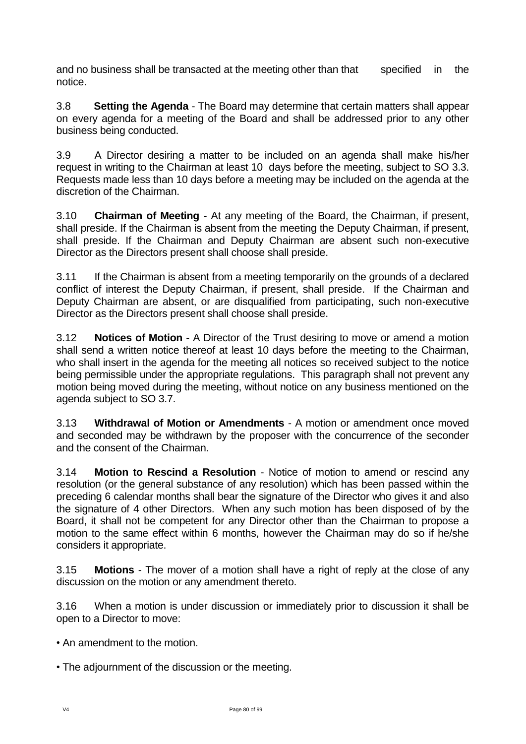and no business shall be transacted at the meeting other than that specified in the notice.

3.8 **Setting the Agenda** - The Board may determine that certain matters shall appear on every agenda for a meeting of the Board and shall be addressed prior to any other business being conducted.

3.9 A Director desiring a matter to be included on an agenda shall make his/her request in writing to the Chairman at least 10 days before the meeting, subject to SO 3.3. Requests made less than 10 days before a meeting may be included on the agenda at the discretion of the Chairman.

3.10 **Chairman of Meeting** - At any meeting of the Board, the Chairman, if present, shall preside. If the Chairman is absent from the meeting the Deputy Chairman, if present, shall preside. If the Chairman and Deputy Chairman are absent such non-executive Director as the Directors present shall choose shall preside.

3.11 If the Chairman is absent from a meeting temporarily on the grounds of a declared conflict of interest the Deputy Chairman, if present, shall preside. If the Chairman and Deputy Chairman are absent, or are disqualified from participating, such non-executive Director as the Directors present shall choose shall preside.

3.12 **Notices of Motion** - A Director of the Trust desiring to move or amend a motion shall send a written notice thereof at least 10 days before the meeting to the Chairman, who shall insert in the agenda for the meeting all notices so received subject to the notice being permissible under the appropriate regulations. This paragraph shall not prevent any motion being moved during the meeting, without notice on any business mentioned on the agenda subject to SO 3.7.

3.13 **Withdrawal of Motion or Amendments** - A motion or amendment once moved and seconded may be withdrawn by the proposer with the concurrence of the seconder and the consent of the Chairman.

3.14 **Motion to Rescind a Resolution** - Notice of motion to amend or rescind any resolution (or the general substance of any resolution) which has been passed within the preceding 6 calendar months shall bear the signature of the Director who gives it and also the signature of 4 other Directors. When any such motion has been disposed of by the Board, it shall not be competent for any Director other than the Chairman to propose a motion to the same effect within 6 months, however the Chairman may do so if he/she considers it appropriate.

3.15 **Motions** - The mover of a motion shall have a right of reply at the close of any discussion on the motion or any amendment thereto.

3.16 When a motion is under discussion or immediately prior to discussion it shall be open to a Director to move:

- An amendment to the motion.
- The adjournment of the discussion or the meeting.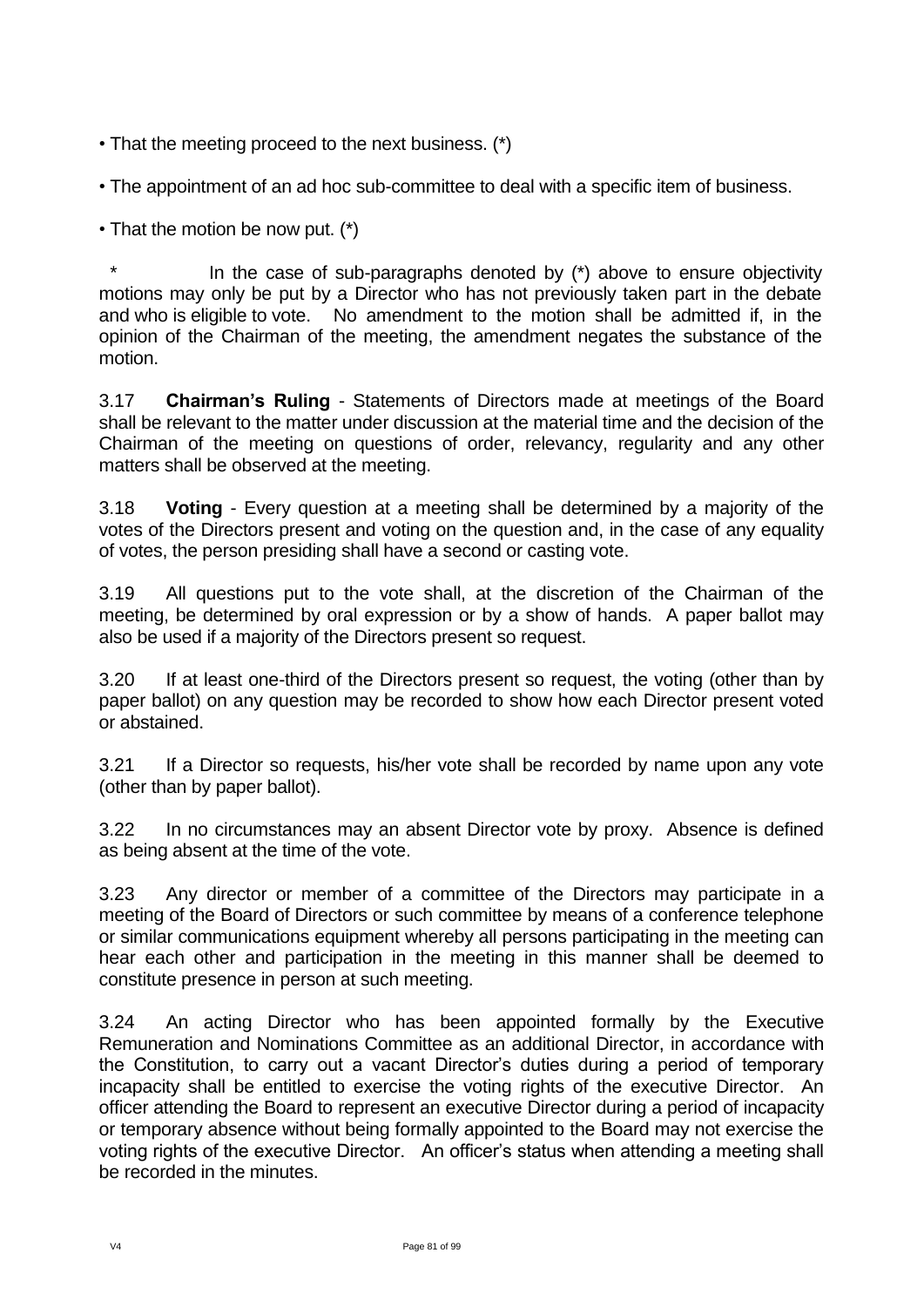- That the meeting proceed to the next business. (*)
- The appointment of an ad hoc sub-committee to deal with a specific item of business.
- That the motion be now put. (*)

\* In the case of sub-paragraphs denoted by (*) above to ensure objectivity motions may only be put by a Director who has not previously taken part in the debate and who is eligible to vote. No amendment to the motion shall be admitted if, in the opinion of the Chairman of the meeting, the amendment negates the substance of the motion.

3.17 **Chairman's Ruling** - Statements of Directors made at meetings of the Board shall be relevant to the matter under discussion at the material time and the decision of the Chairman of the meeting on questions of order, relevancy, regularity and any other matters shall be observed at the meeting.

3.18 **Voting** - Every question at a meeting shall be determined by a majority of the votes of the Directors present and voting on the question and, in the case of any equality of votes, the person presiding shall have a second or casting vote.

3.19 All questions put to the vote shall, at the discretion of the Chairman of the meeting, be determined by oral expression or by a show of hands. A paper ballot may also be used if a majority of the Directors present so request.

3.20 If at least one-third of the Directors present so request, the voting (other than by paper ballot) on any question may be recorded to show how each Director present voted or abstained.

3.21 If a Director so requests, his/her vote shall be recorded by name upon any vote (other than by paper ballot).

3.22 In no circumstances may an absent Director vote by proxy. Absence is defined as being absent at the time of the vote.

3.23 Any director or member of a committee of the Directors may participate in a meeting of the Board of Directors or such committee by means of a conference telephone or similar communications equipment whereby all persons participating in the meeting can hear each other and participation in the meeting in this manner shall be deemed to constitute presence in person at such meeting.

3.24 An acting Director who has been appointed formally by the Executive Remuneration and Nominations Committee as an additional Director, in accordance with the Constitution, to carry out a vacant Director's duties during a period of temporary incapacity shall be entitled to exercise the voting rights of the executive Director. An officer attending the Board to represent an executive Director during a period of incapacity or temporary absence without being formally appointed to the Board may not exercise the voting rights of the executive Director. An officer's status when attending a meeting shall be recorded in the minutes.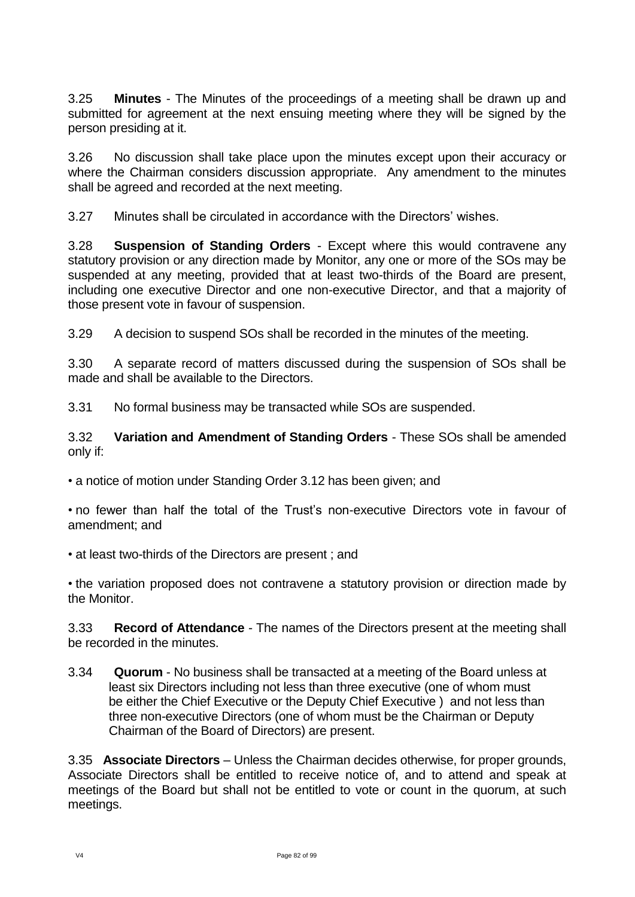3.25 **Minutes** - The Minutes of the proceedings of a meeting shall be drawn up and submitted for agreement at the next ensuing meeting where they will be signed by the person presiding at it.

3.26 No discussion shall take place upon the minutes except upon their accuracy or where the Chairman considers discussion appropriate. Any amendment to the minutes shall be agreed and recorded at the next meeting.

3.27 Minutes shall be circulated in accordance with the Directors' wishes.

3.28 **Suspension of Standing Orders** - Except where this would contravene any statutory provision or any direction made by Monitor, any one or more of the SOs may be suspended at any meeting, provided that at least two-thirds of the Board are present, including one executive Director and one non-executive Director, and that a majority of those present vote in favour of suspension.

3.29 A decision to suspend SOs shall be recorded in the minutes of the meeting.

3.30 A separate record of matters discussed during the suspension of SOs shall be made and shall be available to the Directors.

3.31 No formal business may be transacted while SOs are suspended.

3.32 **Variation and Amendment of Standing Orders** - These SOs shall be amended only if:

- a notice of motion under Standing Order 3.12 has been given; and
- no fewer than half the total of the Trust's non-executive Directors vote in favour of amendment; and
- at least two-thirds of the Directors are present ; and
- the variation proposed does not contravene a statutory provision or direction made by the Monitor.

3.33 **Record of Attendance** - The names of the Directors present at the meeting shall be recorded in the minutes.

3.34 **Quorum** - No business shall be transacted at a meeting of the Board unless at least six Directors including not less than three executive (one of whom must be either the Chief Executive or the Deputy Chief Executive ) and not less than three non-executive Directors (one of whom must be the Chairman or Deputy Chairman of the Board of Directors) are present.

3.35 **Associate Directors** – Unless the Chairman decides otherwise, for proper grounds, Associate Directors shall be entitled to receive notice of, and to attend and speak at meetings of the Board but shall not be entitled to vote or count in the quorum, at such meetings.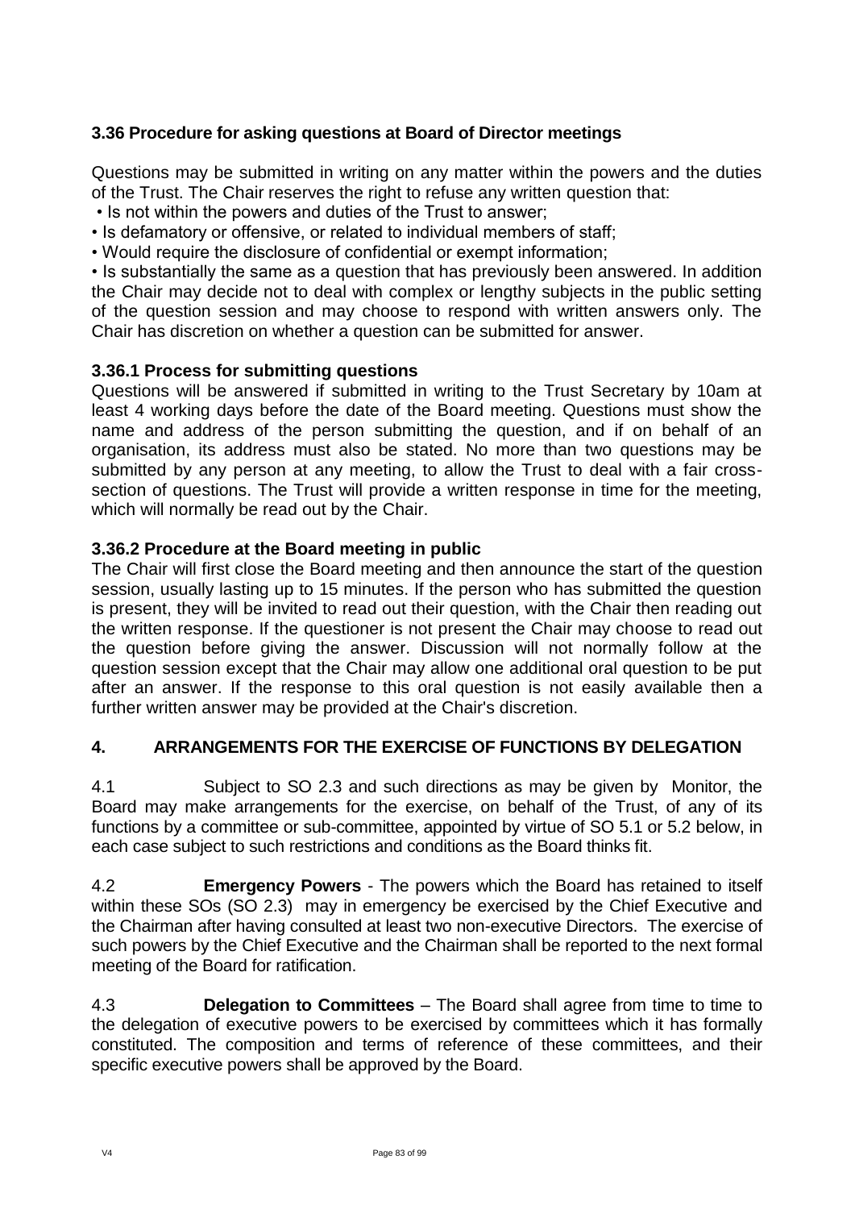### 3.36 Procedure for asking questions at Board of Director meetings

Questions may be submitted in writing on any matter within the powers and the duties of the Trust. The Chair reserves the right to refuse any written question that:

- Is not within the powers and duties of the Trust to answer;
- Is defamatory or offensive, or related to individual members of staff;
- Would require the disclosure of confidential or exempt information;
- Is substantially the same as a question that has previously been answered. In addition the Chair may decide not to deal with complex or lengthy subjects in the public setting of the question session and may choose to respond with written answers only. The Chair has discretion on whether a question can be submitted for answer.

### 3.36.1 Process for submitting questions

Questions will be answered if submitted in writing to the Trust Secretary by 10am at least 4 working days before the date of the Board meeting. Questions must show the name and address of the person submitting the question, and if on behalf of an organisation, its address must also be stated. No more than two questions may be submitted by any person at any meeting, to allow the Trust to deal with a fair cross-section of questions. The Trust will provide a written response in time for the meeting, which will normally be read out by the Chair.

### 3.36.2 Procedure at the Board meeting in public

The Chair will first close the Board meeting and then announce the start of the question session, usually lasting up to 15 minutes. If the person who has submitted the question is present, they will be invited to read out their question, with the Chair then reading out the written response. If the questioner is not present the Chair may choose to read out the question before giving the answer. Discussion will not normally follow at the question session except that the Chair may allow one additional oral question to be put after an answer. If the response to this oral question is not easily available then a further written answer may be provided at the Chair's discretion.

## 4. ARRANGEMENTS FOR THE EXERCISE OF FUNCTIONS BY DELEGATION

4.1 Subject to SO 2.3 and such directions as may be given by Monitor, the Board may make arrangements for the exercise, on behalf of the Trust, of any of its functions by a committee or sub-committee, appointed by virtue of SO 5.1 or 5.2 below, in each case subject to such restrictions and conditions as the Board thinks fit.

4.2 **Emergency Powers** - The powers which the Board has retained to itself within these SOs (SO 2.3) may in emergency be exercised by the Chief Executive and the Chairman after having consulted at least two non-executive Directors. The exercise of such powers by the Chief Executive and the Chairman shall be reported to the next formal meeting of the Board for ratification.

4.3 **Delegation to Committees** – The Board shall agree from time to time to the delegation of executive powers to be exercised by committees which it has formally constituted. The composition and terms of reference of these committees, and their specific executive powers shall be approved by the Board.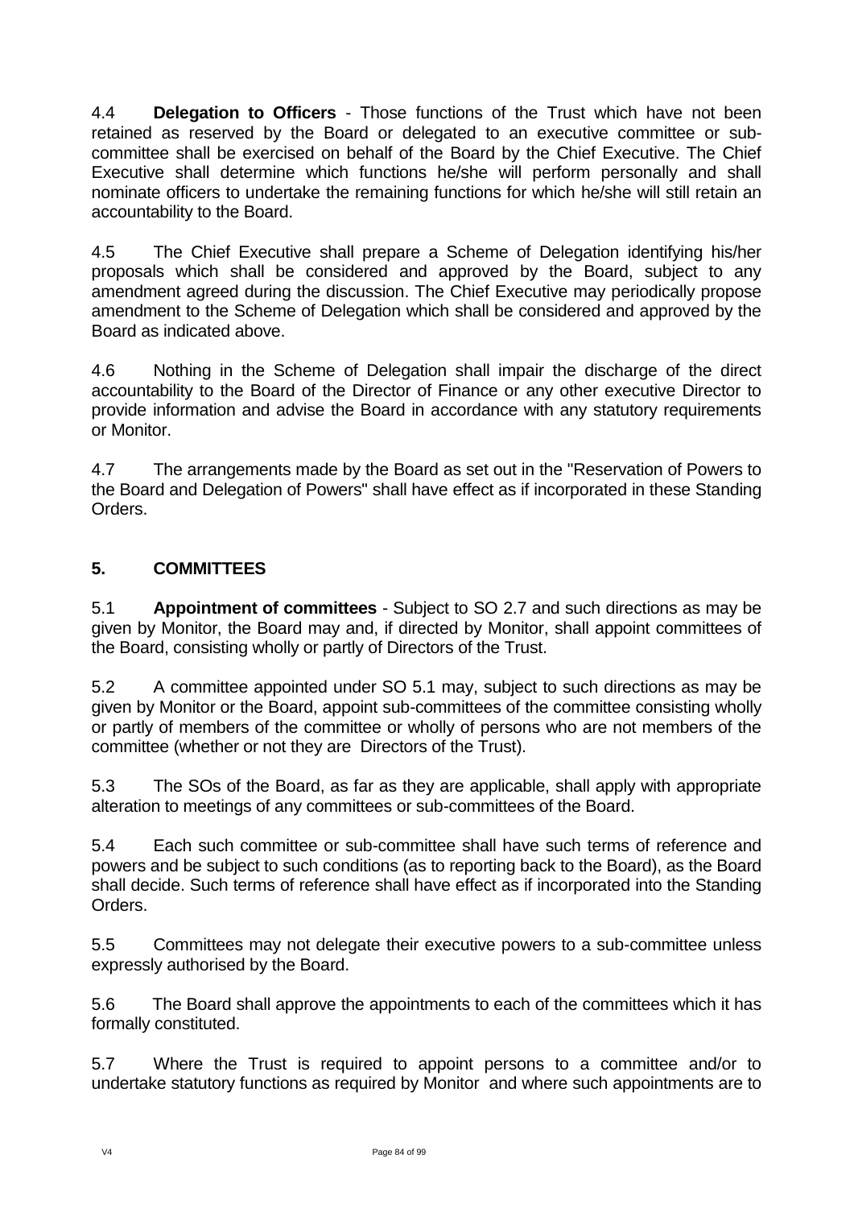4.4 **Delegation to Officers** - Those functions of the Trust which have not been retained as reserved by the Board or delegated to an executive committee or sub-committee shall be exercised on behalf of the Board by the Chief Executive. The Chief Executive shall determine which functions he/she will perform personally and shall nominate officers to undertake the remaining functions for which he/she will still retain an accountability to the Board.

4.5 The Chief Executive shall prepare a Scheme of Delegation identifying his/her proposals which shall be considered and approved by the Board, subject to any amendment agreed during the discussion. The Chief Executive may periodically propose amendment to the Scheme of Delegation which shall be considered and approved by the Board as indicated above.

4.6 Nothing in the Scheme of Delegation shall impair the discharge of the direct accountability to the Board of the Director of Finance or any other executive Director to provide information and advise the Board in accordance with any statutory requirements or Monitor.

4.7 The arrangements made by the Board as set out in the "Reservation of Powers to the Board and Delegation of Powers" shall have effect as if incorporated in these Standing Orders.

## 5. COMMITTEES

5.1 **Appointment of committees** - Subject to SO 2.7 and such directions as may be given by Monitor, the Board may and, if directed by Monitor, shall appoint committees of the Board, consisting wholly or partly of Directors of the Trust.

5.2 A committee appointed under SO 5.1 may, subject to such directions as may be given by Monitor or the Board, appoint sub-committees of the committee consisting wholly or partly of members of the committee or wholly of persons who are not members of the committee (whether or not they are Directors of the Trust).

5.3 The SOs of the Board, as far as they are applicable, shall apply with appropriate alteration to meetings of any committees or sub-committees of the Board.

5.4 Each such committee or sub-committee shall have such terms of reference and powers and be subject to such conditions (as to reporting back to the Board), as the Board shall decide. Such terms of reference shall have effect as if incorporated into the Standing Orders.

5.5 Committees may not delegate their executive powers to a sub-committee unless expressly authorised by the Board.

5.6 The Board shall approve the appointments to each of the committees which it has formally constituted.

5.7 Where the Trust is required to appoint persons to a committee and/or to undertake statutory functions as required by Monitor and where such appointments are to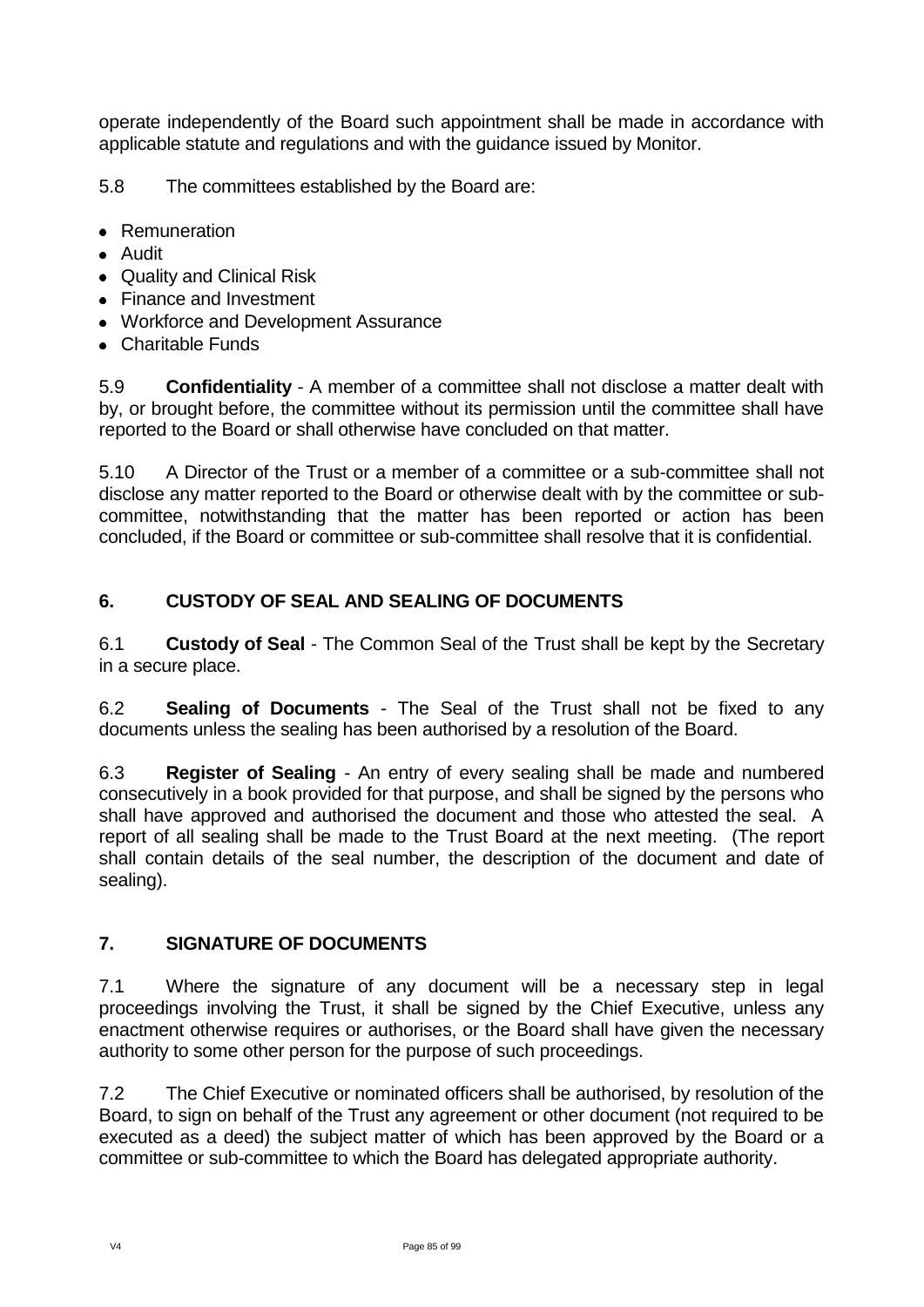operate independently of the Board such appointment shall be made in accordance with applicable statute and regulations and with the guidance issued by Monitor.

5.8 The committees established by the Board are:

- Remuneration
- Audit
- Quality and Clinical Risk
- Finance and Investment
- Workforce and Development Assurance
- Charitable Funds

5.9 **Confidentiality** - A member of a committee shall not disclose a matter dealt with by, or brought before, the committee without its permission until the committee shall have reported to the Board or shall otherwise have concluded on that matter.

5.10 A Director of the Trust or a member of a committee or a sub-committee shall not disclose any matter reported to the Board or otherwise dealt with by the committee or sub-committee, notwithstanding that the matter has been reported or action has been concluded, if the Board or committee or sub-committee shall resolve that it is confidential.

## 6. CUSTODY OF SEAL AND SEALING OF DOCUMENTS

6.1 **Custody of Seal** - The Common Seal of the Trust shall be kept by the Secretary in a secure place.

6.2 **Sealing of Documents** - The Seal of the Trust shall not be fixed to any documents unless the sealing has been authorised by a resolution of the Board.

6.3 **Register of Sealing** - An entry of every sealing shall be made and numbered consecutively in a book provided for that purpose, and shall be signed by the persons who shall have approved and authorised the document and those who attested the seal. A report of all sealing shall be made to the Trust Board at the next meeting. (The report shall contain details of the seal number, the description of the document and date of sealing).

## 7. SIGNATURE OF DOCUMENTS

7.1 Where the signature of any document will be a necessary step in legal proceedings involving the Trust, it shall be signed by the Chief Executive, unless any enactment otherwise requires or authorises, or the Board shall have given the necessary authority to some other person for the purpose of such proceedings.

7.2 The Chief Executive or nominated officers shall be authorised, by resolution of the Board, to sign on behalf of the Trust any agreement or other document (not required to be executed as a deed) the subject matter of which has been approved by the Board or a committee or sub-committee to which the Board has delegated appropriate authority.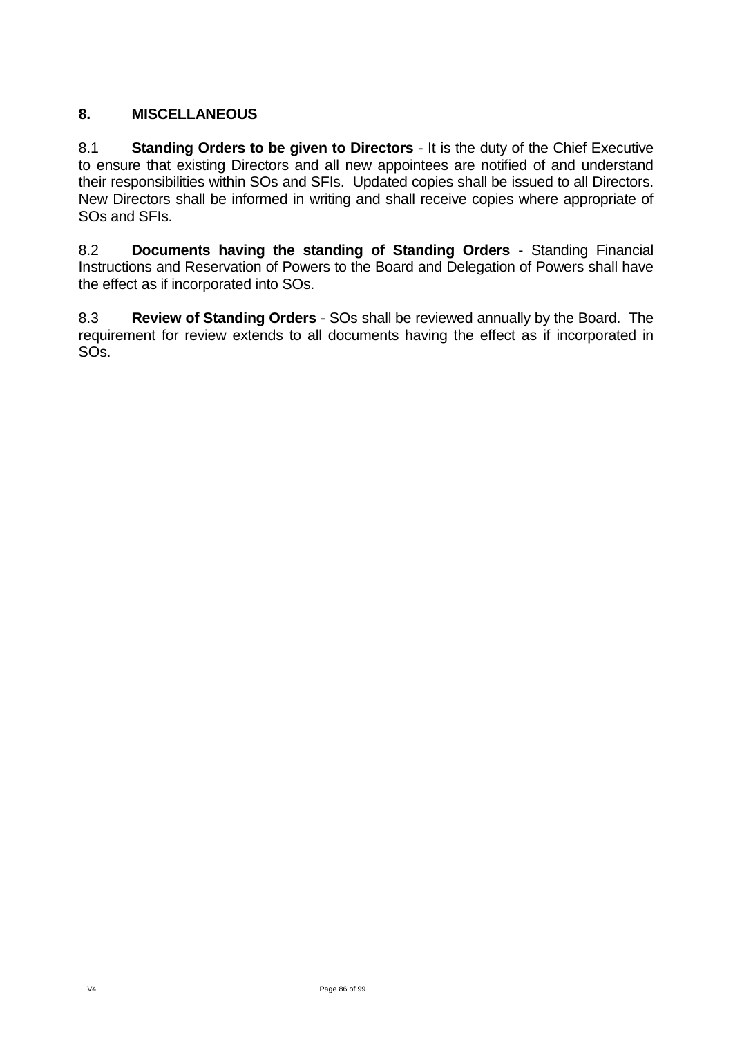## 8. MISCELLANEOUS

8.1 **Standing Orders to be given to Directors** - It is the duty of the Chief Executive to ensure that existing Directors and all new appointees are notified of and understand their responsibilities within SOs and SFIs. Updated copies shall be issued to all Directors. New Directors shall be informed in writing and shall receive copies where appropriate of SOs and SFIs.

8.2 **Documents having the standing of Standing Orders** - Standing Financial Instructions and Reservation of Powers to the Board and Delegation of Powers shall have the effect as if incorporated into SOs.

8.3 **Review of Standing Orders** - SOs shall be reviewed annually by the Board. The requirement for review extends to all documents having the effect as if incorporated in SOs.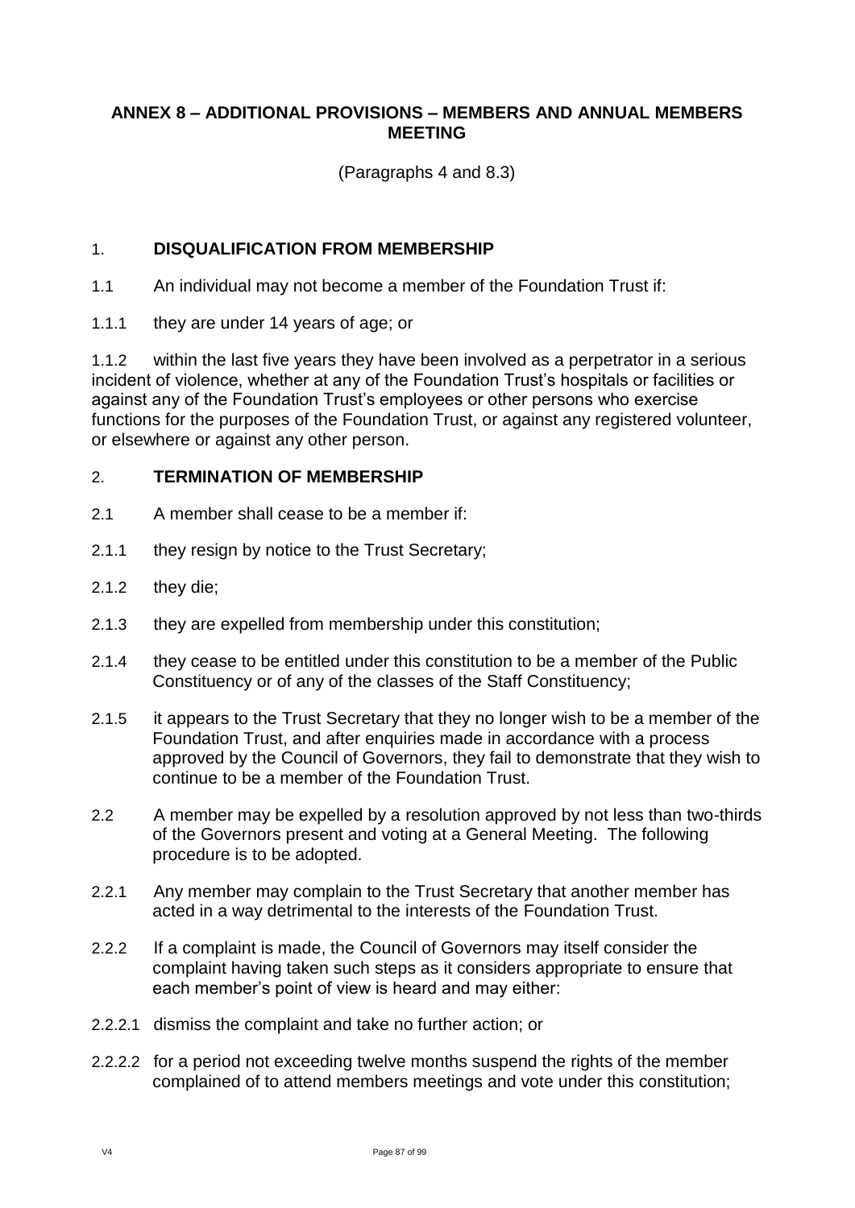## ANNEX 8 – ADDITIONAL PROVISIONS – MEMBERS AND ANNUAL MEMBERS MEETING

(Paragraphs 4 and 8.3)

### 1. DISQUALIFICATION FROM MEMBERSHIP

1.1 An individual may not become a member of the Foundation Trust if:

1.1.1 they are under 14 years of age; or

1.1.2 within the last five years they have been involved as a perpetrator in a serious incident of violence, whether at any of the Foundation Trust's hospitals or facilities or against any of the Foundation Trust's employees or other persons who exercise functions for the purposes of the Foundation Trust, or against any registered volunteer, or elsewhere or against any other person.

### 2. TERMINATION OF MEMBERSHIP

2.1 A member shall cease to be a member if:

2.1.1 they resign by notice to the Trust Secretary;

2.1.2 they die;

2.1.3 they are expelled from membership under this constitution;

2.1.4 they cease to be entitled under this constitution to be a member of the Public Constituency or of any of the classes of the Staff Constituency;

2.1.5 it appears to the Trust Secretary that they no longer wish to be a member of the Foundation Trust, and after enquiries made in accordance with a process approved by the Council of Governors, they fail to demonstrate that they wish to continue to be a member of the Foundation Trust.

2.2 A member may be expelled by a resolution approved by not less than two-thirds of the Governors present and voting at a General Meeting. The following procedure is to be adopted.

2.2.1 Any member may complain to the Trust Secretary that another member has acted in a way detrimental to the interests of the Foundation Trust.

2.2.2 If a complaint is made, the Council of Governors may itself consider the complaint having taken such steps as it considers appropriate to ensure that each member's point of view is heard and may either:

2.2.2.1 dismiss the complaint and take no further action; or

2.2.2.2 for a period not exceeding twelve months suspend the rights of the member complained of to attend members meetings and vote under this constitution;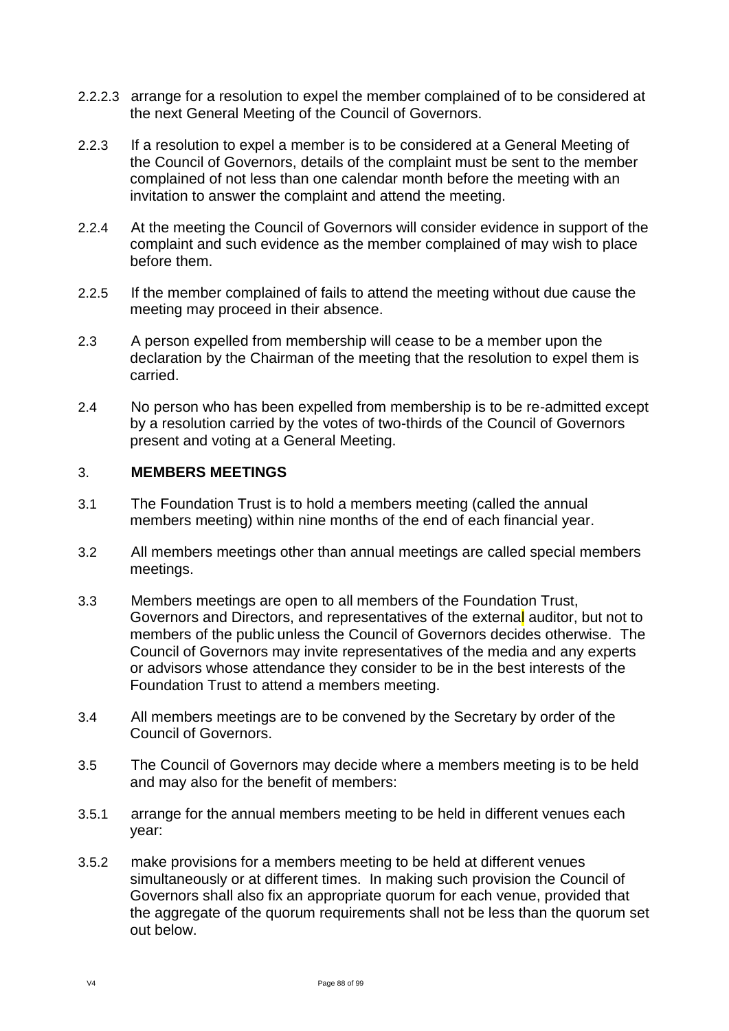2.2.2.3 arrange for a resolution to expel the member complained of to be considered at the next General Meeting of the Council of Governors.

2.2.3 If a resolution to expel a member is to be considered at a General Meeting of the Council of Governors, details of the complaint must be sent to the member complained of not less than one calendar month before the meeting with an invitation to answer the complaint and attend the meeting.

2.2.4 At the meeting the Council of Governors will consider evidence in support of the complaint and such evidence as the member complained of may wish to place before them.

2.2.5 If the member complained of fails to attend the meeting without due cause the meeting may proceed in their absence.

2.3 A person expelled from membership will cease to be a member upon the declaration by the Chairman of the meeting that the resolution to expel them is carried.

2.4 No person who has been expelled from membership is to be re-admitted except by a resolution carried by the votes of two-thirds of the Council of Governors present and voting at a General Meeting.

### 3. MEMBERS MEETINGS

3.1 The Foundation Trust is to hold a members meeting (called the annual members meeting) within nine months of the end of each financial year.

3.2 All members meetings other than annual meetings are called special members meetings.

3.3 Members meetings are open to all members of the Foundation Trust, Governors and Directors, and representatives of the external auditor, but not to members of the public unless the Council of Governors decides otherwise. The Council of Governors may invite representatives of the media and any experts or advisors whose attendance they consider to be in the best interests of the Foundation Trust to attend a members meeting.

3.4 All members meetings are to be convened by the Secretary by order of the Council of Governors.

3.5 The Council of Governors may decide where a members meeting is to be held and may also for the benefit of members:

3.5.1 arrange for the annual members meeting to be held in different venues each year:

3.5.2 make provisions for a members meeting to be held at different venues simultaneously or at different times. In making such provision the Council of Governors shall also fix an appropriate quorum for each venue, provided that the aggregate of the quorum requirements shall not be less than the quorum set out below.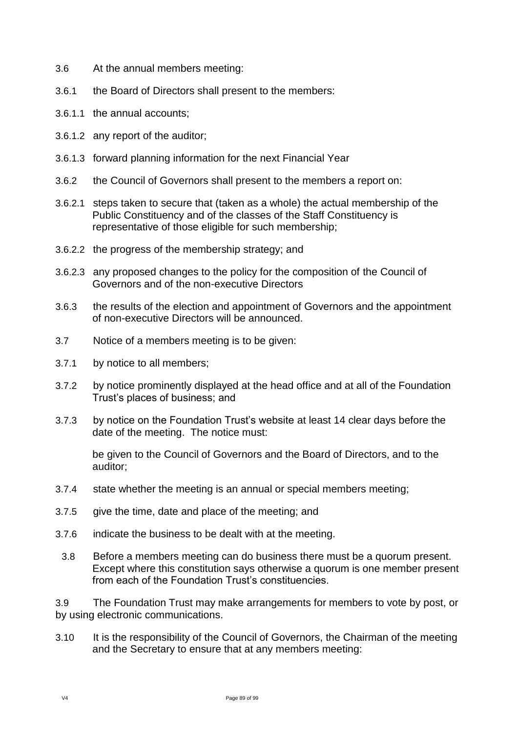3.6 At the annual members meeting:

3.6.1 the Board of Directors shall present to the members:

3.6.1.1 the annual accounts;

3.6.1.2 any report of the auditor;

3.6.1.3 forward planning information for the next Financial Year

3.6.2 the Council of Governors shall present to the members a report on:

3.6.2.1 steps taken to secure that (taken as a whole) the actual membership of the Public Constituency and of the classes of the Staff Constituency is representative of those eligible for such membership;

3.6.2.2 the progress of the membership strategy; and

3.6.2.3 any proposed changes to the policy for the composition of the Council of Governors and of the non-executive Directors

3.6.3 the results of the election and appointment of Governors and the appointment of non-executive Directors will be announced.

3.7 Notice of a members meeting is to be given:

3.7.1 by notice to all members;

3.7.2 by notice prominently displayed at the head office and at all of the Foundation Trust's places of business; and

3.7.3 by notice on the Foundation Trust's website at least 14 clear days before the date of the meeting. The notice must:

be given to the Council of Governors and the Board of Directors, and to the auditor;

3.7.4 state whether the meeting is an annual or special members meeting;

3.7.5 give the time, date and place of the meeting; and

3.7.6 indicate the business to be dealt with at the meeting.

3.8 Before a members meeting can do business there must be a quorum present. Except where this constitution says otherwise a quorum is one member present from each of the Foundation Trust's constituencies.

3.9 The Foundation Trust may make arrangements for members to vote by post, or by using electronic communications.

3.10 It is the responsibility of the Council of Governors, the Chairman of the meeting and the Secretary to ensure that at any members meeting: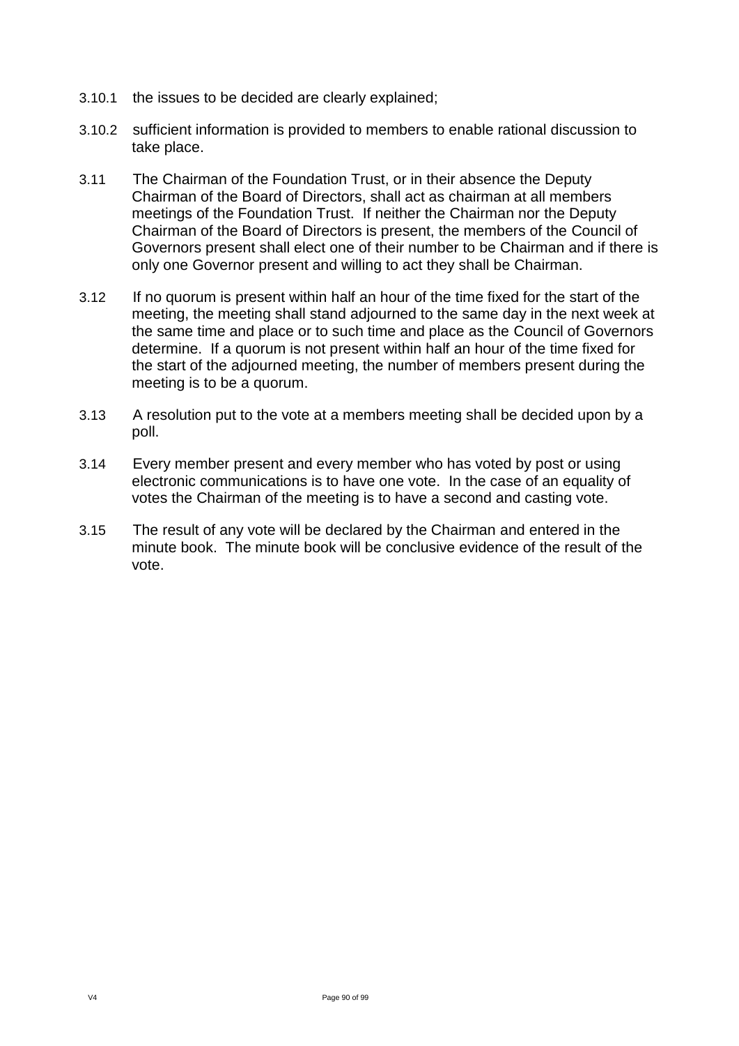3.10.1 the issues to be decided are clearly explained;

3.10.2 sufficient information is provided to members to enable rational discussion to take place.

3.11 The Chairman of the Foundation Trust, or in their absence the Deputy Chairman of the Board of Directors, shall act as chairman at all members meetings of the Foundation Trust. If neither the Chairman nor the Deputy Chairman of the Board of Directors is present, the members of the Council of Governors present shall elect one of their number to be Chairman and if there is only one Governor present and willing to act they shall be Chairman.

3.12 If no quorum is present within half an hour of the time fixed for the start of the meeting, the meeting shall stand adjourned to the same day in the next week at the same time and place or to such time and place as the Council of Governors determine. If a quorum is not present within half an hour of the time fixed for the start of the adjourned meeting, the number of members present during the meeting is to be a quorum.

3.13 A resolution put to the vote at a members meeting shall be decided upon by a poll.

3.14 Every member present and every member who has voted by post or using electronic communications is to have one vote. In the case of an equality of votes the Chairman of the meeting is to have a second and casting vote.

3.15 The result of any vote will be declared by the Chairman and entered in the minute book. The minute book will be conclusive evidence of the result of the vote.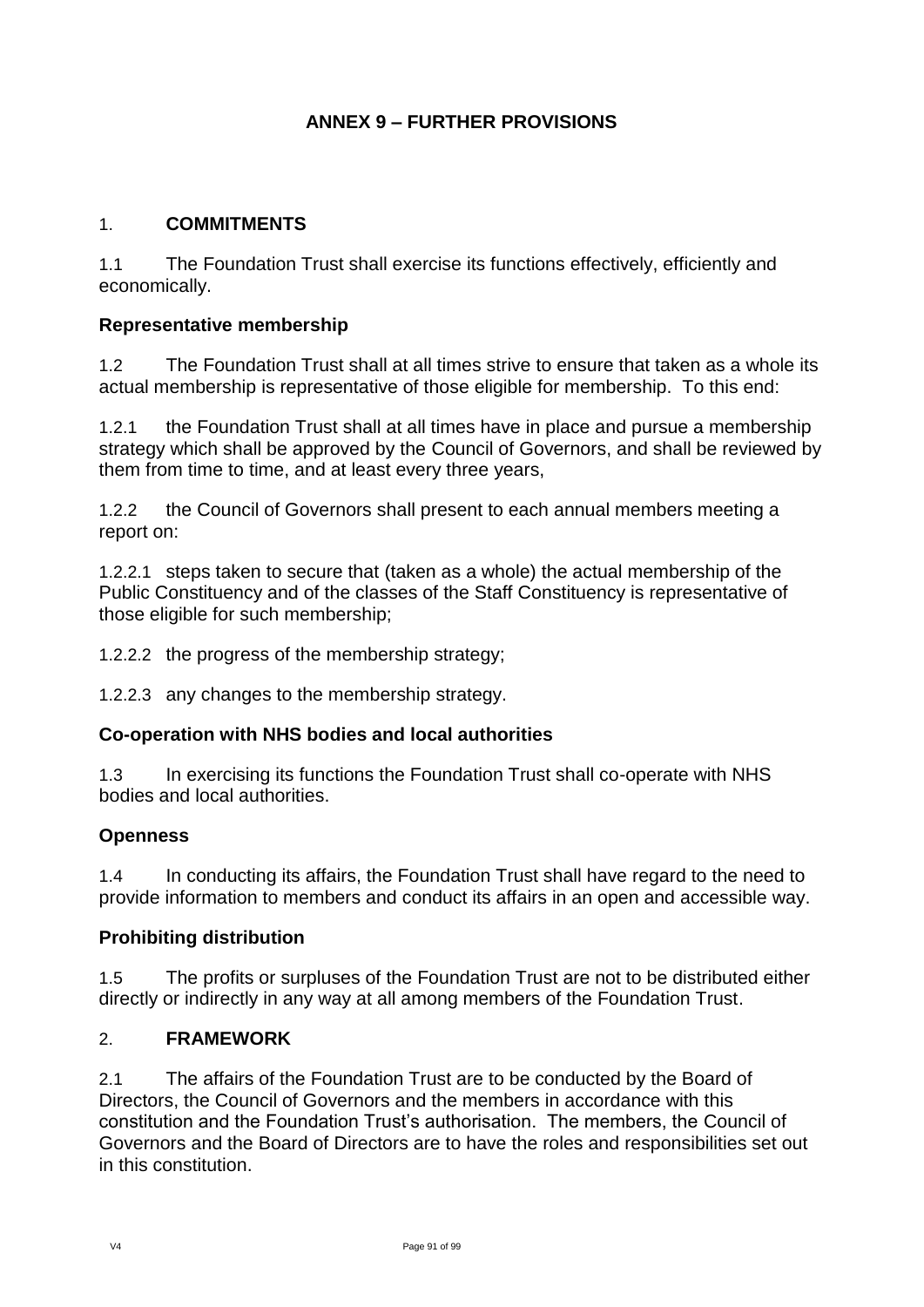# ANNEX 9 – FURTHER PROVISIONS

## 1. COMMITMENTS

1.1 The Foundation Trust shall exercise its functions effectively, efficiently and economically.

### Representative membership

1.2 The Foundation Trust shall at all times strive to ensure that taken as a whole its actual membership is representative of those eligible for membership. To this end:

1.2.1 the Foundation Trust shall at all times have in place and pursue a membership strategy which shall be approved by the Council of Governors, and shall be reviewed by them from time to time, and at least every three years,

1.2.2 the Council of Governors shall present to each annual members meeting a report on:

1.2.2.1 steps taken to secure that (taken as a whole) the actual membership of the Public Constituency and of the classes of the Staff Constituency is representative of those eligible for such membership;

1.2.2.2 the progress of the membership strategy;

1.2.2.3 any changes to the membership strategy.

### Co-operation with NHS bodies and local authorities

1.3 In exercising its functions the Foundation Trust shall co-operate with NHS bodies and local authorities.

### Openness

1.4 In conducting its affairs, the Foundation Trust shall have regard to the need to provide information to members and conduct its affairs in an open and accessible way.

### Prohibiting distribution

1.5 The profits or surpluses of the Foundation Trust are not to be distributed either directly or indirectly in any way at all among members of the Foundation Trust.

## 2. FRAMEWORK

2.1 The affairs of the Foundation Trust are to be conducted by the Board of Directors, the Council of Governors and the members in accordance with this constitution and the Foundation Trust's authorisation. The members, the Council of Governors and the Board of Directors are to have the roles and responsibilities set out in this constitution.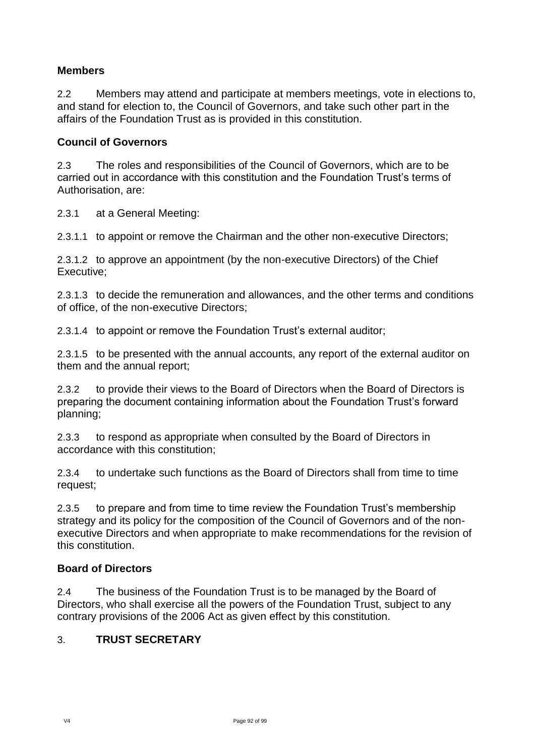**Members**

2.2 Members may attend and participate at members meetings, vote in elections to, and stand for election to, the Council of Governors, and take such other part in the affairs of the Foundation Trust as is provided in this constitution.

**Council of Governors**

2.3 The roles and responsibilities of the Council of Governors, which are to be carried out in accordance with this constitution and the Foundation Trust's terms of Authorisation, are:

2.3.1 at a General Meeting:

2.3.1.1 to appoint or remove the Chairman and the other non-executive Directors;

2.3.1.2 to approve an appointment (by the non-executive Directors) of the Chief Executive;

2.3.1.3 to decide the remuneration and allowances, and the other terms and conditions of office, of the non-executive Directors;

2.3.1.4 to appoint or remove the Foundation Trust's external auditor;

2.3.1.5 to be presented with the annual accounts, any report of the external auditor on them and the annual report;

2.3.2 to provide their views to the Board of Directors when the Board of Directors is preparing the document containing information about the Foundation Trust's forward planning;

2.3.3 to respond as appropriate when consulted by the Board of Directors in accordance with this constitution;

2.3.4 to undertake such functions as the Board of Directors shall from time to time request;

2.3.5 to prepare and from time to time review the Foundation Trust's membership strategy and its policy for the composition of the Council of Governors and of the non-executive Directors and when appropriate to make recommendations for the revision of this constitution.

**Board of Directors**

2.4 The business of the Foundation Trust is to be managed by the Board of Directors, who shall exercise all the powers of the Foundation Trust, subject to any contrary provisions of the 2006 Act as given effect by this constitution.

## 3. TRUST SECRETARY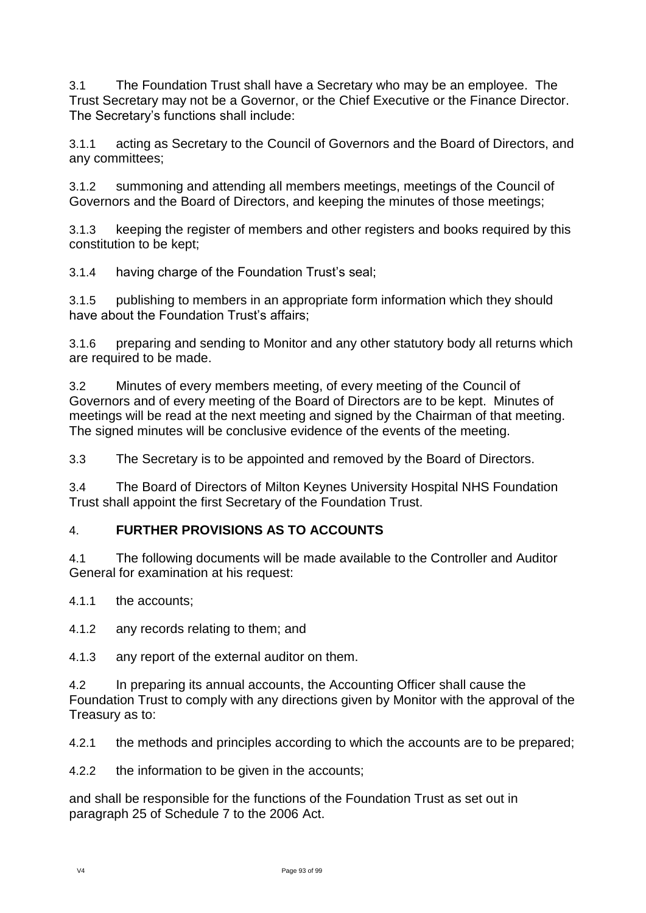3.1 The Foundation Trust shall have a Secretary who may be an employee. The Trust Secretary may not be a Governor, or the Chief Executive or the Finance Director. The Secretary's functions shall include:

3.1.1 acting as Secretary to the Council of Governors and the Board of Directors, and any committees;

3.1.2 summoning and attending all members meetings, meetings of the Council of Governors and the Board of Directors, and keeping the minutes of those meetings;

3.1.3 keeping the register of members and other registers and books required by this constitution to be kept;

3.1.4 having charge of the Foundation Trust's seal;

3.1.5 publishing to members in an appropriate form information which they should have about the Foundation Trust's affairs;

3.1.6 preparing and sending to Monitor and any other statutory body all returns which are required to be made.

3.2 Minutes of every members meeting, of every meeting of the Council of Governors and of every meeting of the Board of Directors are to be kept. Minutes of meetings will be read at the next meeting and signed by the Chairman of that meeting. The signed minutes will be conclusive evidence of the events of the meeting.

3.3 The Secretary is to be appointed and removed by the Board of Directors.

3.4 The Board of Directors of Milton Keynes University Hospital NHS Foundation Trust shall appoint the first Secretary of the Foundation Trust.

## 4. FURTHER PROVISIONS AS TO ACCOUNTS

4.1 The following documents will be made available to the Controller and Auditor General for examination at his request:

4.1.1 the accounts;

4.1.2 any records relating to them; and

4.1.3 any report of the external auditor on them.

4.2 In preparing its annual accounts, the Accounting Officer shall cause the Foundation Trust to comply with any directions given by Monitor with the approval of the Treasury as to:

4.2.1 the methods and principles according to which the accounts are to be prepared;

4.2.2 the information to be given in the accounts;

and shall be responsible for the functions of the Foundation Trust as set out in paragraph 25 of Schedule 7 to the 2006 Act.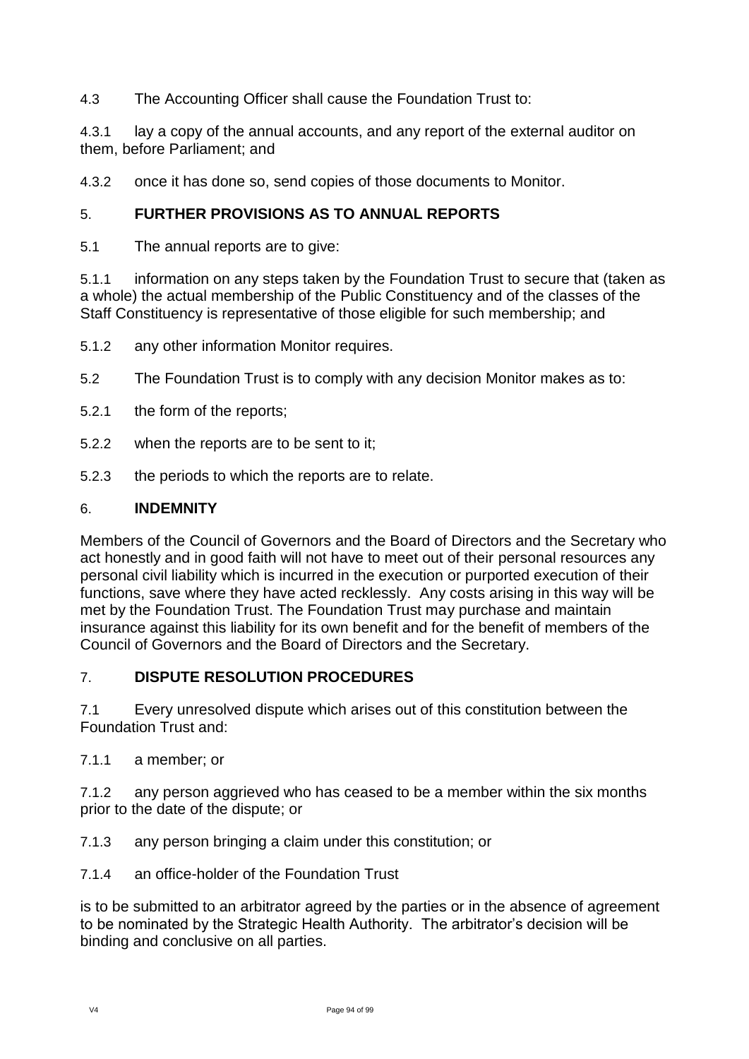4.3 The Accounting Officer shall cause the Foundation Trust to:

4.3.1 lay a copy of the annual accounts, and any report of the external auditor on them, before Parliament; and

4.3.2 once it has done so, send copies of those documents to Monitor.

## 5. FURTHER PROVISIONS AS TO ANNUAL REPORTS

5.1 The annual reports are to give:

5.1.1 information on any steps taken by the Foundation Trust to secure that (taken as a whole) the actual membership of the Public Constituency and of the classes of the Staff Constituency is representative of those eligible for such membership; and

5.1.2 any other information Monitor requires.

5.2 The Foundation Trust is to comply with any decision Monitor makes as to:

5.2.1 the form of the reports;

5.2.2 when the reports are to be sent to it;

5.2.3 the periods to which the reports are to relate.

## 6. INDEMNITY

Members of the Council of Governors and the Board of Directors and the Secretary who act honestly and in good faith will not have to meet out of their personal resources any personal civil liability which is incurred in the execution or purported execution of their functions, save where they have acted recklessly. Any costs arising in this way will be met by the Foundation Trust. The Foundation Trust may purchase and maintain insurance against this liability for its own benefit and for the benefit of members of the Council of Governors and the Board of Directors and the Secretary.

## 7. DISPUTE RESOLUTION PROCEDURES

7.1 Every unresolved dispute which arises out of this constitution between the Foundation Trust and:

7.1.1 a member; or

7.1.2 any person aggrieved who has ceased to be a member within the six months prior to the date of the dispute; or

7.1.3 any person bringing a claim under this constitution; or

7.1.4 an office-holder of the Foundation Trust

is to be submitted to an arbitrator agreed by the parties or in the absence of agreement to be nominated by the Strategic Health Authority. The arbitrator's decision will be binding and conclusive on all parties.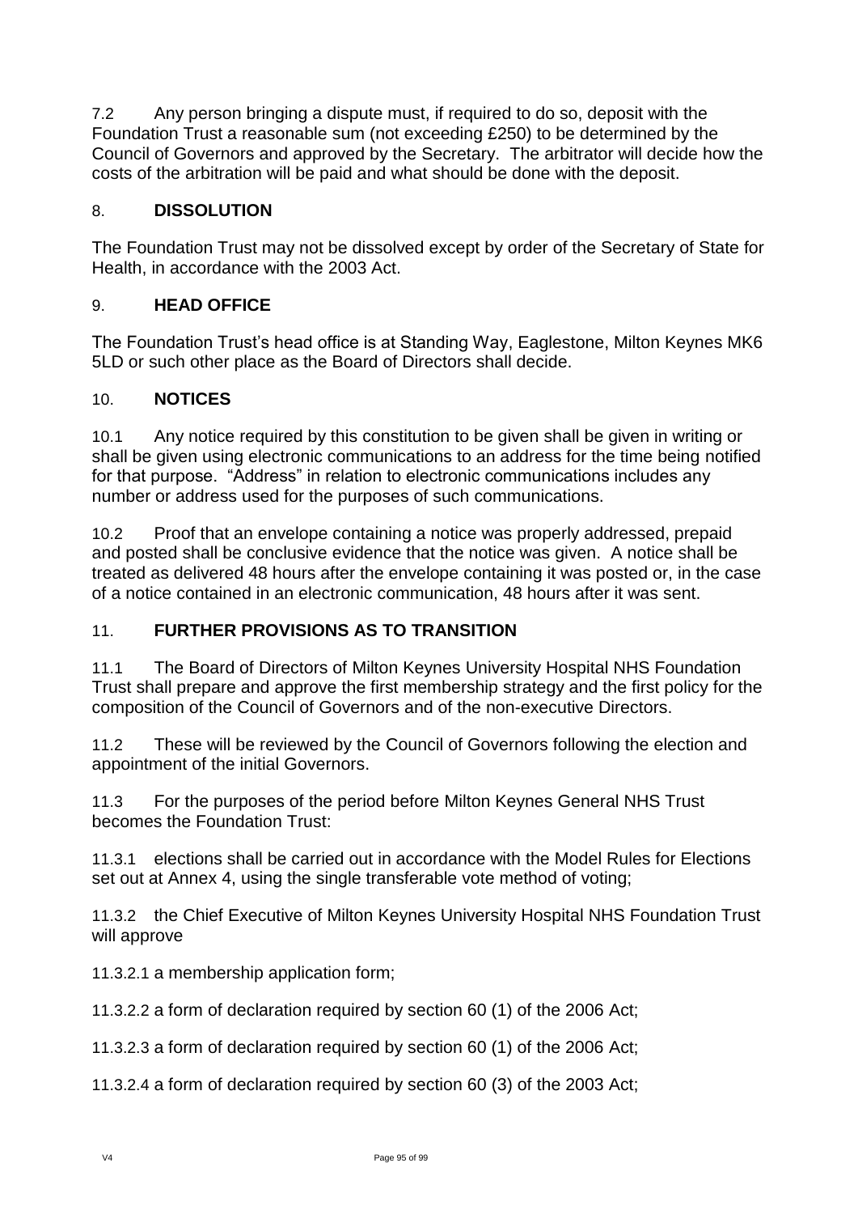7.2 Any person bringing a dispute must, if required to do so, deposit with the Foundation Trust a reasonable sum (not exceeding £250) to be determined by the Council of Governors and approved by the Secretary. The arbitrator will decide how the costs of the arbitration will be paid and what should be done with the deposit.

## 8. DISSOLUTION

The Foundation Trust may not be dissolved except by order of the Secretary of State for Health, in accordance with the 2003 Act.

## 9. HEAD OFFICE

The Foundation Trust's head office is at Standing Way, Eaglestone, Milton Keynes MK6 5LD or such other place as the Board of Directors shall decide.

## 10. NOTICES

10.1 Any notice required by this constitution to be given shall be given in writing or shall be given using electronic communications to an address for the time being notified for that purpose. "Address" in relation to electronic communications includes any number or address used for the purposes of such communications.

10.2 Proof that an envelope containing a notice was properly addressed, prepaid and posted shall be conclusive evidence that the notice was given. A notice shall be treated as delivered 48 hours after the envelope containing it was posted or, in the case of a notice contained in an electronic communication, 48 hours after it was sent.

## 11. FURTHER PROVISIONS AS TO TRANSITION

11.1 The Board of Directors of Milton Keynes University Hospital NHS Foundation Trust shall prepare and approve the first membership strategy and the first policy for the composition of the Council of Governors and of the non-executive Directors.

11.2 These will be reviewed by the Council of Governors following the election and appointment of the initial Governors.

11.3 For the purposes of the period before Milton Keynes General NHS Trust becomes the Foundation Trust:

11.3.1 elections shall be carried out in accordance with the Model Rules for Elections set out at Annex 4, using the single transferable vote method of voting;

11.3.2 the Chief Executive of Milton Keynes University Hospital NHS Foundation Trust will approve

11.3.2.1 a membership application form;

11.3.2.2 a form of declaration required by section 60 (1) of the 2006 Act;

11.3.2.3 a form of declaration required by section 60 (1) of the 2006 Act;

11.3.2.4 a form of declaration required by section 60 (3) of the 2003 Act;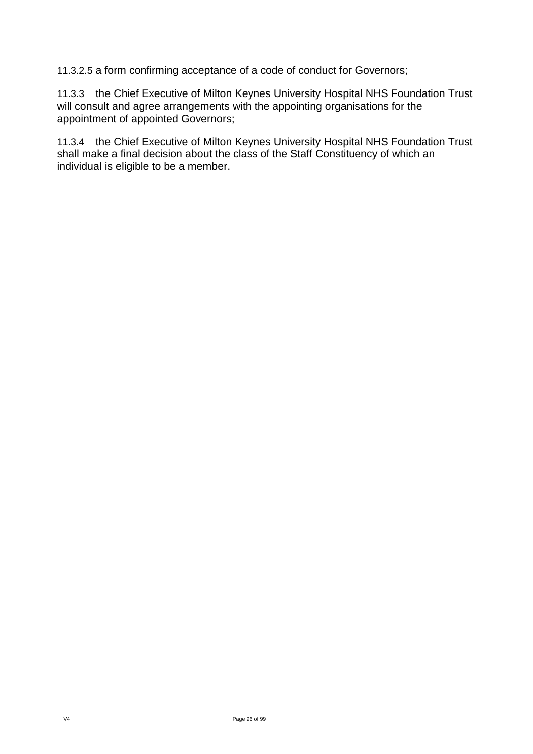11.3.2.5 a form confirming acceptance of a code of conduct for Governors;

11.3.3 the Chief Executive of Milton Keynes University Hospital NHS Foundation Trust will consult and agree arrangements with the appointing organisations for the appointment of appointed Governors;

11.3.4 the Chief Executive of Milton Keynes University Hospital NHS Foundation Trust shall make a final decision about the class of the Staff Constituency of which an individual is eligible to be a member.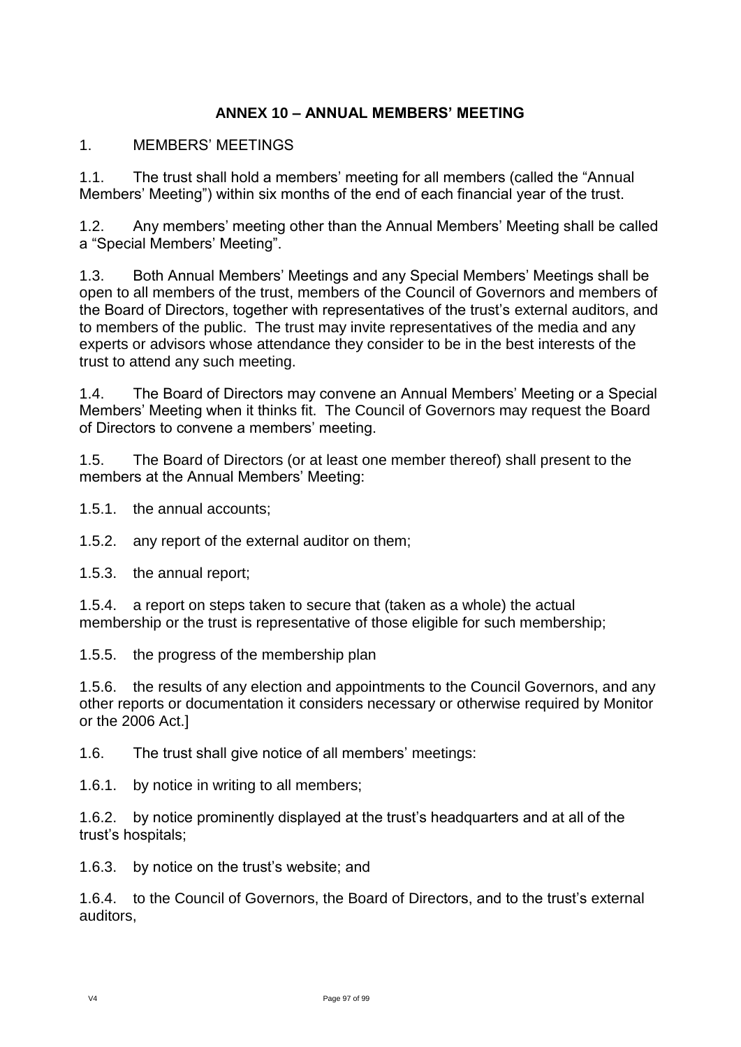## ANNEX 10 – ANNUAL MEMBERS' MEETING

1. MEMBERS' MEETINGS

1.1. The trust shall hold a members' meeting for all members (called the "Annual Members' Meeting") within six months of the end of each financial year of the trust.

1.2. Any members' meeting other than the Annual Members' Meeting shall be called a "Special Members' Meeting".

1.3. Both Annual Members' Meetings and any Special Members' Meetings shall be open to all members of the trust, members of the Council of Governors and members of the Board of Directors, together with representatives of the trust's external auditors, and to members of the public. The trust may invite representatives of the media and any experts or advisors whose attendance they consider to be in the best interests of the trust to attend any such meeting.

1.4. The Board of Directors may convene an Annual Members' Meeting or a Special Members' Meeting when it thinks fit. The Council of Governors may request the Board of Directors to convene a members' meeting.

1.5. The Board of Directors (or at least one member thereof) shall present to the members at the Annual Members' Meeting:

1.5.1. the annual accounts;

1.5.2. any report of the external auditor on them;

1.5.3. the annual report;

1.5.4. a report on steps taken to secure that (taken as a whole) the actual membership or the trust is representative of those eligible for such membership;

1.5.5. the progress of the membership plan

1.5.6. the results of any election and appointments to the Council Governors, and any other reports or documentation it considers necessary or otherwise required by Monitor or the 2006 Act.]

1.6. The trust shall give notice of all members' meetings:

1.6.1. by notice in writing to all members;

1.6.2. by notice prominently displayed at the trust's headquarters and at all of the trust's hospitals;

1.6.3. by notice on the trust's website; and

1.6.4. to the Council of Governors, the Board of Directors, and to the trust's external auditors,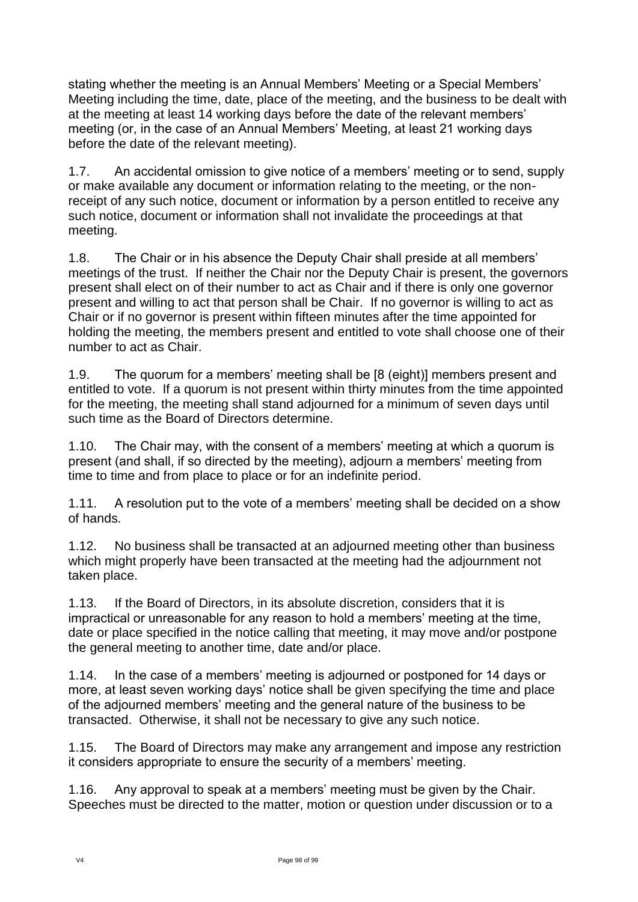stating whether the meeting is an Annual Members' Meeting or a Special Members' Meeting including the time, date, place of the meeting, and the business to be dealt with at the meeting at least 14 working days before the date of the relevant members' meeting (or, in the case of an Annual Members' Meeting, at least 21 working days before the date of the relevant meeting).

1.7. An accidental omission to give notice of a members' meeting or to send, supply or make available any document or information relating to the meeting, or the non-receipt of any such notice, document or information by a person entitled to receive any such notice, document or information shall not invalidate the proceedings at that meeting.

1.8. The Chair or in his absence the Deputy Chair shall preside at all members' meetings of the trust. If neither the Chair nor the Deputy Chair is present, the governors present shall elect on of their number to act as Chair and if there is only one governor present and willing to act that person shall be Chair. If no governor is willing to act as Chair or if no governor is present within fifteen minutes after the time appointed for holding the meeting, the members present and entitled to vote shall choose one of their number to act as Chair.

1.9. The quorum for a members' meeting shall be [8 (eight)] members present and entitled to vote. If a quorum is not present within thirty minutes from the time appointed for the meeting, the meeting shall stand adjourned for a minimum of seven days until such time as the Board of Directors determine.

1.10. The Chair may, with the consent of a members' meeting at which a quorum is present (and shall, if so directed by the meeting), adjourn a members' meeting from time to time and from place to place or for an indefinite period.

1.11. A resolution put to the vote of a members' meeting shall be decided on a show of hands.

1.12. No business shall be transacted at an adjourned meeting other than business which might properly have been transacted at the meeting had the adjournment not taken place.

1.13. If the Board of Directors, in its absolute discretion, considers that it is impractical or unreasonable for any reason to hold a members' meeting at the time, date or place specified in the notice calling that meeting, it may move and/or postpone the general meeting to another time, date and/or place.

1.14. In the case of a members' meeting is adjourned or postponed for 14 days or more, at least seven working days' notice shall be given specifying the time and place of the adjourned members' meeting and the general nature of the business to be transacted. Otherwise, it shall not be necessary to give any such notice.

1.15. The Board of Directors may make any arrangement and impose any restriction it considers appropriate to ensure the security of a members' meeting.

1.16. Any approval to speak at a members' meeting must be given by the Chair. Speeches must be directed to the matter, motion or question under discussion or to a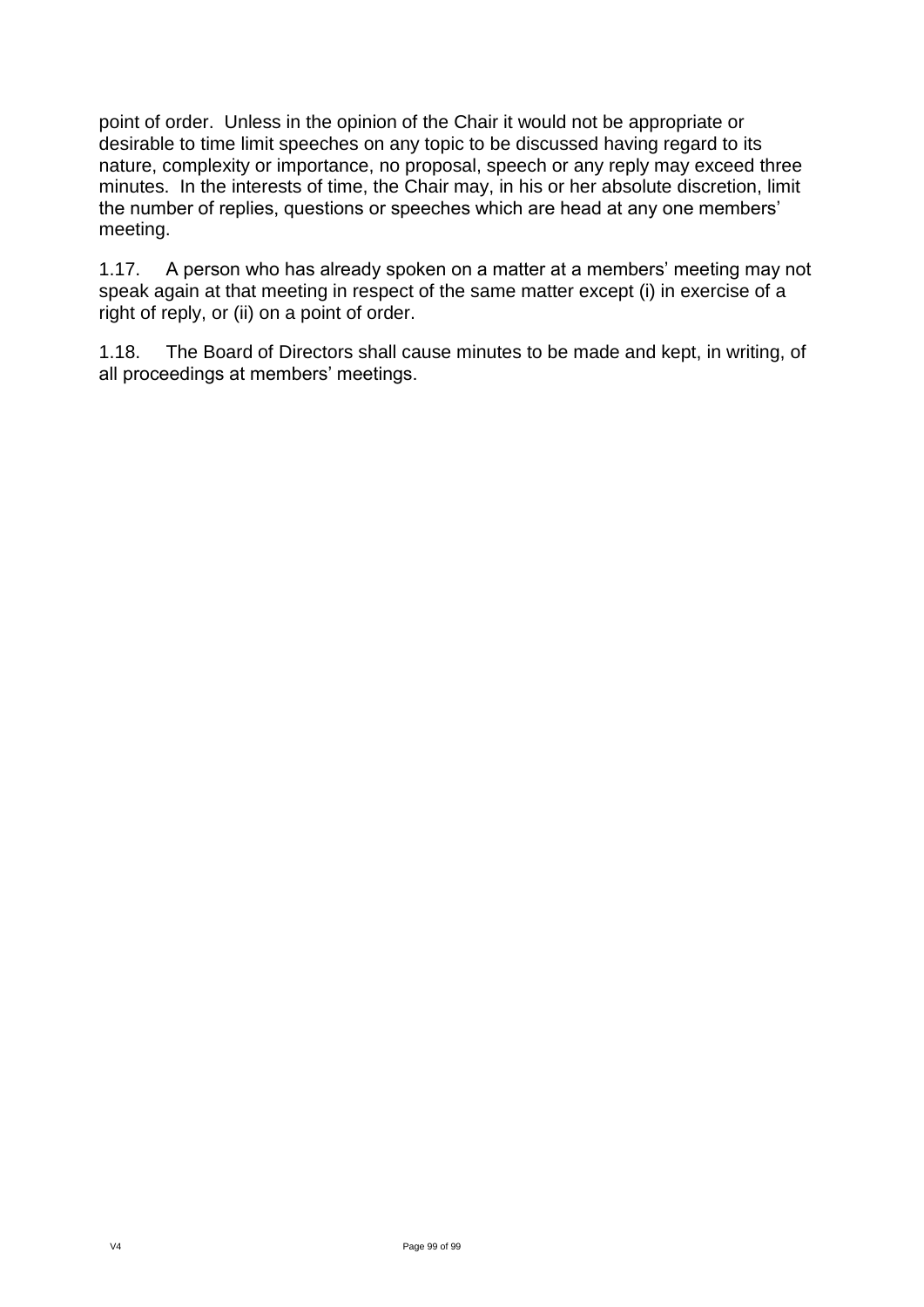point of order. Unless in the opinion of the Chair it would not be appropriate or desirable to time limit speeches on any topic to be discussed having regard to its nature, complexity or importance, no proposal, speech or any reply may exceed three minutes. In the interests of time, the Chair may, in his or her absolute discretion, limit the number of replies, questions or speeches which are head at any one members' meeting.

1.17. A person who has already spoken on a matter at a members' meeting may not speak again at that meeting in respect of the same matter except (i) in exercise of a right of reply, or (ii) on a point of order.

1.18. The Board of Directors shall cause minutes to be made and kept, in writing, of all proceedings at members' meetings.